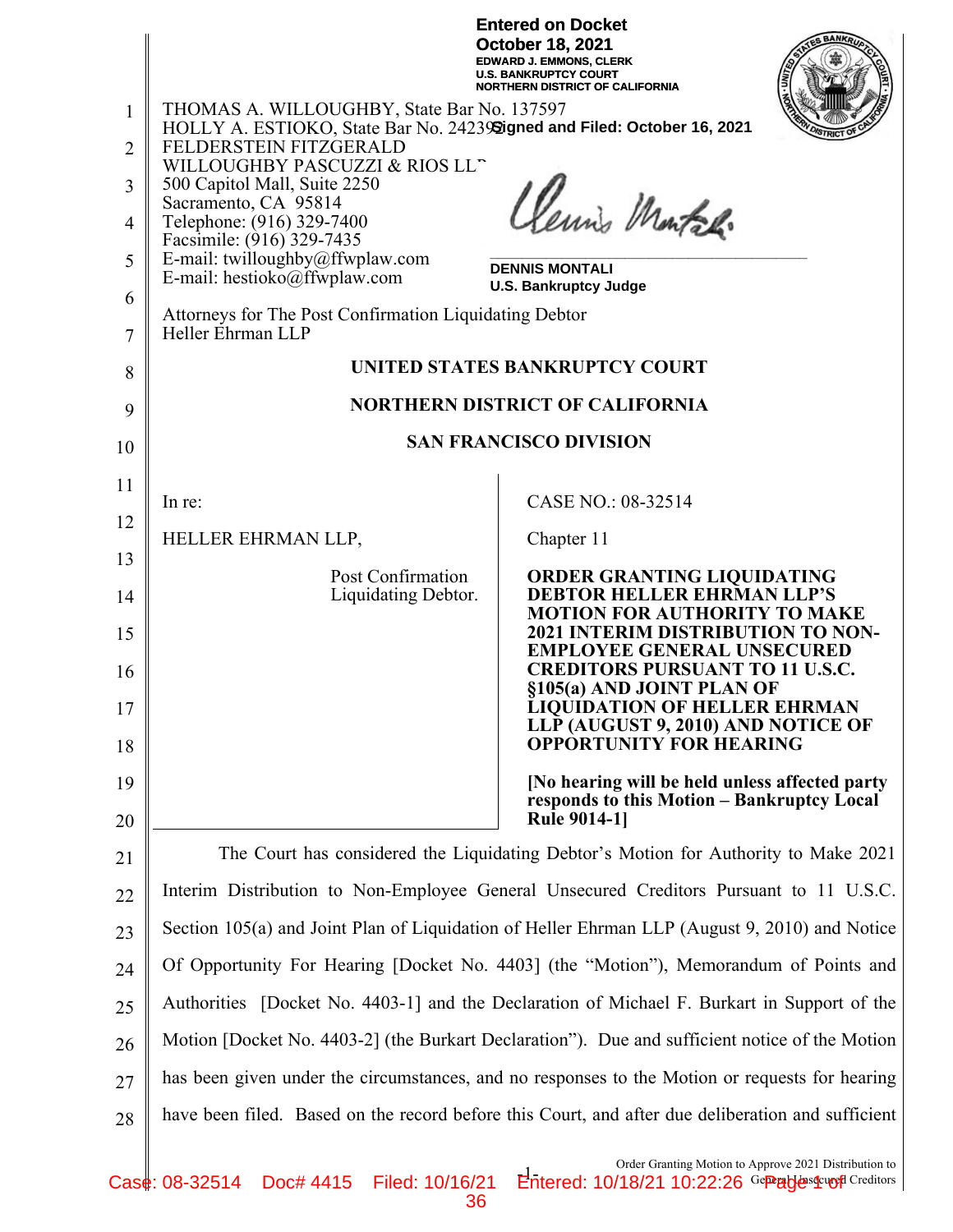**Entered on Docket**
**October 18, 2021**
**EDWARD J. EMMONS, CLERK**
**U.S. BANKRUPTCY COURT**
**NORTHERN DISTRICT OF CALIFORNIA**

THOMAS A. WILLOUGHBY, State Bar No. 137597
HOLLY A. ESTIOKO, State Bar No. 242398
FELDERSTEIN FITZGERALD
WILLOUGHBY PASCUZZI & RIOS LLP
500 Capitol Mall, Suite 2250
Sacramento, CA 95814
Telephone: (916) 329-7400
Facsimile: (916) 329-7435
E-mail: twilloughby@ffwplaw.com
E-mail: hestioko@ffwplaw.com

**Signed and Filed: October 16, 2021**

**DENNIS MONTALI**
**U.S. Bankruptcy Judge**

Attorneys for The Post Confirmation Liquidating Debtor
Heller Ehrman LLP

**UNITED STATES BANKRUPTCY COURT**

**NORTHERN DISTRICT OF CALIFORNIA**

**SAN FRANCISCO DIVISION**

In re:

HELLER EHRMAN LLP,

Post Confirmation Liquidating Debtor.

CASE NO.: 08-32514

Chapter 11

**ORDER GRANTING LIQUIDATING DEBTOR HELLER EHRMAN LLP'S MOTION FOR AUTHORITY TO MAKE 2021 INTERIM DISTRIBUTION TO NON-EMPLOYEE GENERAL UNSECURED CREDITORS PURSUANT TO 11 U.S.C. §105(a) AND JOINT PLAN OF LIQUIDATION OF HELLER EHRMAN LLP (AUGUST 9, 2010) AND NOTICE OF OPPORTUNITY FOR HEARING**

**[No hearing will be held unless affected party responds to this Motion – Bankruptcy Local Rule 9014-1]**

The Court has considered the Liquidating Debtor's Motion for Authority to Make 2021 Interim Distribution to Non-Employee General Unsecured Creditors Pursuant to 11 U.S.C. Section 105(a) and Joint Plan of Liquidation of Heller Ehrman LLP (August 9, 2010) and Notice Of Opportunity For Hearing [Docket No. 4403] (the "Motion"), Memorandum of Points and Authorities [Docket No. 4403-1] and the Declaration of Michael F. Burkart in Support of the Motion [Docket No. 4403-2] (the Burkart Declaration"). Due and sufficient notice of the Motion has been given under the circumstances, and no responses to the Motion or requests for hearing have been filed. Based on the record before this Court, and after due deliberation and sufficient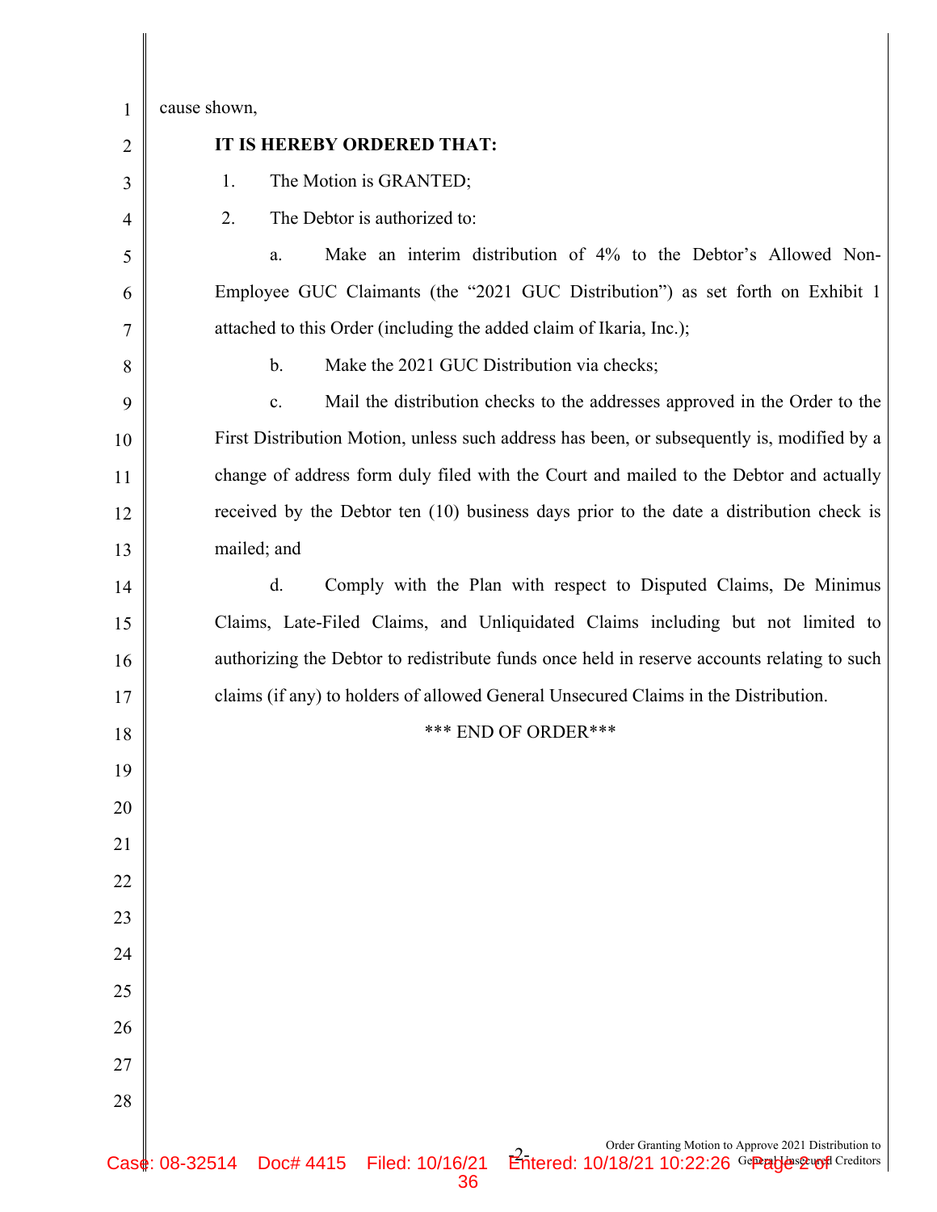cause shown,

**IT IS HEREBY ORDERED THAT:**

1. The Motion is GRANTED;

2. The Debtor is authorized to:

   a. Make an interim distribution of 4% to the Debtor's Allowed Non-Employee GUC Claimants (the "2021 GUC Distribution") as set forth on Exhibit 1 attached to this Order (including the added claim of Ikaria, Inc.);

   b. Make the 2021 GUC Distribution via checks;

   c. Mail the distribution checks to the addresses approved in the Order to the First Distribution Motion, unless such address has been, or subsequently is, modified by a change of address form duly filed with the Court and mailed to the Debtor and actually received by the Debtor ten (10) business days prior to the date a distribution check is mailed; and

   d. Comply with the Plan with respect to Disputed Claims, De Minimus Claims, Late-Filed Claims, and Unliquidated Claims including but not limited to authorizing the Debtor to redistribute funds once held in reserve accounts relating to such claims (if any) to holders of allowed General Unsecured Claims in the Distribution.

\*\*\* END OF ORDER\*\*\*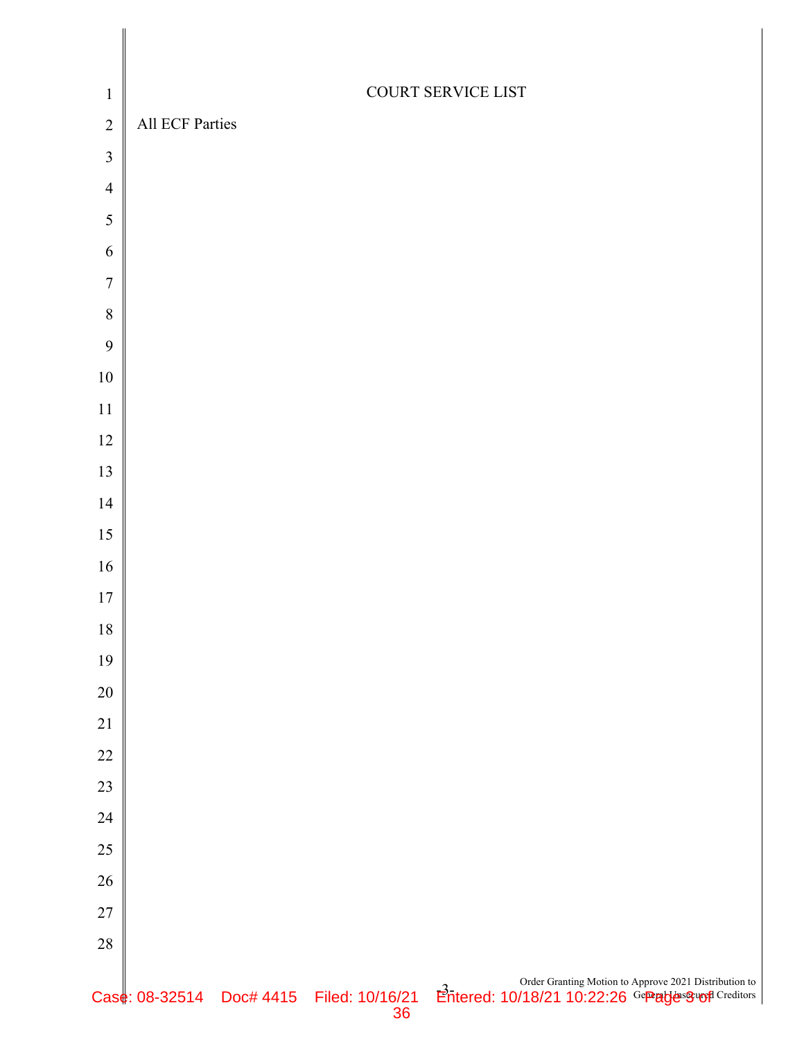COURT SERVICE LIST

All ECF Parties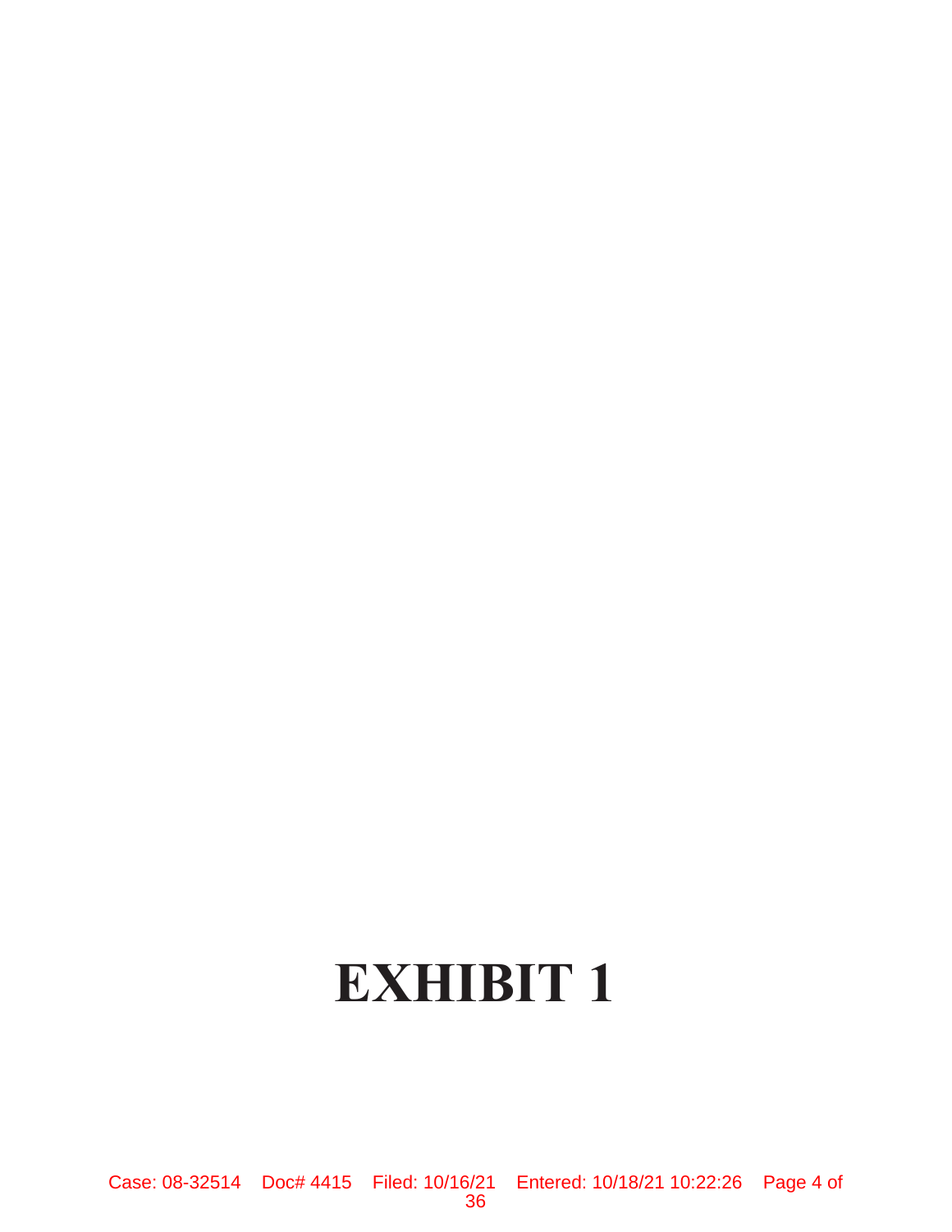# EXHIBIT 1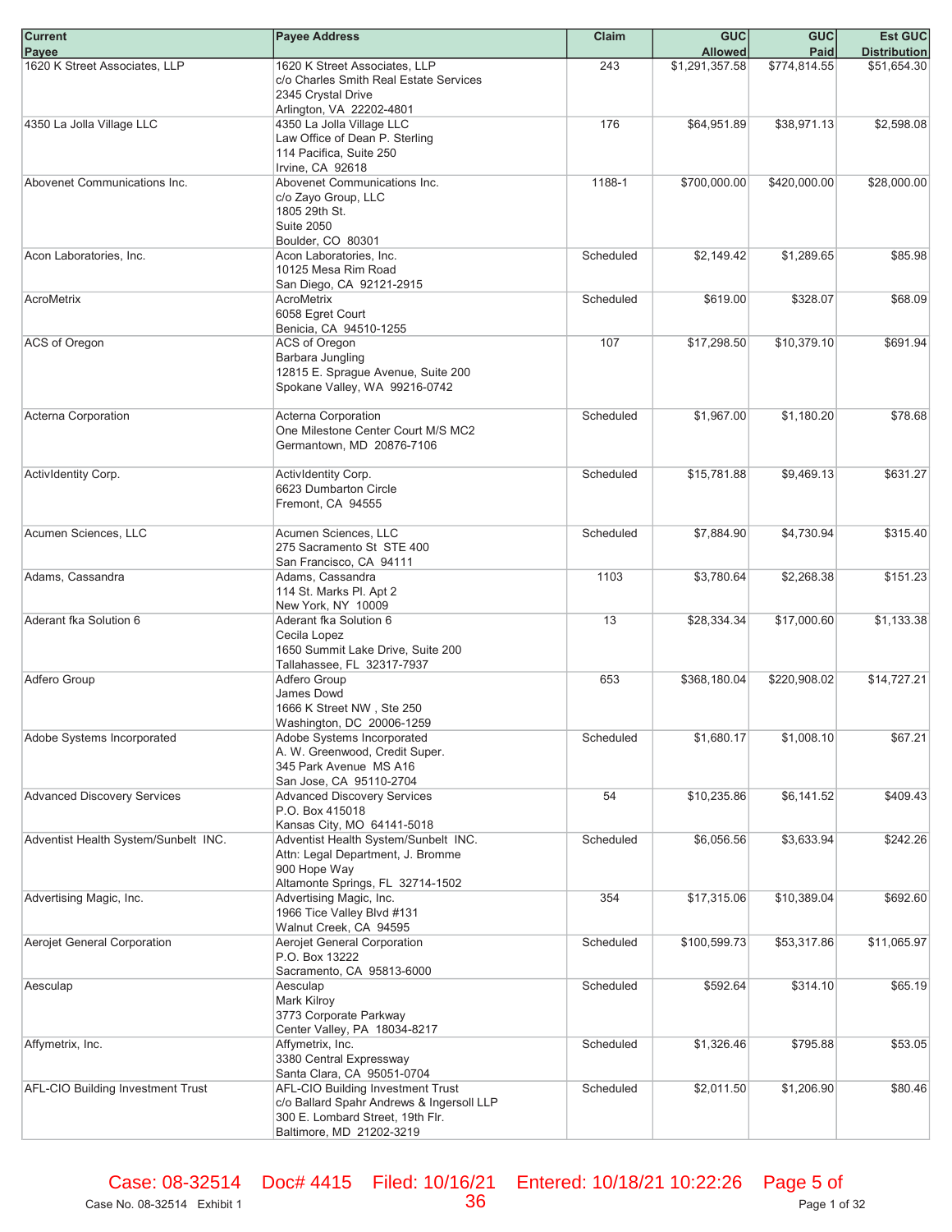| Current Payee | Payee Address | Claim | GUC Allowed | GUC Paid | Est GUC Distribution |
|---|---|---|---|---|---|
| 1620 K Street Associates, LLP | 1620 K Street Associates, LLP<br>c/o Charles Smith Real Estate Services<br>2345 Crystal Drive<br>Arlington, VA 22202-4801 | 243 | $1,291,357.58 | $774,814.55 | $51,654.30 |
| 4350 La Jolla Village LLC | 4350 La Jolla Village LLC<br>Law Office of Dean P. Sterling<br>114 Pacifica, Suite 250<br>Irvine, CA 92618 | 176 | $64,951.89 | $38,971.13 | $2,598.08 |
| Abovenet Communications Inc. | Abovenet Communications Inc.<br>c/o Zayo Group, LLC<br>1805 29th St.<br>Suite 2050<br>Boulder, CO 80301 | 1188-1 | $700,000.00 | $420,000.00 | $28,000.00 |
| Acon Laboratories, Inc. | Acon Laboratories, Inc.<br>10125 Mesa Rim Road<br>San Diego, CA 92121-2915 | Scheduled | $2,149.42 | $1,289.65 | $85.98 |
| AcroMetrix | AcroMetrix<br>6058 Egret Court<br>Benicia, CA 94510-1255 | Scheduled | $619.00 | $328.07 | $68.09 |
| ACS of Oregon | ACS of Oregon<br>Barbara Jungling<br>12815 E. Sprague Avenue, Suite 200<br>Spokane Valley, WA 99216-0742 | 107 | $17,298.50 | $10,379.10 | $691.94 |
| Acterna Corporation | Acterna Corporation<br>One Milestone Center Court M/S MC2<br>Germantown, MD 20876-7106 | Scheduled | $1,967.00 | $1,180.20 | $78.68 |
| ActivIdentity Corp. | ActivIdentity Corp.<br>6623 Dumbarton Circle<br>Fremont, CA 94555 | Scheduled | $15,781.88 | $9,469.13 | $631.27 |
| Acumen Sciences, LLC | Acumen Sciences, LLC<br>275 Sacramento St STE 400<br>San Francisco, CA 94111 | Scheduled | $7,884.90 | $4,730.94 | $315.40 |
| Adams, Cassandra | Adams, Cassandra<br>114 St. Marks Pl. Apt 2<br>New York, NY 10009 | 1103 | $3,780.64 | $2,268.38 | $151.23 |
| Aderant fka Solution 6 | Aderant fka Solution 6<br>Cecila Lopez<br>1650 Summit Lake Drive, Suite 200<br>Tallahassee, FL 32317-7937 | 13 | $28,334.34 | $17,000.60 | $1,133.38 |
| Adfero Group | Adfero Group<br>James Dowd<br>1666 K Street NW , Ste 250<br>Washington, DC 20006-1259 | 653 | $368,180.04 | $220,908.02 | $14,727.21 |
| Adobe Systems Incorporated | Adobe Systems Incorporated<br>A. W. Greenwood, Credit Super.<br>345 Park Avenue MS A16<br>San Jose, CA 95110-2704 | Scheduled | $1,680.17 | $1,008.10 | $67.21 |
| Advanced Discovery Services | Advanced Discovery Services<br>P.O. Box 415018<br>Kansas City, MO 64141-5018 | 54 | $10,235.86 | $6,141.52 | $409.43 |
| Adventist Health System/Sunbelt INC. | Adventist Health System/Sunbelt INC.<br>Attn: Legal Department, J. Bromme<br>900 Hope Way<br>Altamonte Springs, FL 32714-1502 | Scheduled | $6,056.56 | $3,633.94 | $242.26 |
| Advertising Magic, Inc. | Advertising Magic, Inc.<br>1966 Tice Valley Blvd #131<br>Walnut Creek, CA 94595 | 354 | $17,315.06 | $10,389.04 | $692.60 |
| Aerojet General Corporation | Aerojet General Corporation<br>P.O. Box 13222<br>Sacramento, CA 95813-6000 | Scheduled | $100,599.73 | $53,317.86 | $11,065.97 |
| Aesculap | Aesculap<br>Mark Kilroy<br>3773 Corporate Parkway<br>Center Valley, PA 18034-8217 | Scheduled | $592.64 | $314.10 | $65.19 |
| Affymetrix, Inc. | Affymetrix, Inc.<br>3380 Central Expressway<br>Santa Clara, CA 95051-0704 | Scheduled | $1,326.46 | $795.88 | $53.05 |
| AFL-CIO Building Investment Trust | AFL-CIO Building Investment Trust<br>c/o Ballard Spahr Andrews & Ingersoll LLP<br>300 E. Lombard Street, 19th Flr.<br>Baltimore, MD 21202-3219 | Scheduled | $2,011.50 | $1,206.90 | $80.46 |

Case No. 08-32514 Exhibit 1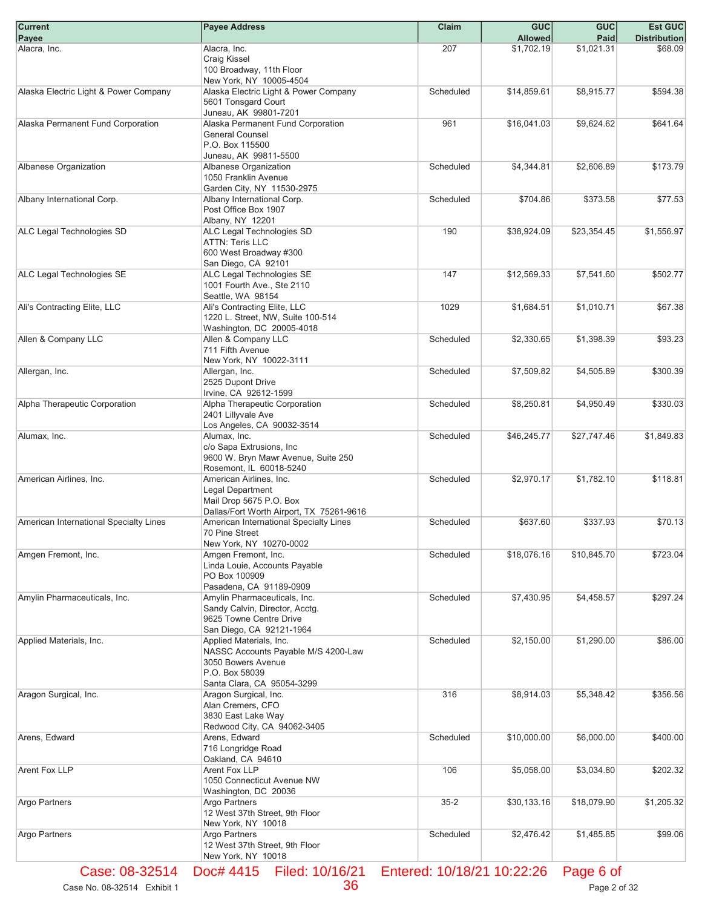| Current Payee | Payee Address | Claim | GUC Allowed | GUC Paid | Est GUC Distribution |
|---|---|---|---|---|---|
| Alacra, Inc. | Alacra, Inc.<br>Craig Kissel<br>100 Broadway, 11th Floor<br>New York, NY 10005-4504 | 207 | $1,702.19 | $1,021.31 | $68.09 |
| Alaska Electric Light & Power Company | Alaska Electric Light & Power Company<br>5601 Tonsgard Court<br>Juneau, AK 99801-7201 | Scheduled | $14,859.61 | $8,915.77 | $594.38 |
| Alaska Permanent Fund Corporation | Alaska Permanent Fund Corporation<br>General Counsel<br>P.O. Box 115500<br>Juneau, AK 99811-5500 | 961 | $16,041.03 | $9,624.62 | $641.64 |
| Albanese Organization | Albanese Organization<br>1050 Franklin Avenue<br>Garden City, NY 11530-2975 | Scheduled | $4,344.81 | $2,606.89 | $173.79 |
| Albany International Corp. | Albany International Corp.<br>Post Office Box 1907<br>Albany, NY 12201 | Scheduled | $704.86 | $373.58 | $77.53 |
| ALC Legal Technologies SD | ALC Legal Technologies SD<br>ATTN: Teris LLC<br>600 West Broadway #300<br>San Diego, CA 92101 | 190 | $38,924.09 | $23,354.45 | $1,556.97 |
| ALC Legal Technologies SE | ALC Legal Technologies SE<br>1001 Fourth Ave., Ste 2110<br>Seattle, WA 98154 | 147 | $12,569.33 | $7,541.60 | $502.77 |
| Ali's Contracting Elite, LLC | Ali's Contracting Elite, LLC<br>1220 L. Street, NW, Suite 100-514<br>Washington, DC 20005-4018 | 1029 | $1,684.51 | $1,010.71 | $67.38 |
| Allen & Company LLC | Allen & Company LLC<br>711 Fifth Avenue<br>New York, NY 10022-3111 | Scheduled | $2,330.65 | $1,398.39 | $93.23 |
| Allergan, Inc. | Allergan, Inc.<br>2525 Dupont Drive<br>Irvine, CA 92612-1599 | Scheduled | $7,509.82 | $4,505.89 | $300.39 |
| Alpha Therapeutic Corporation | Alpha Therapeutic Corporation<br>2401 Lillyvale Ave<br>Los Angeles, CA 90032-3514 | Scheduled | $8,250.81 | $4,950.49 | $330.03 |
| Alumax, Inc. | Alumax, Inc.<br>c/o Sapa Extrusions, Inc<br>9600 W. Bryn Mawr Avenue, Suite 250<br>Rosemont, IL 60018-5240 | Scheduled | $46,245.77 | $27,747.46 | $1,849.83 |
| American Airlines, Inc. | American Airlines, Inc.<br>Legal Department<br>Mail Drop 5675 P.O. Box<br>Dallas/Fort Worth Airport, TX 75261-9616 | Scheduled | $2,970.17 | $1,782.10 | $118.81 |
| American International Specialty Lines | American International Specialty Lines<br>70 Pine Street<br>New York, NY 10270-0002 | Scheduled | $637.60 | $337.93 | $70.13 |
| Amgen Fremont, Inc. | Amgen Fremont, Inc.<br>Linda Louie, Accounts Payable<br>PO Box 100909<br>Pasadena, CA 91189-0909 | Scheduled | $18,076.16 | $10,845.70 | $723.04 |
| Amylin Pharmaceuticals, Inc. | Amylin Pharmaceuticals, Inc.<br>Sandy Calvin, Director, Acctg.<br>9625 Towne Centre Drive<br>San Diego, CA 92121-1964 | Scheduled | $7,430.95 | $4,458.57 | $297.24 |
| Applied Materials, Inc. | Applied Materials, Inc.<br>NASSC Accounts Payable M/S 4200-Law<br>3050 Bowers Avenue<br>P.O. Box 58039<br>Santa Clara, CA 95054-3299 | Scheduled | $2,150.00 | $1,290.00 | $86.00 |
| Aragon Surgical, Inc. | Aragon Surgical, Inc.<br>Alan Cremers, CFO<br>3830 East Lake Way<br>Redwood City, CA 94062-3405 | 316 | $8,914.03 | $5,348.42 | $356.56 |
| Arens, Edward | Arens, Edward<br>716 Longridge Road<br>Oakland, CA 94610 | Scheduled | $10,000.00 | $6,000.00 | $400.00 |
| Arent Fox LLP | Arent Fox LLP<br>1050 Connecticut Avenue NW<br>Washington, DC 20036 | 106 | $5,058.00 | $3,034.80 | $202.32 |
| Argo Partners | Argo Partners<br>12 West 37th Street, 9th Floor<br>New York, NY 10018 | 35-2 | $30,133.16 | $18,079.90 | $1,205.32 |
| Argo Partners | Argo Partners<br>12 West 37th Street, 9th Floor<br>New York, NY 10018 | Scheduled | $2,476.42 | $1,485.85 | $99.06 |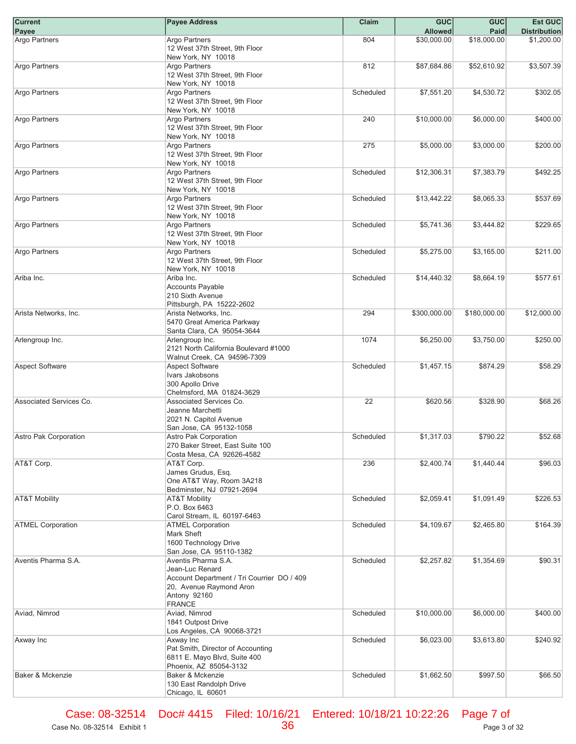| Current Payee | Payee Address | Claim | GUC Allowed | GUC Paid | Est GUC Distribution |
|---|---|---|---|---|---|
| Argo Partners | Argo Partners<br>12 West 37th Street, 9th Floor<br>New York, NY 10018 | 804 | $30,000.00 | $18,000.00 | $1,200.00 |
| Argo Partners | Argo Partners<br>12 West 37th Street, 9th Floor<br>New York, NY 10018 | 812 | $87,684.86 | $52,610.92 | $3,507.39 |
| Argo Partners | Argo Partners<br>12 West 37th Street, 9th Floor<br>New York, NY 10018 | Scheduled | $7,551.20 | $4,530.72 | $302.05 |
| Argo Partners | Argo Partners<br>12 West 37th Street, 9th Floor<br>New York, NY 10018 | 240 | $10,000.00 | $6,000.00 | $400.00 |
| Argo Partners | Argo Partners<br>12 West 37th Street, 9th Floor<br>New York, NY 10018 | 275 | $5,000.00 | $3,000.00 | $200.00 |
| Argo Partners | Argo Partners<br>12 West 37th Street, 9th Floor<br>New York, NY 10018 | Scheduled | $12,306.31 | $7,383.79 | $492.25 |
| Argo Partners | Argo Partners<br>12 West 37th Street, 9th Floor<br>New York, NY 10018 | Scheduled | $13,442.22 | $8,065.33 | $537.69 |
| Argo Partners | Argo Partners<br>12 West 37th Street, 9th Floor<br>New York, NY 10018 | Scheduled | $5,741.36 | $3,444.82 | $229.65 |
| Argo Partners | Argo Partners<br>12 West 37th Street, 9th Floor<br>New York, NY 10018 | Scheduled | $5,275.00 | $3,165.00 | $211.00 |
| Ariba Inc. | Ariba Inc.<br>Accounts Payable<br>210 Sixth Avenue<br>Pittsburgh, PA 15222-2602 | Scheduled | $14,440.32 | $8,664.19 | $577.61 |
| Arista Networks, Inc. | Arista Networks, Inc.<br>5470 Great America Parkway<br>Santa Clara, CA 95054-3644 | 294 | $300,000.00 | $180,000.00 | $12,000.00 |
| Arlengroup Inc. | Arlengroup Inc.<br>2121 North California Boulevard #1000<br>Walnut Creek, CA 94596-7309 | 1074 | $6,250.00 | $3,750.00 | $250.00 |
| Aspect Software | Aspect Software<br>Ivars Jakobsons<br>300 Apollo Drive<br>Chelmsford, MA 01824-3629 | Scheduled | $1,457.15 | $874.29 | $58.29 |
| Associated Services Co. | Associated Services Co.<br>Jeanne Marchetti<br>2021 N. Capitol Avenue<br>San Jose, CA 95132-1058 | 22 | $620.56 | $328.90 | $68.26 |
| Astro Pak Corporation | Astro Pak Corporation<br>270 Baker Street, East Suite 100<br>Costa Mesa, CA 92626-4582 | Scheduled | $1,317.03 | $790.22 | $52.68 |
| AT&T Corp. | AT&T Corp.<br>James Grudus, Esq.<br>One AT&T Way, Room 3A218<br>Bedminster, NJ 07921-2694 | 236 | $2,400.74 | $1,440.44 | $96.03 |
| AT&T Mobility | AT&T Mobility<br>P.O. Box 6463<br>Carol Stream, IL 60197-6463 | Scheduled | $2,059.41 | $1,091.49 | $226.53 |
| ATMEL Corporation | ATMEL Corporation<br>Mark Sheft<br>1600 Technology Drive<br>San Jose, CA 95110-1382 | Scheduled | $4,109.67 | $2,465.80 | $164.39 |
| Aventis Pharma S.A. | Aventis Pharma S.A.<br>Jean-Luc Renard<br>Account Department / Tri Courrier DO / 409<br>20, Avenue Raymond Aron<br>Antony 92160<br>FRANCE | Scheduled | $2,257.82 | $1,354.69 | $90.31 |
| Aviad, Nimrod | Aviad, Nimrod<br>1841 Outpost Drive<br>Los Angeles, CA 90068-3721 | Scheduled | $10,000.00 | $6,000.00 | $400.00 |
| Axway Inc | Axway Inc<br>Pat Smith, Director of Accounting<br>6811 E. Mayo Blvd, Suite 400<br>Phoenix, AZ 85054-3132 | Scheduled | $6,023.00 | $3,613.80 | $240.92 |
| Baker & Mckenzie | Baker & Mckenzie<br>130 East Randolph Drive<br>Chicago, IL 60601 | Scheduled | $1,662.50 | $997.50 | $66.50 |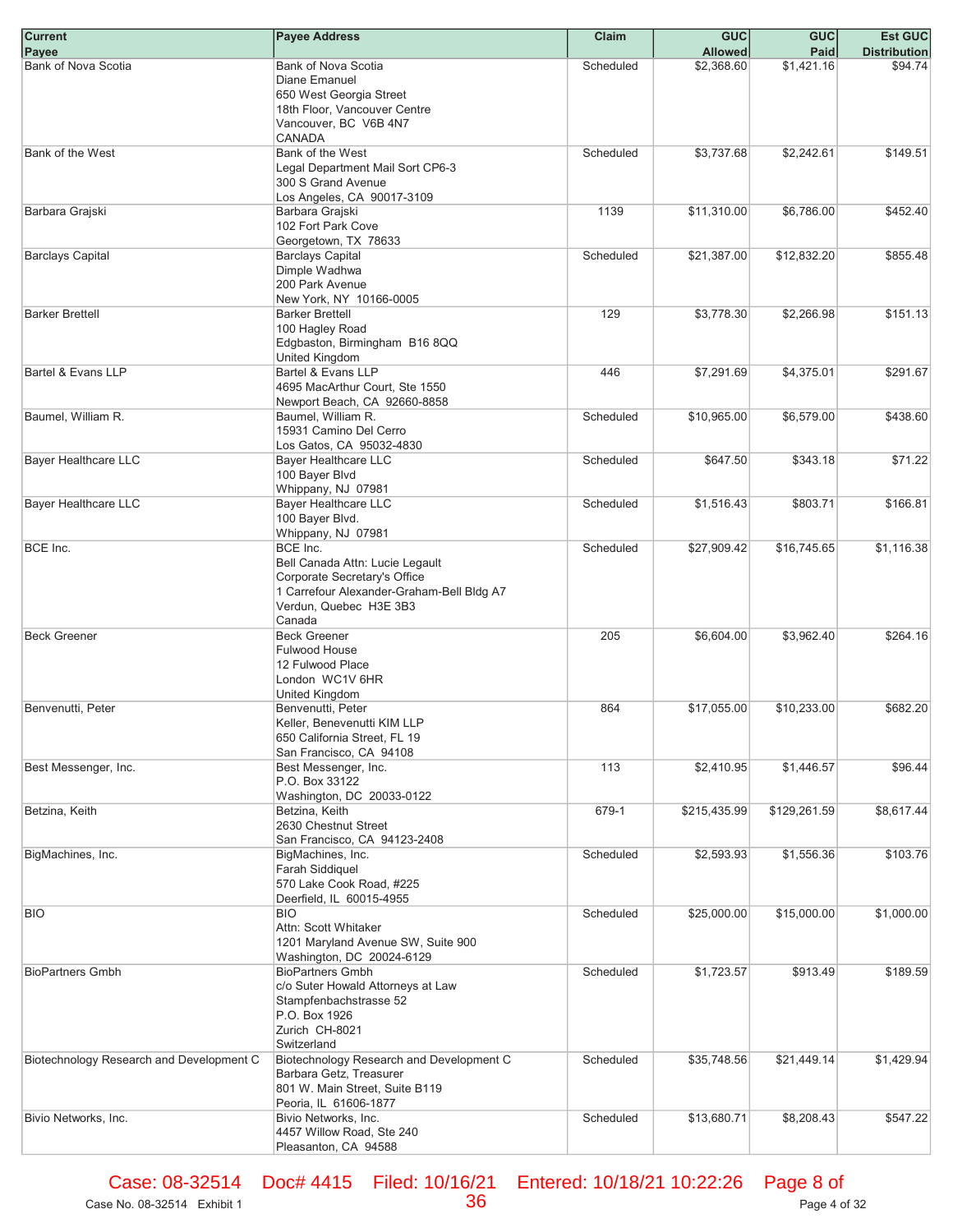| Current Payee | Payee Address | Claim | GUC Allowed | GUC Paid | Est GUC Distribution |
|---|---|---|---|---|---|
| Bank of Nova Scotia | Bank of Nova Scotia<br>Diane Emanuel<br>650 West Georgia Street<br>18th Floor, Vancouver Centre<br>Vancouver, BC V6B 4N7<br>CANADA | Scheduled | $2,368.60 | $1,421.16 | $94.74 |
| Bank of the West | Bank of the West<br>Legal Department Mail Sort CP6-3<br>300 S Grand Avenue<br>Los Angeles, CA 90017-3109 | Scheduled | $3,737.68 | $2,242.61 | $149.51 |
| Barbara Grajski | Barbara Grajski<br>102 Fort Park Cove<br>Georgetown, TX 78633 | 1139 | $11,310.00 | $6,786.00 | $452.40 |
| Barclays Capital | Barclays Capital<br>Dimple Wadhwa<br>200 Park Avenue<br>New York, NY 10166-0005 | Scheduled | $21,387.00 | $12,832.20 | $855.48 |
| Barker Brettell | Barker Brettell<br>100 Hagley Road<br>Edgbaston, Birmingham B16 8QQ<br>United Kingdom | 129 | $3,778.30 | $2,266.98 | $151.13 |
| Bartel & Evans LLP | Bartel & Evans LLP<br>4695 MacArthur Court, Ste 1550<br>Newport Beach, CA 92660-8858 | 446 | $7,291.69 | $4,375.01 | $291.67 |
| Baumel, William R. | Baumel, William R.<br>15931 Camino Del Cerro<br>Los Gatos, CA 95032-4830 | Scheduled | $10,965.00 | $6,579.00 | $438.60 |
| Bayer Healthcare LLC | Bayer Healthcare LLC<br>100 Bayer Blvd<br>Whippany, NJ 07981 | Scheduled | $647.50 | $343.18 | $71.22 |
| Bayer Healthcare LLC | Bayer Healthcare LLC<br>100 Bayer Blvd.<br>Whippany, NJ 07981 | Scheduled | $1,516.43 | $803.71 | $166.81 |
| BCE Inc. | BCE Inc.<br>Bell Canada Attn: Lucie Legault<br>Corporate Secretary's Office<br>1 Carrefour Alexander-Graham-Bell Bldg A7<br>Verdun, Quebec H3E 3B3<br>Canada | Scheduled | $27,909.42 | $16,745.65 | $1,116.38 |
| Beck Greener | Beck Greener<br>Fulwood House<br>12 Fulwood Place<br>London WC1V 6HR<br>United Kingdom | 205 | $6,604.00 | $3,962.40 | $264.16 |
| Benvenutti, Peter | Benvenutti, Peter<br>Keller, Benevenutti KIM LLP<br>650 California Street, FL 19<br>San Francisco, CA 94108 | 864 | $17,055.00 | $10,233.00 | $682.20 |
| Best Messenger, Inc. | Best Messenger, Inc.<br>P.O. Box 33122<br>Washington, DC 20033-0122 | 113 | $2,410.95 | $1,446.57 | $96.44 |
| Betzina, Keith | Betzina, Keith<br>2630 Chestnut Street<br>San Francisco, CA 94123-2408 | 679-1 | $215,435.99 | $129,261.59 | $8,617.44 |
| BigMachines, Inc. | BigMachines, Inc.<br>Farah Siddiquel<br>570 Lake Cook Road, #225<br>Deerfield, IL 60015-4955 | Scheduled | $2,593.93 | $1,556.36 | $103.76 |
| BIO | BIO<br>Attn: Scott Whitaker<br>1201 Maryland Avenue SW, Suite 900<br>Washington, DC 20024-6129 | Scheduled | $25,000.00 | $15,000.00 | $1,000.00 |
| BioPartners Gmbh | BioPartners Gmbh<br>c/o Suter Howald Attorneys at Law<br>Stampfenbachstrasse 52<br>P.O. Box 1926<br>Zurich CH-8021<br>Switzerland | Scheduled | $1,723.57 | $913.49 | $189.59 |
| Biotechnology Research and Development C | Biotechnology Research and Development C<br>Barbara Getz, Treasurer<br>801 W. Main Street, Suite B119<br>Peoria, IL 61606-1877 | Scheduled | $35,748.56 | $21,449.14 | $1,429.94 |
| Bivio Networks, Inc. | Bivio Networks, Inc.<br>4457 Willow Road, Ste 240<br>Pleasanton, CA 94588 | Scheduled | $13,680.71 | $8,208.43 | $547.22 |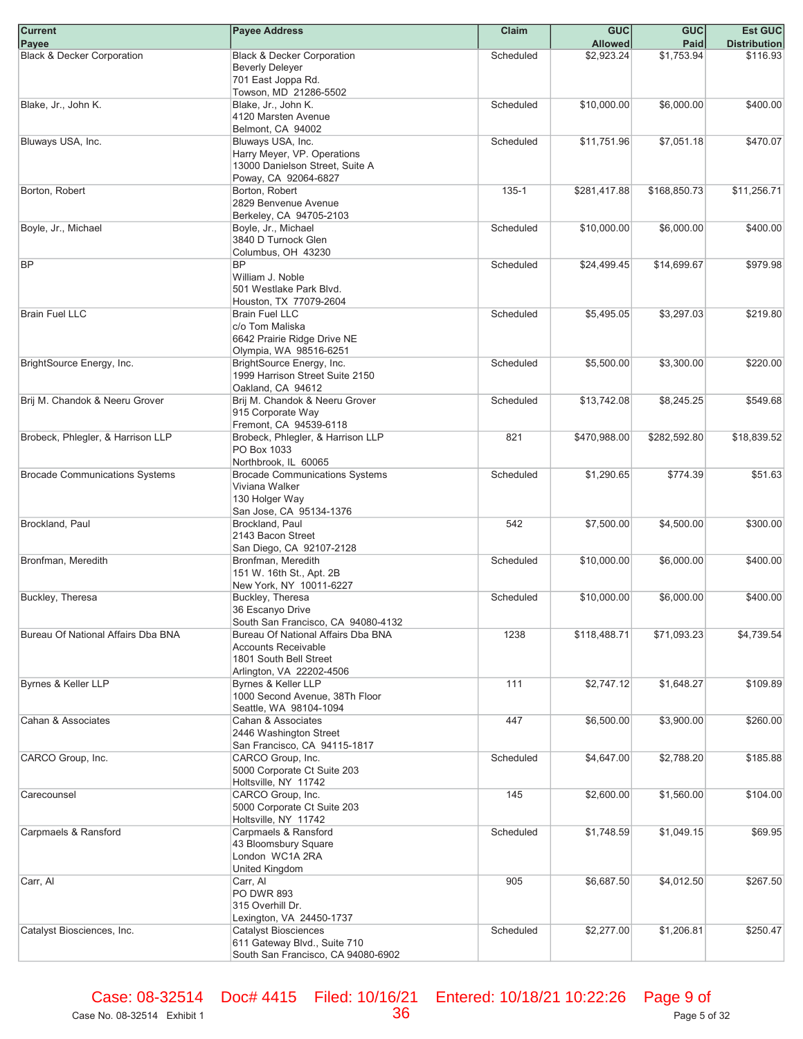| Current Payee | Payee Address | Claim | GUC Allowed | GUC Paid | Est GUC Distribution |
|---|---|---|---|---|---|
| Black & Decker Corporation | Black & Decker Corporation<br>Beverly Deleyer<br>701 East Joppa Rd.<br>Towson, MD 21286-5502 | Scheduled | $2,923.24 | $1,753.94 | $116.93 |
| Blake, Jr., John K. | Blake, Jr., John K.<br>4120 Marsten Avenue<br>Belmont, CA 94002 | Scheduled | $10,000.00 | $6,000.00 | $400.00 |
| Bluways USA, Inc. | Bluways USA, Inc.<br>Harry Meyer, VP. Operations<br>13000 Danielson Street, Suite A<br>Poway, CA 92064-6827 | Scheduled | $11,751.96 | $7,051.18 | $470.07 |
| Borton, Robert | Borton, Robert<br>2829 Benvenue Avenue<br>Berkeley, CA 94705-2103 | 135-1 | $281,417.88 | $168,850.73 | $11,256.71 |
| Boyle, Jr., Michael | Boyle, Jr., Michael<br>3840 D Turnock Glen<br>Columbus, OH 43230 | Scheduled | $10,000.00 | $6,000.00 | $400.00 |
| BP | BP<br>William J. Noble<br>501 Westlake Park Blvd.<br>Houston, TX 77079-2604 | Scheduled | $24,499.45 | $14,699.67 | $979.98 |
| Brain Fuel LLC | Brain Fuel LLC<br>c/o Tom Maliska<br>6642 Prairie Ridge Drive NE<br>Olympia, WA 98516-6251 | Scheduled | $5,495.05 | $3,297.03 | $219.80 |
| BrightSource Energy, Inc. | BrightSource Energy, Inc.<br>1999 Harrison Street Suite 2150<br>Oakland, CA 94612 | Scheduled | $5,500.00 | $3,300.00 | $220.00 |
| Brij M. Chandok & Neeru Grover | Brij M. Chandok & Neeru Grover<br>915 Corporate Way<br>Fremont, CA 94539-6118 | Scheduled | $13,742.08 | $8,245.25 | $549.68 |
| Brobeck, Phlegler, & Harrison LLP | Brobeck, Phlegler, & Harrison LLP<br>PO Box 1033<br>Northbrook, IL 60065 | 821 | $470,988.00 | $282,592.80 | $18,839.52 |
| Brocade Communications Systems | Brocade Communications Systems<br>Viviana Walker<br>130 Holger Way<br>San Jose, CA 95134-1376 | Scheduled | $1,290.65 | $774.39 | $51.63 |
| Brockland, Paul | Brockland, Paul<br>2143 Bacon Street<br>San Diego, CA 92107-2128 | 542 | $7,500.00 | $4,500.00 | $300.00 |
| Bronfman, Meredith | Bronfman, Meredith<br>151 W. 16th St., Apt. 2B<br>New York, NY 10011-6227 | Scheduled | $10,000.00 | $6,000.00 | $400.00 |
| Buckley, Theresa | Buckley, Theresa<br>36 Escanyo Drive<br>South San Francisco, CA 94080-4132 | Scheduled | $10,000.00 | $6,000.00 | $400.00 |
| Bureau Of National Affairs Dba BNA | Bureau Of National Affairs Dba BNA<br>Accounts Receivable<br>1801 South Bell Street<br>Arlington, VA 22202-4506 | 1238 | $118,488.71 | $71,093.23 | $4,739.54 |
| Byrnes & Keller LLP | Byrnes & Keller LLP<br>1000 Second Avenue, 38Th Floor<br>Seattle, WA 98104-1094 | 111 | $2,747.12 | $1,648.27 | $109.89 |
| Cahan & Associates | Cahan & Associates<br>2446 Washington Street<br>San Francisco, CA 94115-1817 | 447 | $6,500.00 | $3,900.00 | $260.00 |
| CARCO Group, Inc. | CARCO Group, Inc.<br>5000 Corporate Ct Suite 203<br>Holtsville, NY 11742 | Scheduled | $4,647.00 | $2,788.20 | $185.88 |
| Carecounsel | CARCO Group, Inc.<br>5000 Corporate Ct Suite 203<br>Holtsville, NY 11742 | 145 | $2,600.00 | $1,560.00 | $104.00 |
| Carpmaels & Ransford | Carpmaels & Ransford<br>43 Bloomsbury Square<br>London WC1A 2RA<br>United Kingdom | Scheduled | $1,748.59 | $1,049.15 | $69.95 |
| Carr, Al | Carr, Al<br>PO DWR 893<br>315 Overhill Dr.<br>Lexington, VA 24450-1737 | 905 | $6,687.50 | $4,012.50 | $267.50 |
| Catalyst Biosciences, Inc. | Catalyst Biosciences<br>611 Gateway Blvd., Suite 710<br>South San Francisco, CA 94080-6902 | Scheduled | $2,277.00 | $1,206.81 | $250.47 |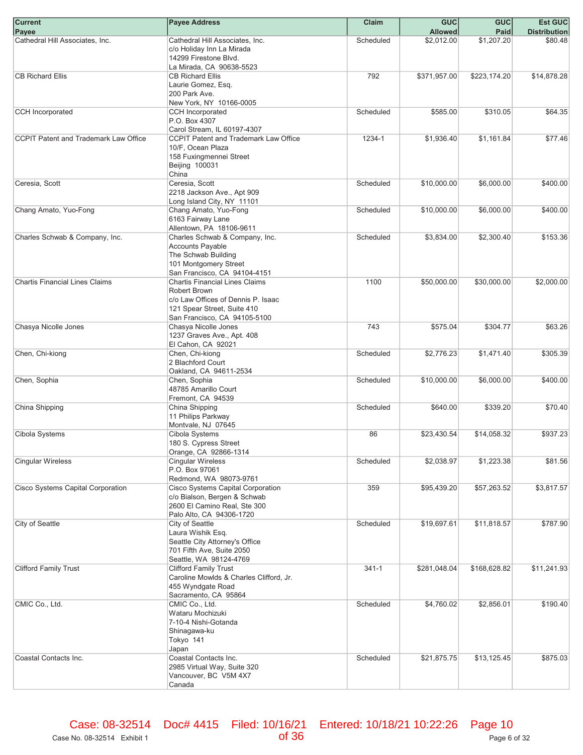| Current Payee | Payee Address | Claim | GUC Allowed | GUC Paid | Est GUC Distribution |
|---|---|---|---|---|---|
| Cathedral Hill Associates, Inc. | Cathedral Hill Associates, Inc.<br>c/o Holiday Inn La Mirada<br>14299 Firestone Blvd.<br>La Mirada, CA 90638-5523 | Scheduled | $2,012.00 | $1,207.20 | $80.48 |
| CB Richard Ellis | CB Richard Ellis<br>Laurie Gomez, Esq.<br>200 Park Ave.<br>New York, NY 10166-0005 | 792 | $371,957.00 | $223,174.20 | $14,878.28 |
| CCH Incorporated | CCH Incorporated<br>P.O. Box 4307<br>Carol Stream, IL 60197-4307 | Scheduled | $585.00 | $310.05 | $64.35 |
| CCPIT Patent and Trademark Law Office | CCPIT Patent and Trademark Law Office<br>10/F, Ocean Plaza<br>158 Fuxingmennei Street<br>Beijing 100031<br>China | 1234-1 | $1,936.40 | $1,161.84 | $77.46 |
| Ceresia, Scott | Ceresia, Scott<br>2218 Jackson Ave., Apt 909<br>Long Island City, NY 11101 | Scheduled | $10,000.00 | $6,000.00 | $400.00 |
| Chang Amato, Yuo-Fong | Chang Amato, Yuo-Fong<br>6163 Fairway Lane<br>Allentown, PA 18106-9611 | Scheduled | $10,000.00 | $6,000.00 | $400.00 |
| Charles Schwab & Company, Inc. | Charles Schwab & Company, Inc.<br>Accounts Payable<br>The Schwab Building<br>101 Montgomery Street<br>San Francisco, CA 94104-4151 | Scheduled | $3,834.00 | $2,300.40 | $153.36 |
| Chartis Financial Lines Claims | Chartis Financial Lines Claims<br>Robert Brown<br>c/o Law Offices of Dennis P. Isaac<br>121 Spear Street, Suite 410<br>San Francisco, CA 94105-5100 | 1100 | $50,000.00 | $30,000.00 | $2,000.00 |
| Chasya Nicolle Jones | Chasya Nicolle Jones<br>1237 Graves Ave., Apt. 408<br>El Cahon, CA 92021 | 743 | $575.04 | $304.77 | $63.26 |
| Chen, Chi-kiong | Chen, Chi-kiong<br>2 Blachford Court<br>Oakland, CA 94611-2534 | Scheduled | $2,776.23 | $1,471.40 | $305.39 |
| Chen, Sophia | Chen, Sophia<br>48785 Amarillo Court<br>Fremont, CA 94539 | Scheduled | $10,000.00 | $6,000.00 | $400.00 |
| China Shipping | China Shipping<br>11 Philips Parkway<br>Montvale, NJ 07645 | Scheduled | $640.00 | $339.20 | $70.40 |
| Cibola Systems | Cibola Systems<br>180 S. Cypress Street<br>Orange, CA 92866-1314 | 86 | $23,430.54 | $14,058.32 | $937.23 |
| Cingular Wireless | Cingular Wireless<br>P.O. Box 97061<br>Redmond, WA 98073-9761 | Scheduled | $2,038.97 | $1,223.38 | $81.56 |
| Cisco Systems Capital Corporation | Cisco Systems Capital Corporation<br>c/o Bialson, Bergen & Schwab<br>2600 El Camino Real, Ste 300<br>Palo Alto, CA 94306-1720 | 359 | $95,439.20 | $57,263.52 | $3,817.57 |
| City of Seattle | City of Seattle<br>Laura Wishik Esq.<br>Seattle City Attorney's Office<br>701 Fifth Ave, Suite 2050<br>Seattle, WA 98124-4769 | Scheduled | $19,697.61 | $11,818.57 | $787.90 |
| Clifford Family Trust | Clifford Family Trust<br>Caroline Mowlds & Charles Clifford, Jr.<br>455 Wyndgate Road<br>Sacramento, CA 95864 | 341-1 | $281,048.04 | $168,628.82 | $11,241.93 |
| CMIC Co., Ltd. | CMIC Co., Ltd.<br>Wataru Mochizuki<br>7-10-4 Nishi-Gotanda<br>Shinagawa-ku<br>Tokyo 141<br>Japan | Scheduled | $4,760.02 | $2,856.01 | $190.40 |
| Coastal Contacts Inc. | Coastal Contacts Inc.<br>2985 Virtual Way, Suite 320<br>Vancouver, BC V5M 4X7<br>Canada | Scheduled | $21,875.75 | $13,125.45 | $875.03 |

Case No. 08-32514 Exhibit 1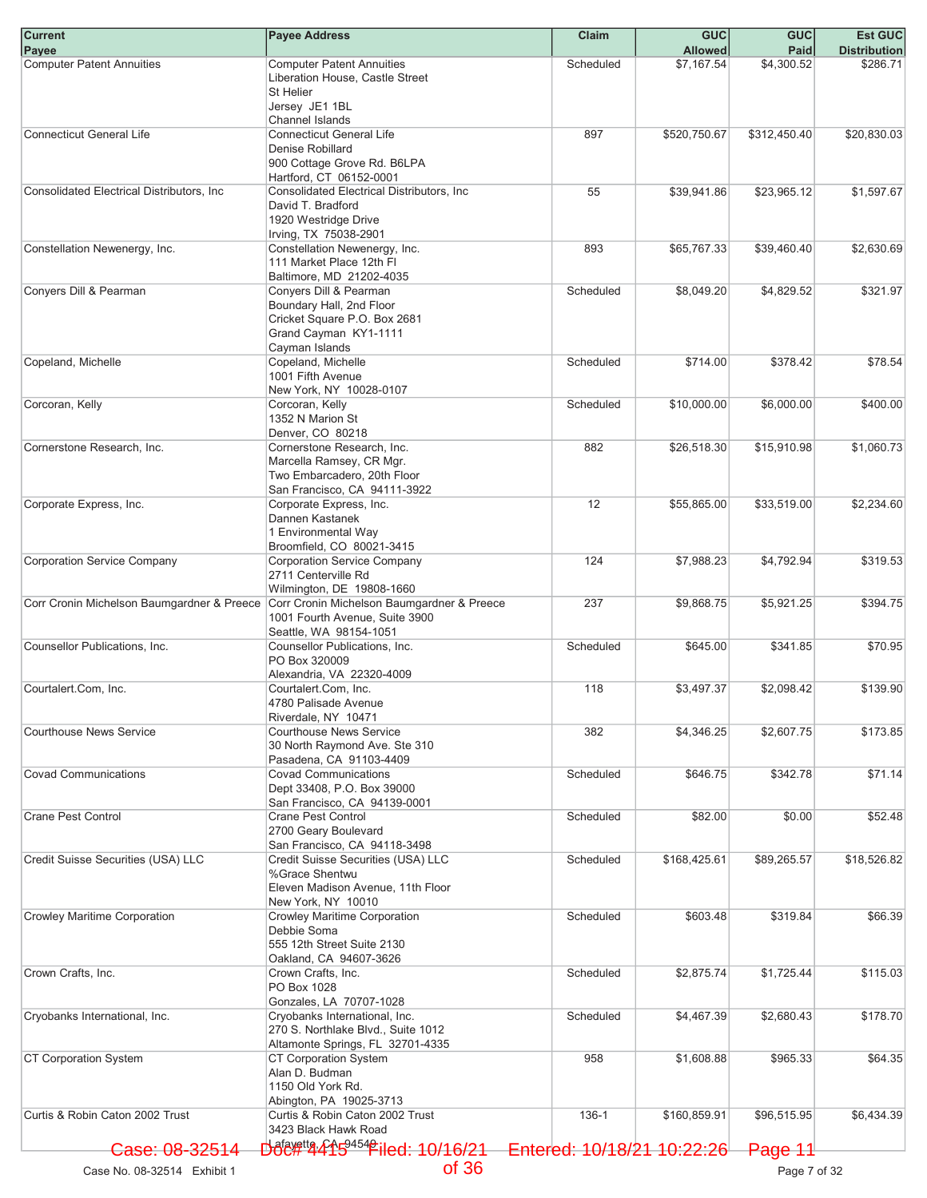| Current Payee | Payee Address | Claim | GUC Allowed | GUC Paid | Est GUC Distribution |
|---|---|---|---|---|---|
| Computer Patent Annuities | Computer Patent Annuities<br>Liberation House, Castle Street<br>St Helier<br>Jersey JE1 1BL<br>Channel Islands | Scheduled | $7,167.54 | $4,300.52 | $286.71 |
| Connecticut General Life | Connecticut General Life<br>Denise Robillard<br>900 Cottage Grove Rd. B6LPA<br>Hartford, CT 06152-0001 | 897 | $520,750.67 | $312,450.40 | $20,830.03 |
| Consolidated Electrical Distributors, Inc | Consolidated Electrical Distributors, Inc<br>David T. Bradford<br>1920 Westridge Drive<br>Irving, TX 75038-2901 | 55 | $39,941.86 | $23,965.12 | $1,597.67 |
| Constellation Newenergy, Inc. | Constellation Newenergy, Inc.<br>111 Market Place 12th Fl<br>Baltimore, MD 21202-4035 | 893 | $65,767.33 | $39,460.40 | $2,630.69 |
| Conyers Dill & Pearman | Conyers Dill & Pearman<br>Boundary Hall, 2nd Floor<br>Cricket Square P.O. Box 2681<br>Grand Cayman KY1-1111<br>Cayman Islands | Scheduled | $8,049.20 | $4,829.52 | $321.97 |
| Copeland, Michelle | Copeland, Michelle<br>1001 Fifth Avenue<br>New York, NY 10028-0107 | Scheduled | $714.00 | $378.42 | $78.54 |
| Corcoran, Kelly | Corcoran, Kelly<br>1352 N Marion St<br>Denver, CO 80218 | Scheduled | $10,000.00 | $6,000.00 | $400.00 |
| Cornerstone Research, Inc. | Cornerstone Research, Inc.<br>Marcella Ramsey, CR Mgr.<br>Two Embarcadero, 20th Floor<br>San Francisco, CA 94111-3922 | 882 | $26,518.30 | $15,910.98 | $1,060.73 |
| Corporate Express, Inc. | Corporate Express, Inc.<br>Dannen Kastanek<br>1 Environmental Way<br>Broomfield, CO 80021-3415 | 12 | $55,865.00 | $33,519.00 | $2,234.60 |
| Corporation Service Company | Corporation Service Company<br>2711 Centerville Rd<br>Wilmington, DE 19808-1660 | 124 | $7,988.23 | $4,792.94 | $319.53 |
| Corr Cronin Michelson Baumgardner & Preece | Corr Cronin Michelson Baumgardner & Preece<br>1001 Fourth Avenue, Suite 3900<br>Seattle, WA 98154-1051 | 237 | $9,868.75 | $5,921.25 | $394.75 |
| Counsellor Publications, Inc. | Counsellor Publications, Inc.<br>PO Box 320009<br>Alexandria, VA 22320-4009 | Scheduled | $645.00 | $341.85 | $70.95 |
| Courtalert.Com, Inc. | Courtalert.Com, Inc.<br>4780 Palisade Avenue<br>Riverdale, NY 10471 | 118 | $3,497.37 | $2,098.42 | $139.90 |
| Courthouse News Service | Courthouse News Service<br>30 North Raymond Ave. Ste 310<br>Pasadena, CA 91103-4409 | 382 | $4,346.25 | $2,607.75 | $173.85 |
| Covad Communications | Covad Communications<br>Dept 33408, P.O. Box 39000<br>San Francisco, CA 94139-0001 | Scheduled | $646.75 | $342.78 | $71.14 |
| Crane Pest Control | Crane Pest Control<br>2700 Geary Boulevard<br>San Francisco, CA 94118-3498 | Scheduled | $82.00 | $0.00 | $52.48 |
| Credit Suisse Securities (USA) LLC | Credit Suisse Securities (USA) LLC<br>%Grace Shentwu<br>Eleven Madison Avenue, 11th Floor<br>New York, NY 10010 | Scheduled | $168,425.61 | $89,265.57 | $18,526.82 |
| Crowley Maritime Corporation | Crowley Maritime Corporation<br>Debbie Soma<br>555 12th Street Suite 2130<br>Oakland, CA 94607-3626 | Scheduled | $603.48 | $319.84 | $66.39 |
| Crown Crafts, Inc. | Crown Crafts, Inc.<br>PO Box 1028<br>Gonzales, LA 70707-1028 | Scheduled | $2,875.74 | $1,725.44 | $115.03 |
| Cryobanks International, Inc. | Cryobanks International, Inc.<br>270 S. Northlake Blvd., Suite 1012<br>Altamonte Springs, FL 32701-4335 | Scheduled | $4,467.39 | $2,680.43 | $178.70 |
| CT Corporation System | CT Corporation System<br>Alan D. Budman<br>1150 Old York Rd.<br>Abington, PA 19025-3713 | 958 | $1,608.88 | $965.33 | $64.35 |
| Curtis & Robin Caton 2002 Trust | Curtis & Robin Caton 2002 Trust<br>3423 Black Hawk Road<br>Lafayette, CA 94549 | 136-1 | $160,859.91 | $96,515.95 | $6,434.39 |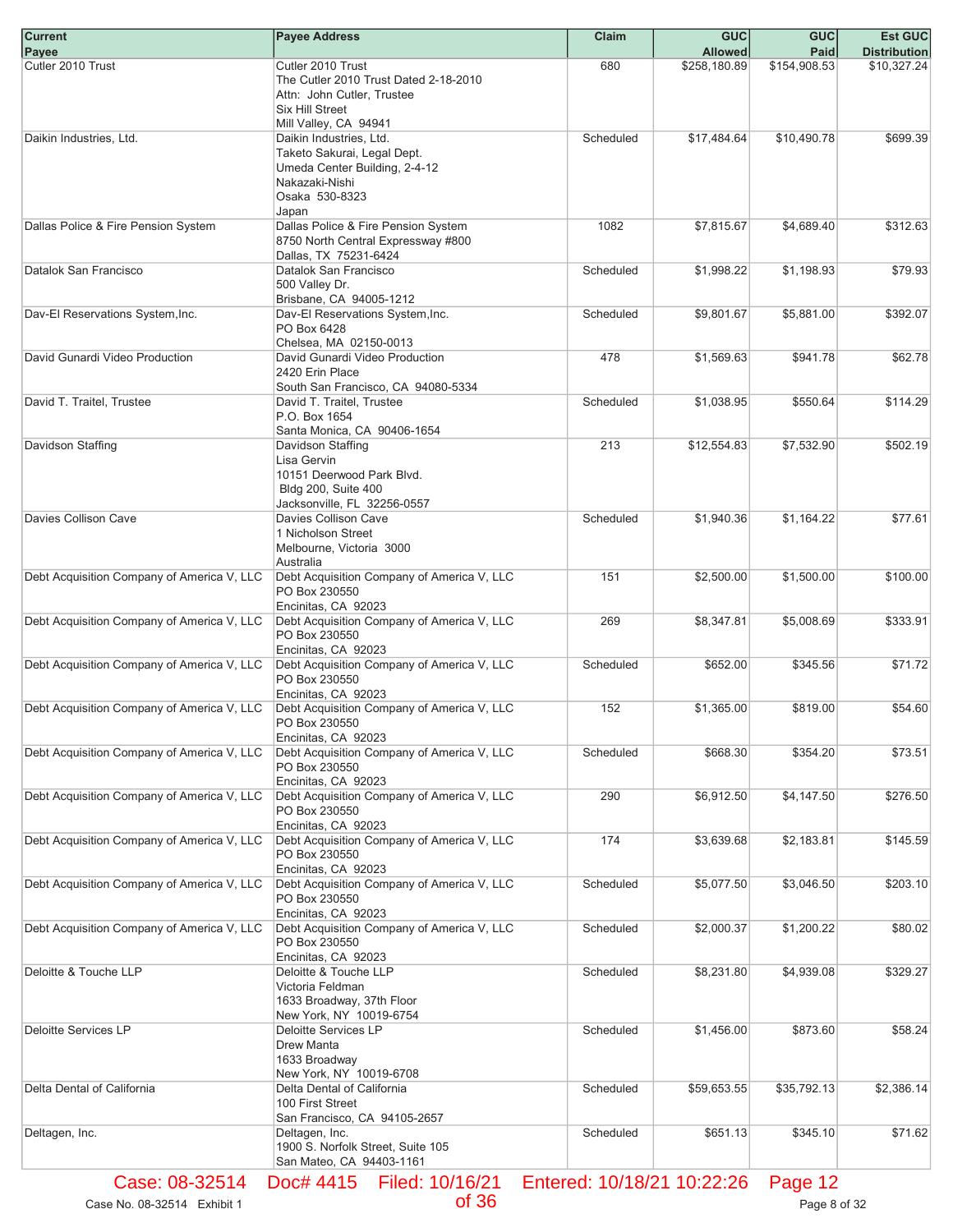| Current Payee | Payee Address | Claim | GUC Allowed | GUC Paid | Est GUC Distribution |
|---|---|---|---|---|---|
| Cutler 2010 Trust | Cutler 2010 Trust<br>The Cutler 2010 Trust Dated 2-18-2010<br>Attn: John Cutler, Trustee<br>Six Hill Street<br>Mill Valley, CA 94941 | 680 | $258,180.89 | $154,908.53 | $10,327.24 |
| Daikin Industries, Ltd. | Daikin Industries, Ltd.<br>Taketo Sakurai, Legal Dept.<br>Umeda Center Building, 2-4-12<br>Nakazaki-Nishi<br>Osaka 530-8323<br>Japan | Scheduled | $17,484.64 | $10,490.78 | $699.39 |
| Dallas Police & Fire Pension System | Dallas Police & Fire Pension System<br>8750 North Central Expressway #800<br>Dallas, TX 75231-6424 | 1082 | $7,815.67 | $4,689.40 | $312.63 |
| Datalok San Francisco | Datalok San Francisco<br>500 Valley Dr.<br>Brisbane, CA 94005-1212 | Scheduled | $1,998.22 | $1,198.93 | $79.93 |
| Dav-El Reservations System,Inc. | Dav-El Reservations System,Inc.<br>PO Box 6428<br>Chelsea, MA 02150-0013 | Scheduled | $9,801.67 | $5,881.00 | $392.07 |
| David Gunardi Video Production | David Gunardi Video Production<br>2420 Erin Place<br>South San Francisco, CA 94080-5334 | 478 | $1,569.63 | $941.78 | $62.78 |
| David T. Traitel, Trustee | David T. Traitel, Trustee<br>P.O. Box 1654<br>Santa Monica, CA 90406-1654 | Scheduled | $1,038.95 | $550.64 | $114.29 |
| Davidson Staffing | Davidson Staffing<br>Lisa Gervin<br>10151 Deerwood Park Blvd.<br>Bldg 200, Suite 400<br>Jacksonville, FL 32256-0557 | 213 | $12,554.83 | $7,532.90 | $502.19 |
| Davies Collison Cave | Davies Collison Cave<br>1 Nicholson Street<br>Melbourne, Victoria 3000<br>Australia | Scheduled | $1,940.36 | $1,164.22 | $77.61 |
| Debt Acquisition Company of America V, LLC | Debt Acquisition Company of America V, LLC<br>PO Box 230550<br>Encinitas, CA 92023 | 151 | $2,500.00 | $1,500.00 | $100.00 |
| Debt Acquisition Company of America V, LLC | Debt Acquisition Company of America V, LLC<br>PO Box 230550<br>Encinitas, CA 92023 | 269 | $8,347.81 | $5,008.69 | $333.91 |
| Debt Acquisition Company of America V, LLC | Debt Acquisition Company of America V, LLC<br>PO Box 230550<br>Encinitas, CA 92023 | Scheduled | $652.00 | $345.56 | $71.72 |
| Debt Acquisition Company of America V, LLC | Debt Acquisition Company of America V, LLC<br>PO Box 230550<br>Encinitas, CA 92023 | 152 | $1,365.00 | $819.00 | $54.60 |
| Debt Acquisition Company of America V, LLC | Debt Acquisition Company of America V, LLC<br>PO Box 230550<br>Encinitas, CA 92023 | Scheduled | $668.30 | $354.20 | $73.51 |
| Debt Acquisition Company of America V, LLC | Debt Acquisition Company of America V, LLC<br>PO Box 230550<br>Encinitas, CA 92023 | 290 | $6,912.50 | $4,147.50 | $276.50 |
| Debt Acquisition Company of America V, LLC | Debt Acquisition Company of America V, LLC<br>PO Box 230550<br>Encinitas, CA 92023 | 174 | $3,639.68 | $2,183.81 | $145.59 |
| Debt Acquisition Company of America V, LLC | Debt Acquisition Company of America V, LLC<br>PO Box 230550<br>Encinitas, CA 92023 | Scheduled | $5,077.50 | $3,046.50 | $203.10 |
| Debt Acquisition Company of America V, LLC | Debt Acquisition Company of America V, LLC<br>PO Box 230550<br>Encinitas, CA 92023 | Scheduled | $2,000.37 | $1,200.22 | $80.02 |
| Deloitte & Touche LLP | Deloitte & Touche LLP<br>Victoria Feldman<br>1633 Broadway, 37th Floor<br>New York, NY 10019-6754 | Scheduled | $8,231.80 | $4,939.08 | $329.27 |
| Deloitte Services LP | Deloitte Services LP<br>Drew Manta<br>1633 Broadway<br>New York, NY 10019-6708 | Scheduled | $1,456.00 | $873.60 | $58.24 |
| Delta Dental of California | Delta Dental of California<br>100 First Street<br>San Francisco, CA 94105-2657 | Scheduled | $59,653.55 | $35,792.13 | $2,386.14 |
| Deltagen, Inc. | Deltagen, Inc.<br>1900 S. Norfolk Street, Suite 105<br>San Mateo, CA 94403-1161 | Scheduled | $651.13 | $345.10 | $71.62 |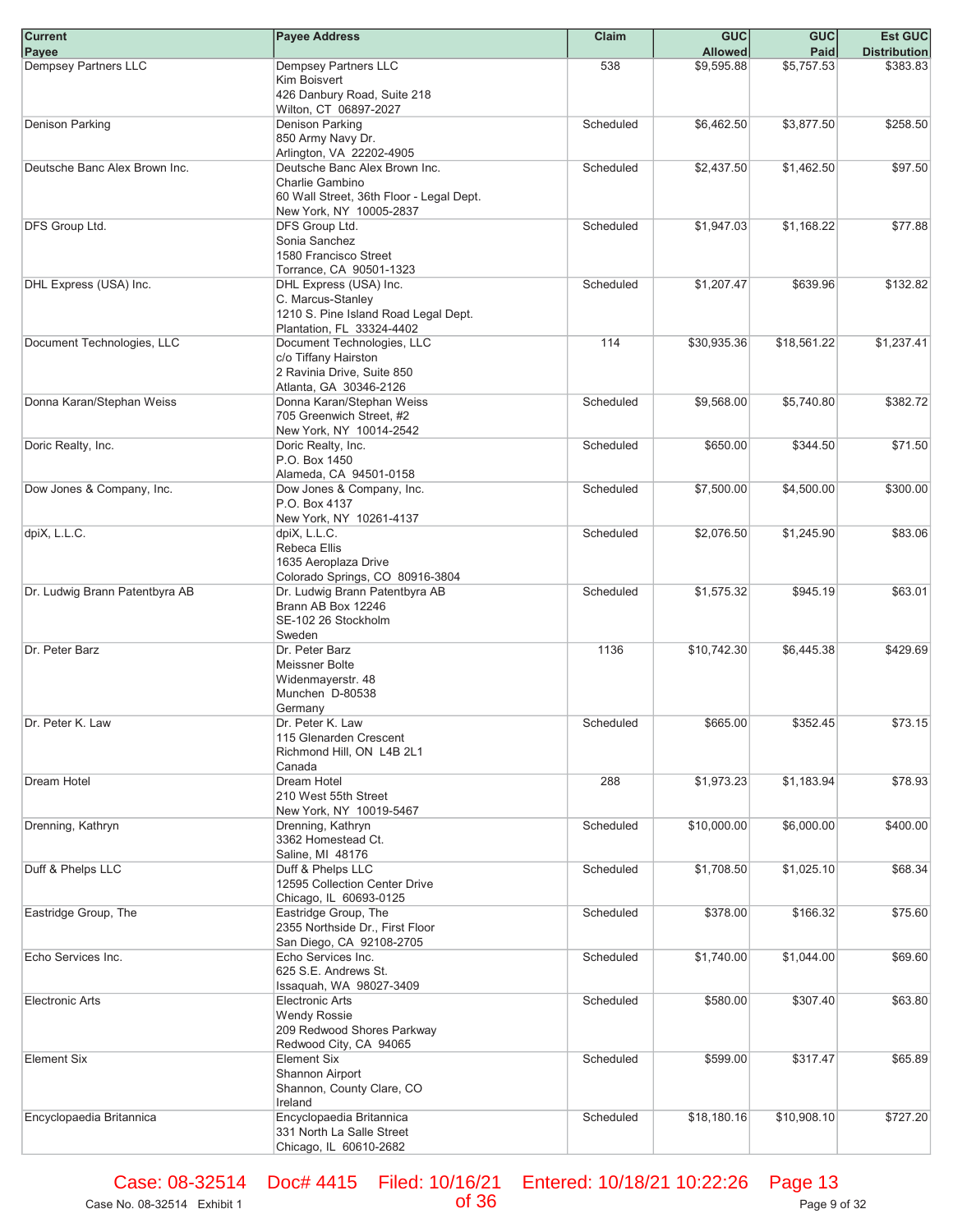| Current Payee | Payee Address | Claim | GUC Allowed | GUC Paid | Est GUC Distribution |
|---|---|---|---|---|---|
| Dempsey Partners LLC | Dempsey Partners LLC<br>Kim Boisvert<br>426 Danbury Road, Suite 218<br>Wilton, CT 06897-2027 | 538 | $9,595.88 | $5,757.53 | $383.83 |
| Denison Parking | Denison Parking<br>850 Army Navy Dr.<br>Arlington, VA 22202-4905 | Scheduled | $6,462.50 | $3,877.50 | $258.50 |
| Deutsche Banc Alex Brown Inc. | Deutsche Banc Alex Brown Inc.<br>Charlie Gambino<br>60 Wall Street, 36th Floor - Legal Dept.<br>New York, NY 10005-2837 | Scheduled | $2,437.50 | $1,462.50 | $97.50 |
| DFS Group Ltd. | DFS Group Ltd.<br>Sonia Sanchez<br>1580 Francisco Street<br>Torrance, CA 90501-1323 | Scheduled | $1,947.03 | $1,168.22 | $77.88 |
| DHL Express (USA) Inc. | DHL Express (USA) Inc.<br>C. Marcus-Stanley<br>1210 S. Pine Island Road Legal Dept.<br>Plantation, FL 33324-4402 | Scheduled | $1,207.47 | $639.96 | $132.82 |
| Document Technologies, LLC | Document Technologies, LLC<br>c/o Tiffany Hairston<br>2 Ravinia Drive, Suite 850<br>Atlanta, GA 30346-2126 | 114 | $30,935.36 | $18,561.22 | $1,237.41 |
| Donna Karan/Stephan Weiss | Donna Karan/Stephan Weiss<br>705 Greenwich Street, #2<br>New York, NY 10014-2542 | Scheduled | $9,568.00 | $5,740.80 | $382.72 |
| Doric Realty, Inc. | Doric Realty, Inc.<br>P.O. Box 1450<br>Alameda, CA 94501-0158 | Scheduled | $650.00 | $344.50 | $71.50 |
| Dow Jones & Company, Inc. | Dow Jones & Company, Inc.<br>P.O. Box 4137<br>New York, NY 10261-4137 | Scheduled | $7,500.00 | $4,500.00 | $300.00 |
| dpiX, L.L.C. | dpiX, L.L.C.<br>Rebeca Ellis<br>1635 Aeroplaza Drive<br>Colorado Springs, CO 80916-3804 | Scheduled | $2,076.50 | $1,245.90 | $83.06 |
| Dr. Ludwig Brann Patentbyra AB | Dr. Ludwig Brann Patentbyra AB<br>Brann AB Box 12246<br>SE-102 26 Stockholm<br>Sweden | Scheduled | $1,575.32 | $945.19 | $63.01 |
| Dr. Peter Barz | Dr. Peter Barz<br>Meissner Bolte<br>Widenmayerstr. 48<br>Munchen D-80538<br>Germany | 1136 | $10,742.30 | $6,445.38 | $429.69 |
| Dr. Peter K. Law | Dr. Peter K. Law<br>115 Glenarden Crescent<br>Richmond Hill, ON L4B 2L1<br>Canada | Scheduled | $665.00 | $352.45 | $73.15 |
| Dream Hotel | Dream Hotel<br>210 West 55th Street<br>New York, NY 10019-5467 | 288 | $1,973.23 | $1,183.94 | $78.93 |
| Drenning, Kathryn | Drenning, Kathryn<br>3362 Homestead Ct.<br>Saline, MI 48176 | Scheduled | $10,000.00 | $6,000.00 | $400.00 |
| Duff & Phelps LLC | Duff & Phelps LLC<br>12595 Collection Center Drive<br>Chicago, IL 60693-0125 | Scheduled | $1,708.50 | $1,025.10 | $68.34 |
| Eastridge Group, The | Eastridge Group, The<br>2355 Northside Dr., First Floor<br>San Diego, CA 92108-2705 | Scheduled | $378.00 | $166.32 | $75.60 |
| Echo Services Inc. | Echo Services Inc.<br>625 S.E. Andrews St.<br>Issaquah, WA 98027-3409 | Scheduled | $1,740.00 | $1,044.00 | $69.60 |
| Electronic Arts | Electronic Arts<br>Wendy Rossie<br>209 Redwood Shores Parkway<br>Redwood City, CA 94065 | Scheduled | $580.00 | $307.40 | $63.80 |
| Element Six | Element Six<br>Shannon Airport<br>Shannon, County Clare, CO<br>Ireland | Scheduled | $599.00 | $317.47 | $65.89 |
| Encyclopaedia Britannica | Encyclopaedia Britannica<br>331 North La Salle Street<br>Chicago, IL 60610-2682 | Scheduled | $18,180.16 | $10,908.10 | $727.20 |

Case: 08-32514 Doc# 4415 Filed: 10/16/21 Entered: 10/18/21 10:22:26

Case No. 08-32514 Exhibit 1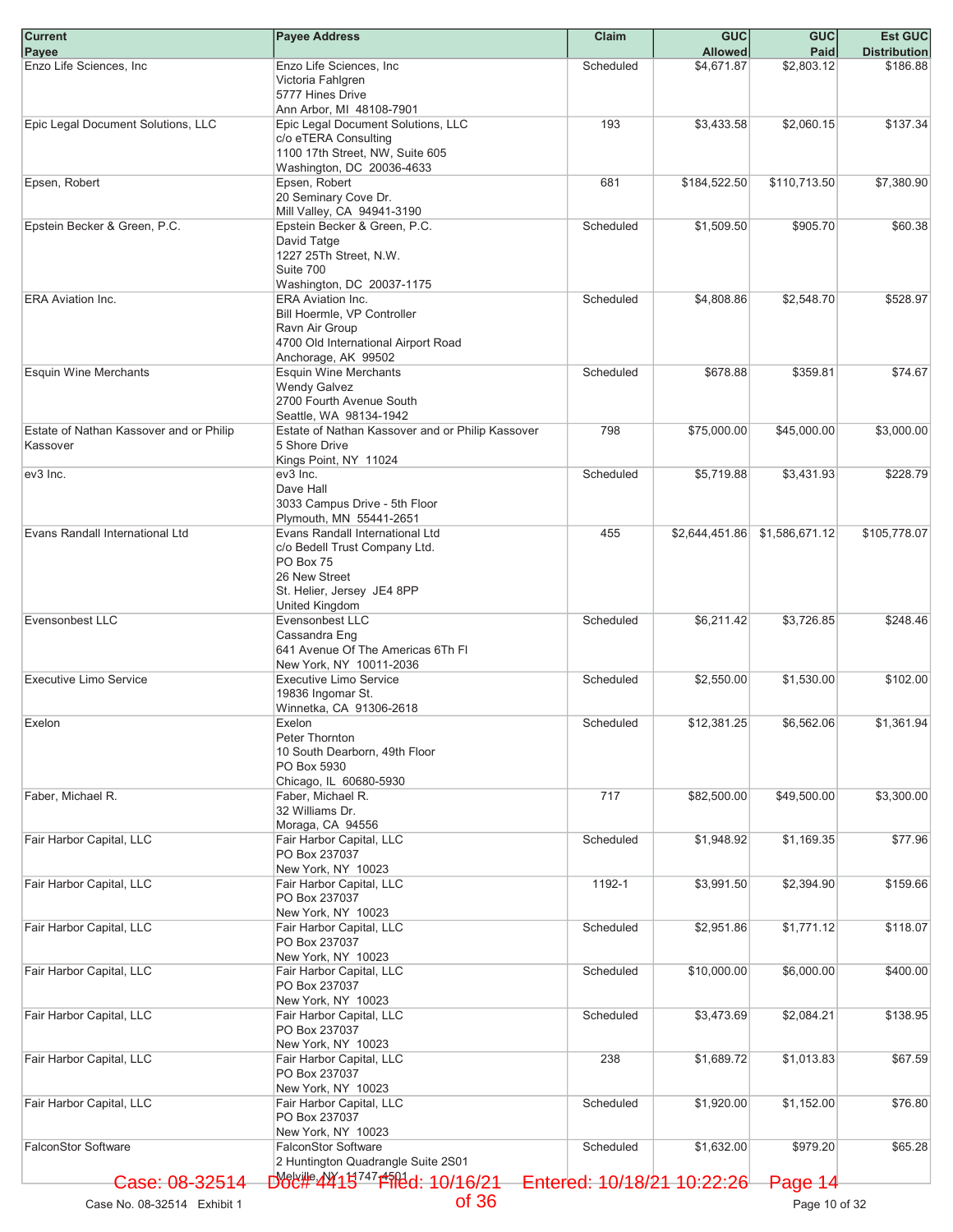| Current Payee | Payee Address | Claim | GUC Allowed | GUC Paid | Est GUC Distribution |
|---|---|---|---|---|---|
| Enzo Life Sciences, Inc | Enzo Life Sciences, Inc<br>Victoria Fahlgren<br>5777 Hines Drive<br>Ann Arbor, MI 48108-7901 | Scheduled | $4,671.87 | $2,803.12 | $186.88 |
| Epic Legal Document Solutions, LLC | Epic Legal Document Solutions, LLC<br>c/o eTERA Consulting<br>1100 17th Street, NW, Suite 605<br>Washington, DC 20036-4633 | 193 | $3,433.58 | $2,060.15 | $137.34 |
| Epsen, Robert | Epsen, Robert<br>20 Seminary Cove Dr.<br>Mill Valley, CA 94941-3190 | 681 | $184,522.50 | $110,713.50 | $7,380.90 |
| Epstein Becker & Green, P.C. | Epstein Becker & Green, P.C.<br>David Tatge<br>1227 25Th Street, N.W.<br>Suite 700<br>Washington, DC 20037-1175 | Scheduled | $1,509.50 | $905.70 | $60.38 |
| ERA Aviation Inc. | ERA Aviation Inc.<br>Bill Hoermle, VP Controller<br>Ravn Air Group<br>4700 Old International Airport Road<br>Anchorage, AK 99502 | Scheduled | $4,808.86 | $2,548.70 | $528.97 |
| Esquin Wine Merchants | Esquin Wine Merchants<br>Wendy Galvez<br>2700 Fourth Avenue South<br>Seattle, WA 98134-1942 | Scheduled | $678.88 | $359.81 | $74.67 |
| Estate of Nathan Kassover and or Philip Kassover | Estate of Nathan Kassover and or Philip Kassover<br>5 Shore Drive<br>Kings Point, NY 11024 | 798 | $75,000.00 | $45,000.00 | $3,000.00 |
| ev3 Inc. | ev3 Inc.<br>Dave Hall<br>3033 Campus Drive - 5th Floor<br>Plymouth, MN 55441-2651 | Scheduled | $5,719.88 | $3,431.93 | $228.79 |
| Evans Randall International Ltd | Evans Randall International Ltd<br>c/o Bedell Trust Company Ltd.<br>PO Box 75<br>26 New Street<br>St. Helier, Jersey JE4 8PP<br>United Kingdom | 455 | $2,644,451.86 | $1,586,671.12 | $105,778.07 |
| Evensonbest LLC | Evensonbest LLC<br>Cassandra Eng<br>641 Avenue Of The Americas 6Th Fl<br>New York, NY 10011-2036 | Scheduled | $6,211.42 | $3,726.85 | $248.46 |
| Executive Limo Service | Executive Limo Service<br>19836 Ingomar St.<br>Winnetka, CA 91306-2618 | Scheduled | $2,550.00 | $1,530.00 | $102.00 |
| Exelon | Exelon<br>Peter Thornton<br>10 South Dearborn, 49th Floor<br>PO Box 5930<br>Chicago, IL 60680-5930 | Scheduled | $12,381.25 | $6,562.06 | $1,361.94 |
| Faber, Michael R. | Faber, Michael R.<br>32 Williams Dr.<br>Moraga, CA 94556 | 717 | $82,500.00 | $49,500.00 | $3,300.00 |
| Fair Harbor Capital, LLC | Fair Harbor Capital, LLC<br>PO Box 237037<br>New York, NY 10023 | Scheduled | $1,948.92 | $1,169.35 | $77.96 |
| Fair Harbor Capital, LLC | Fair Harbor Capital, LLC<br>PO Box 237037<br>New York, NY 10023 | 1192-1 | $3,991.50 | $2,394.90 | $159.66 |
| Fair Harbor Capital, LLC | Fair Harbor Capital, LLC<br>PO Box 237037<br>New York, NY 10023 | Scheduled | $2,951.86 | $1,771.12 | $118.07 |
| Fair Harbor Capital, LLC | Fair Harbor Capital, LLC<br>PO Box 237037<br>New York, NY 10023 | Scheduled | $10,000.00 | $6,000.00 | $400.00 |
| Fair Harbor Capital, LLC | Fair Harbor Capital, LLC<br>PO Box 237037<br>New York, NY 10023 | Scheduled | $3,473.69 | $2,084.21 | $138.95 |
| Fair Harbor Capital, LLC | Fair Harbor Capital, LLC<br>PO Box 237037<br>New York, NY 10023 | 238 | $1,689.72 | $1,013.83 | $67.59 |
| Fair Harbor Capital, LLC | Fair Harbor Capital, LLC<br>PO Box 237037<br>New York, NY 10023 | Scheduled | $1,920.00 | $1,152.00 | $76.80 |
| FalconStor Software | FalconStor Software<br>2 Huntington Quadrangle Suite 2S01<br>Melville, NY 11747-4501 | Scheduled | $1,632.00 | $979.20 | $65.28 |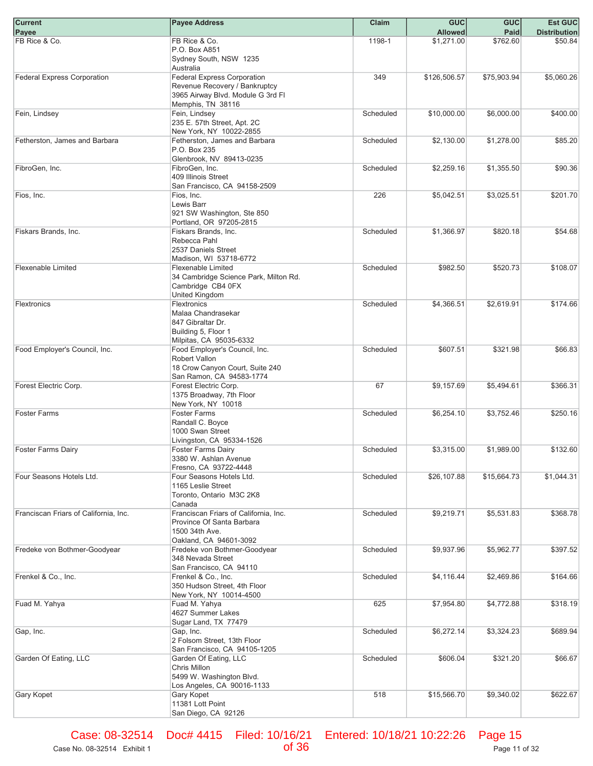| Current Payee | Payee Address | Claim | GUC Allowed | GUC Paid | Est GUC Distribution |
|---|---|---|---|---|---|
| FB Rice & Co. | FB Rice & Co.<br>P.O. Box A851<br>Sydney South, NSW 1235<br>Australia | 1198-1 | $1,271.00 | $762.60 | $50.84 |
| Federal Express Corporation | Federal Express Corporation<br>Revenue Recovery / Bankruptcy<br>3965 Airway Blvd. Module G 3rd Fl<br>Memphis, TN 38116 | 349 | $126,506.57 | $75,903.94 | $5,060.26 |
| Fein, Lindsey | Fein, Lindsey<br>235 E. 57th Street, Apt. 2C<br>New York, NY 10022-2855 | Scheduled | $10,000.00 | $6,000.00 | $400.00 |
| Fetherston, James and Barbara | Fetherston, James and Barbara<br>P.O. Box 235<br>Glenbrook, NV 89413-0235 | Scheduled | $2,130.00 | $1,278.00 | $85.20 |
| FibroGen, Inc. | FibroGen, Inc.<br>409 Illinois Street<br>San Francisco, CA 94158-2509 | Scheduled | $2,259.16 | $1,355.50 | $90.36 |
| Fios, Inc. | Fios, Inc.<br>Lewis Barr<br>921 SW Washington, Ste 850<br>Portland, OR 97205-2815 | 226 | $5,042.51 | $3,025.51 | $201.70 |
| Fiskars Brands, Inc. | Fiskars Brands, Inc.<br>Rebecca Pahl<br>2537 Daniels Street<br>Madison, WI 53718-6772 | Scheduled | $1,366.97 | $820.18 | $54.68 |
| Flexenable Limited | Flexenable Limited<br>34 Cambridge Science Park, Milton Rd.<br>Cambridge CB4 0FX<br>United Kingdom | Scheduled | $982.50 | $520.73 | $108.07 |
| Flextronics | Flextronics<br>Malaa Chandrasekar<br>847 Gibraltar Dr.<br>Building 5, Floor 1<br>Milpitas, CA 95035-6332 | Scheduled | $4,366.51 | $2,619.91 | $174.66 |
| Food Employer's Council, Inc. | Food Employer's Council, Inc.<br>Robert Vallon<br>18 Crow Canyon Court, Suite 240<br>San Ramon, CA 94583-1774 | Scheduled | $607.51 | $321.98 | $66.83 |
| Forest Electric Corp. | Forest Electric Corp.<br>1375 Broadway, 7th Floor<br>New York, NY 10018 | 67 | $9,157.69 | $5,494.61 | $366.31 |
| Foster Farms | Foster Farms<br>Randall C. Boyce<br>1000 Swan Street<br>Livingston, CA 95334-1526 | Scheduled | $6,254.10 | $3,752.46 | $250.16 |
| Foster Farms Dairy | Foster Farms Dairy<br>3380 W. Ashlan Avenue<br>Fresno, CA 93722-4448 | Scheduled | $3,315.00 | $1,989.00 | $132.60 |
| Four Seasons Hotels Ltd. | Four Seasons Hotels Ltd.<br>1165 Leslie Street<br>Toronto, Ontario M3C 2K8<br>Canada | Scheduled | $26,107.88 | $15,664.73 | $1,044.31 |
| Franciscan Friars of California, Inc. | Franciscan Friars of California, Inc.<br>Province Of Santa Barbara<br>1500 34th Ave.<br>Oakland, CA 94601-3092 | Scheduled | $9,219.71 | $5,531.83 | $368.78 |
| Fredeke von Bothmer-Goodyear | Fredeke von Bothmer-Goodyear<br>348 Nevada Street<br>San Francisco, CA 94110 | Scheduled | $9,937.96 | $5,962.77 | $397.52 |
| Frenkel & Co., Inc. | Frenkel & Co., Inc.<br>350 Hudson Street, 4th Floor<br>New York, NY 10014-4500 | Scheduled | $4,116.44 | $2,469.86 | $164.66 |
| Fuad M. Yahya | Fuad M. Yahya<br>4627 Summer Lakes<br>Sugar Land, TX 77479 | 625 | $7,954.80 | $4,772.88 | $318.19 |
| Gap, Inc. | Gap, Inc.<br>2 Folsom Street, 13th Floor<br>San Francisco, CA 94105-1205 | Scheduled | $6,272.14 | $3,324.23 | $689.94 |
| Garden Of Eating, LLC | Garden Of Eating, LLC<br>Chris Millon<br>5499 W. Washington Blvd.<br>Los Angeles, CA 90016-1133 | Scheduled | $606.04 | $321.20 | $66.67 |
| Gary Kopet | Gary Kopet<br>11381 Lott Point<br>San Diego, CA 92126 | 518 | $15,566.70 | $9,340.02 | $622.67 |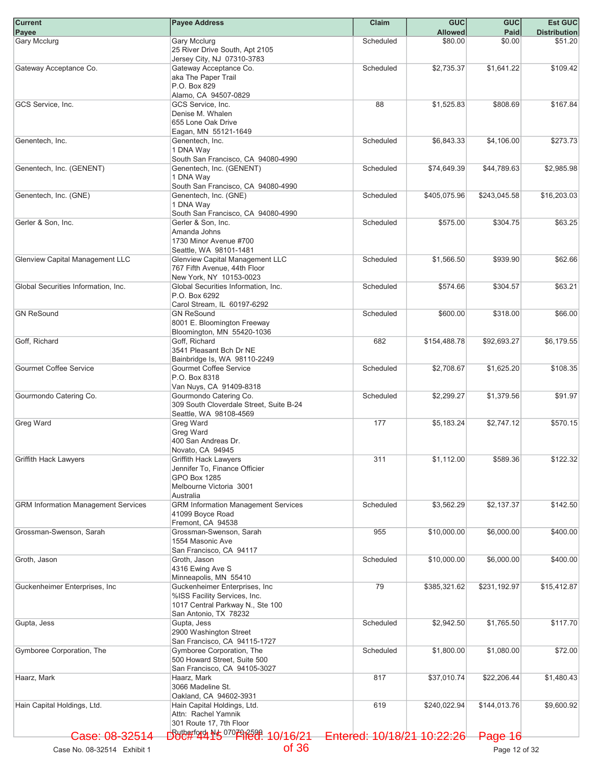| Current Payee | Payee Address | Claim | GUC Allowed | GUC Paid | Est GUC Distribution |
|---|---|---|---|---|---|
| Gary Mcclurg | Gary Mcclurg<br>25 River Drive South, Apt 2105<br>Jersey City, NJ 07310-3783 | Scheduled | $80.00 | $0.00 | $51.20 |
| Gateway Acceptance Co. | Gateway Acceptance Co.<br>aka The Paper Trail<br>P.O. Box 829<br>Alamo, CA 94507-0829 | Scheduled | $2,735.37 | $1,641.22 | $109.42 |
| GCS Service, Inc. | GCS Service, Inc.<br>Denise M. Whalen<br>655 Lone Oak Drive<br>Eagan, MN 55121-1649 | 88 | $1,525.83 | $808.69 | $167.84 |
| Genentech, Inc. | Genentech, Inc.<br>1 DNA Way<br>South San Francisco, CA 94080-4990 | Scheduled | $6,843.33 | $4,106.00 | $273.73 |
| Genentech, Inc. (GENENT) | Genentech, Inc. (GENENT)<br>1 DNA Way<br>South San Francisco, CA 94080-4990 | Scheduled | $74,649.39 | $44,789.63 | $2,985.98 |
| Genentech, Inc. (GNE) | Genentech, Inc. (GNE)<br>1 DNA Way<br>South San Francisco, CA 94080-4990 | Scheduled | $405,075.96 | $243,045.58 | $16,203.03 |
| Gerler & Son, Inc. | Gerler & Son, Inc.<br>Amanda Johns<br>1730 Minor Avenue #700<br>Seattle, WA 98101-1481 | Scheduled | $575.00 | $304.75 | $63.25 |
| Glenview Capital Management LLC | Glenview Capital Management LLC<br>767 Fifth Avenue, 44th Floor<br>New York, NY 10153-0023 | Scheduled | $1,566.50 | $939.90 | $62.66 |
| Global Securities Information, Inc. | Global Securities Information, Inc.<br>P.O. Box 6292<br>Carol Stream, IL 60197-6292 | Scheduled | $574.66 | $304.57 | $63.21 |
| GN ReSound | GN ReSound<br>8001 E. Bloomington Freeway<br>Bloomington, MN 55420-1036 | Scheduled | $600.00 | $318.00 | $66.00 |
| Goff, Richard | Goff, Richard<br>3541 Pleasant Bch Dr NE<br>Bainbridge Is, WA 98110-2249 | 682 | $154,488.78 | $92,693.27 | $6,179.55 |
| Gourmet Coffee Service | Gourmet Coffee Service<br>P.O. Box 8318<br>Van Nuys, CA 91409-8318 | Scheduled | $2,708.67 | $1,625.20 | $108.35 |
| Gourmondo Catering Co. | Gourmondo Catering Co.<br>309 South Cloverdale Street, Suite B-24<br>Seattle, WA 98108-4569 | Scheduled | $2,299.27 | $1,379.56 | $91.97 |
| Greg Ward | Greg Ward<br>Greg Ward<br>400 San Andreas Dr.<br>Novato, CA 94945 | 177 | $5,183.24 | $2,747.12 | $570.15 |
| Griffith Hack Lawyers | Griffith Hack Lawyers<br>Jennifer To, Finance Officier<br>GPO Box 1285<br>Melbourne Victoria 3001<br>Australia | 311 | $1,112.00 | $589.36 | $122.32 |
| GRM Information Management Services | GRM Information Management Services<br>41099 Boyce Road<br>Fremont, CA 94538 | Scheduled | $3,562.29 | $2,137.37 | $142.50 |
| Grossman-Swenson, Sarah | Grossman-Swenson, Sarah<br>1554 Masonic Ave<br>San Francisco, CA 94117 | 955 | $10,000.00 | $6,000.00 | $400.00 |
| Groth, Jason | Groth, Jason<br>4316 Ewing Ave S<br>Minneapolis, MN 55410 | Scheduled | $10,000.00 | $6,000.00 | $400.00 |
| Guckenheimer Enterprises, Inc | Guckenheimer Enterprises, Inc<br>%ISS Facility Services, Inc.<br>1017 Central Parkway N., Ste 100<br>San Antonio, TX 78232 | 79 | $385,321.62 | $231,192.97 | $15,412.87 |
| Gupta, Jess | Gupta, Jess<br>2900 Washington Street<br>San Francisco, CA 94115-1727 | Scheduled | $2,942.50 | $1,765.50 | $117.70 |
| Gymboree Corporation, The | Gymboree Corporation, The<br>500 Howard Street, Suite 500<br>San Francisco, CA 94105-3027 | Scheduled | $1,800.00 | $1,080.00 | $72.00 |
| Haarz, Mark | Haarz, Mark<br>3066 Madeline St.<br>Oakland, CA 94602-3931 | 817 | $37,010.74 | $22,206.44 | $1,480.43 |
| Hain Capital Holdings, Ltd. | Hain Capital Holdings, Ltd.<br>Attn: Rachel Yamnik<br>301 Route 17, 7th Floor<br>Rutherford, NJ 07070-2599 | 619 | $240,022.94 | $144,013.76 | $9,600.92 |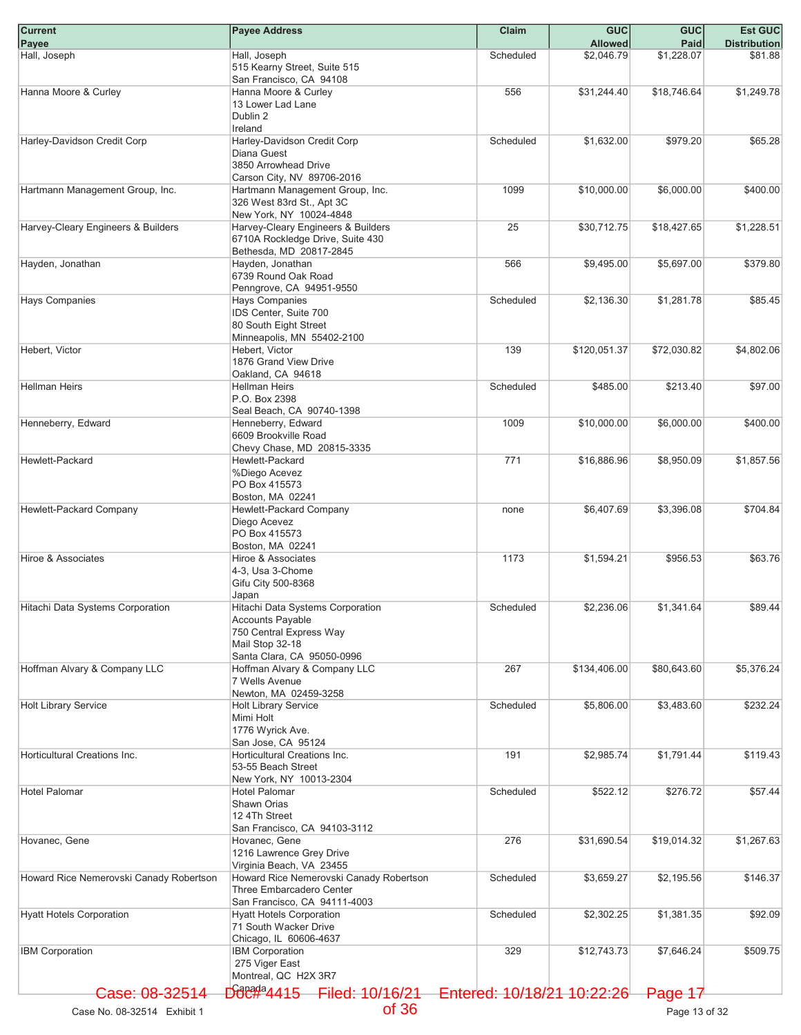| Current Payee | Payee Address | Claim | GUC Allowed | GUC Paid | Est GUC Distribution |
|---|---|---|---|---|---|
| Hall, Joseph | Hall, Joseph<br>515 Kearny Street, Suite 515<br>San Francisco, CA 94108 | Scheduled | $2,046.79 | $1,228.07 | $81.88 |
| Hanna Moore & Curley | Hanna Moore & Curley<br>13 Lower Lad Lane<br>Dublin 2<br>Ireland | 556 | $31,244.40 | $18,746.64 | $1,249.78 |
| Harley-Davidson Credit Corp | Harley-Davidson Credit Corp<br>Diana Guest<br>3850 Arrowhead Drive<br>Carson City, NV 89706-2016 | Scheduled | $1,632.00 | $979.20 | $65.28 |
| Hartmann Management Group, Inc. | Hartmann Management Group, Inc.<br>326 West 83rd St., Apt 3C<br>New York, NY 10024-4848 | 1099 | $10,000.00 | $6,000.00 | $400.00 |
| Harvey-Cleary Engineers & Builders | Harvey-Cleary Engineers & Builders<br>6710A Rockledge Drive, Suite 430<br>Bethesda, MD 20817-2845 | 25 | $30,712.75 | $18,427.65 | $1,228.51 |
| Hayden, Jonathan | Hayden, Jonathan<br>6739 Round Oak Road<br>Penngrove, CA 94951-9550 | 566 | $9,495.00 | $5,697.00 | $379.80 |
| Hays Companies | Hays Companies<br>IDS Center, Suite 700<br>80 South Eight Street<br>Minneapolis, MN 55402-2100 | Scheduled | $2,136.30 | $1,281.78 | $85.45 |
| Hebert, Victor | Hebert, Victor<br>1876 Grand View Drive<br>Oakland, CA 94618 | 139 | $120,051.37 | $72,030.82 | $4,802.06 |
| Hellman Heirs | Hellman Heirs<br>P.O. Box 2398<br>Seal Beach, CA 90740-1398 | Scheduled | $485.00 | $213.40 | $97.00 |
| Henneberry, Edward | Henneberry, Edward<br>6609 Brookville Road<br>Chevy Chase, MD 20815-3335 | 1009 | $10,000.00 | $6,000.00 | $400.00 |
| Hewlett-Packard | Hewlett-Packard<br>%Diego Acevez<br>PO Box 415573<br>Boston, MA 02241 | 771 | $16,886.96 | $8,950.09 | $1,857.56 |
| Hewlett-Packard Company | Hewlett-Packard Company<br>Diego Acevez<br>PO Box 415573<br>Boston, MA 02241 | none | $6,407.69 | $3,396.08 | $704.84 |
| Hiroe & Associates | Hiroe & Associates<br>4-3, Usa 3-Chome<br>Gifu City 500-8368<br>Japan | 1173 | $1,594.21 | $956.53 | $63.76 |
| Hitachi Data Systems Corporation | Hitachi Data Systems Corporation<br>Accounts Payable<br>750 Central Express Way<br>Mail Stop 32-18<br>Santa Clara, CA 95050-0996 | Scheduled | $2,236.06 | $1,341.64 | $89.44 |
| Hoffman Alvary & Company LLC | Hoffman Alvary & Company LLC<br>7 Wells Avenue<br>Newton, MA 02459-3258 | 267 | $134,406.00 | $80,643.60 | $5,376.24 |
| Holt Library Service | Holt Library Service<br>Mimi Holt<br>1776 Wyrick Ave.<br>San Jose, CA 95124 | Scheduled | $5,806.00 | $3,483.60 | $232.24 |
| Horticultural Creations Inc. | Horticultural Creations Inc.<br>53-55 Beach Street<br>New York, NY 10013-2304 | 191 | $2,985.74 | $1,791.44 | $119.43 |
| Hotel Palomar | Hotel Palomar<br>Shawn Orias<br>12 4Th Street<br>San Francisco, CA 94103-3112 | Scheduled | $522.12 | $276.72 | $57.44 |
| Hovanec, Gene | Hovanec, Gene<br>1216 Lawrence Grey Drive<br>Virginia Beach, VA 23455 | 276 | $31,690.54 | $19,014.32 | $1,267.63 |
| Howard Rice Nemerovski Canady Robertson | Howard Rice Nemerovski Canady Robertson<br>Three Embarcadero Center<br>San Francisco, CA 94111-4003 | Scheduled | $3,659.27 | $2,195.56 | $146.37 |
| Hyatt Hotels Corporation | Hyatt Hotels Corporation<br>71 South Wacker Drive<br>Chicago, IL 60606-4637 | Scheduled | $2,302.25 | $1,381.35 | $92.09 |
| IBM Corporation | IBM Corporation<br>275 Viger East<br>Montreal, QC H2X 3R7<br>Canada | 329 | $12,743.73 | $7,646.24 | $509.75 |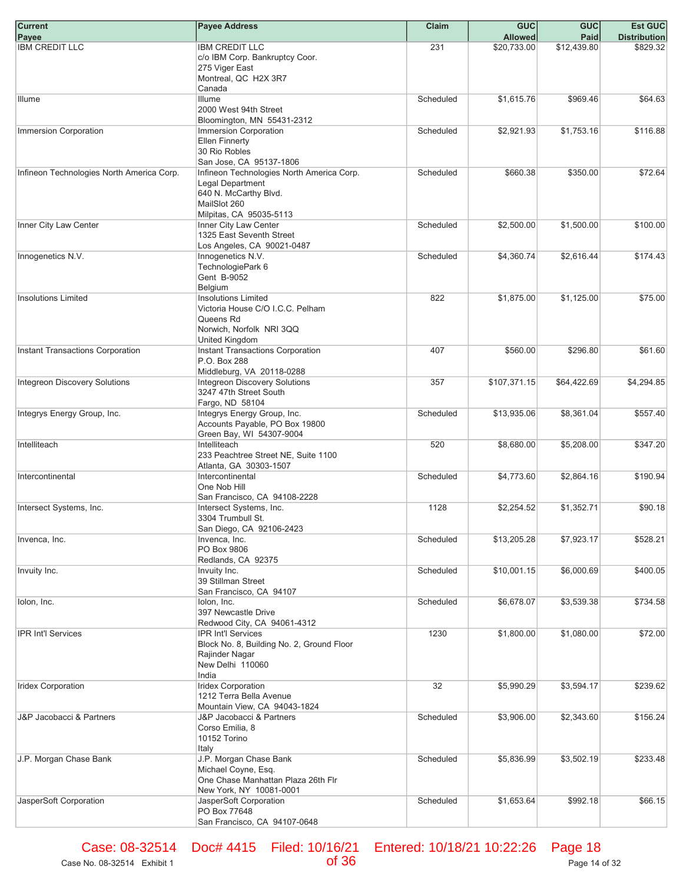| Current Payee | Payee Address | Claim | GUC Allowed | GUC Paid | Est GUC Distribution |
|---|---|---|---|---|---|
| IBM CREDIT LLC | IBM CREDIT LLC<br>c/o IBM Corp. Bankruptcy Coor.<br>275 Viger East<br>Montreal, QC H2X 3R7<br>Canada | 231 | $20,733.00 | $12,439.80 | $829.32 |
| Illume | Illume<br>2000 West 94th Street<br>Bloomington, MN 55431-2312 | Scheduled | $1,615.76 | $969.46 | $64.63 |
| Immersion Corporation | Immersion Corporation<br>Ellen Finnerty<br>30 Rio Robles<br>San Jose, CA 95137-1806 | Scheduled | $2,921.93 | $1,753.16 | $116.88 |
| Infineon Technologies North America Corp. | Infineon Technologies North America Corp.<br>Legal Department<br>640 N. McCarthy Blvd.<br>MailSlot 260<br>Milpitas, CA 95035-5113 | Scheduled | $660.38 | $350.00 | $72.64 |
| Inner City Law Center | Inner City Law Center<br>1325 East Seventh Street<br>Los Angeles, CA 90021-0487 | Scheduled | $2,500.00 | $1,500.00 | $100.00 |
| Innogenetics N.V. | Innogenetics N.V.<br>TechnologiePark 6<br>Gent B-9052<br>Belgium | Scheduled | $4,360.74 | $2,616.44 | $174.43 |
| Insolutions Limited | Insolutions Limited<br>Victoria House C/O I.C.C. Pelham<br>Queens Rd<br>Norwich, Norfolk NRI 3QQ<br>United Kingdom | 822 | $1,875.00 | $1,125.00 | $75.00 |
| Instant Transactions Corporation | Instant Transactions Corporation<br>P.O. Box 288<br>Middleburg, VA 20118-0288 | 407 | $560.00 | $296.80 | $61.60 |
| Integreon Discovery Solutions | Integreon Discovery Solutions<br>3247 47th Street South<br>Fargo, ND 58104 | 357 | $107,371.15 | $64,422.69 | $4,294.85 |
| Integrys Energy Group, Inc. | Integrys Energy Group, Inc.<br>Accounts Payable, PO Box 19800<br>Green Bay, WI 54307-9004 | Scheduled | $13,935.06 | $8,361.04 | $557.40 |
| Intelliteach | Intelliteach<br>233 Peachtree Street NE, Suite 1100<br>Atlanta, GA 30303-1507 | 520 | $8,680.00 | $5,208.00 | $347.20 |
| Intercontinental | Intercontinental<br>One Nob Hill<br>San Francisco, CA 94108-2228 | Scheduled | $4,773.60 | $2,864.16 | $190.94 |
| Intersect Systems, Inc. | Intersect Systems, Inc.<br>3304 Trumbull St.<br>San Diego, CA 92106-2423 | 1128 | $2,254.52 | $1,352.71 | $90.18 |
| Invenca, Inc. | Invenca, Inc.<br>PO Box 9806<br>Redlands, CA 92375 | Scheduled | $13,205.28 | $7,923.17 | $528.21 |
| Invuity Inc. | Invuity Inc.<br>39 Stillman Street<br>San Francisco, CA 94107 | Scheduled | $10,001.15 | $6,000.69 | $400.05 |
| Iolon, Inc. | Iolon, Inc.<br>397 Newcastle Drive<br>Redwood City, CA 94061-4312 | Scheduled | $6,678.07 | $3,539.38 | $734.58 |
| IPR Int'l Services | IPR Int'l Services<br>Block No. 8, Building No. 2, Ground Floor<br>Rajinder Nagar<br>New Delhi 110060<br>India | 1230 | $1,800.00 | $1,080.00 | $72.00 |
| Iridex Corporation | Iridex Corporation<br>1212 Terra Bella Avenue<br>Mountain View, CA 94043-1824 | 32 | $5,990.29 | $3,594.17 | $239.62 |
| J&P Jacobacci & Partners | J&P Jacobacci & Partners<br>Corso Emilia, 8<br>10152 Torino<br>Italy | Scheduled | $3,906.00 | $2,343.60 | $156.24 |
| J.P. Morgan Chase Bank | J.P. Morgan Chase Bank<br>Michael Coyne, Esq.<br>One Chase Manhattan Plaza 26th Flr<br>New York, NY 10081-0001 | Scheduled | $5,836.99 | $3,502.19 | $233.48 |
| JasperSoft Corporation | JasperSoft Corporation<br>PO Box 77648<br>San Francisco, CA 94107-0648 | Scheduled | $1,653.64 | $992.18 | $66.15 |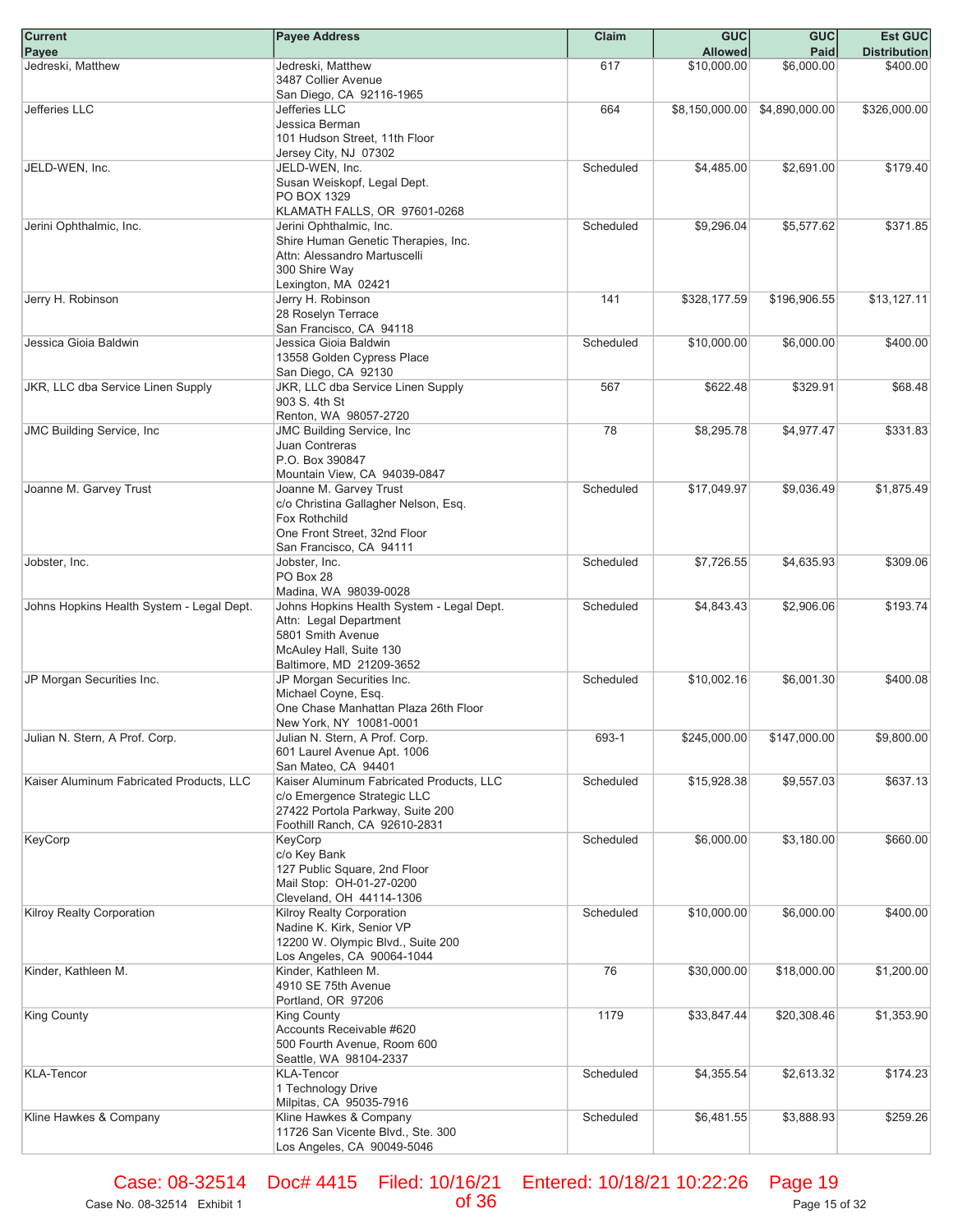| Current Payee | Payee Address | Claim | GUC Allowed | GUC Paid | Est GUC Distribution |
|---|---|---|---|---|---|
| Jedreski, Matthew | Jedreski, Matthew<br>3487 Collier Avenue<br>San Diego, CA 92116-1965 | 617 | $10,000.00 | $6,000.00 | $400.00 |
| Jefferies LLC | Jefferies LLC<br>Jessica Berman<br>101 Hudson Street, 11th Floor<br>Jersey City, NJ 07302 | 664 | $8,150,000.00 | $4,890,000.00 | $326,000.00 |
| JELD-WEN, Inc. | JELD-WEN, Inc.<br>Susan Weiskopf, Legal Dept.<br>PO BOX 1329<br>KLAMATH FALLS, OR 97601-0268 | Scheduled | $4,485.00 | $2,691.00 | $179.40 |
| Jerini Ophthalmic, Inc. | Jerini Ophthalmic, Inc.<br>Shire Human Genetic Therapies, Inc.<br>Attn: Alessandro Martuscelli<br>300 Shire Way<br>Lexington, MA 02421 | Scheduled | $9,296.04 | $5,577.62 | $371.85 |
| Jerry H. Robinson | Jerry H. Robinson<br>28 Roselyn Terrace<br>San Francisco, CA 94118 | 141 | $328,177.59 | $196,906.55 | $13,127.11 |
| Jessica Gioia Baldwin | Jessica Gioia Baldwin<br>13558 Golden Cypress Place<br>San Diego, CA 92130 | Scheduled | $10,000.00 | $6,000.00 | $400.00 |
| JKR, LLC dba Service Linen Supply | JKR, LLC dba Service Linen Supply<br>903 S. 4th St<br>Renton, WA 98057-2720 | 567 | $622.48 | $329.91 | $68.48 |
| JMC Building Service, Inc | JMC Building Service, Inc<br>Juan Contreras<br>P.O. Box 390847<br>Mountain View, CA 94039-0847 | 78 | $8,295.78 | $4,977.47 | $331.83 |
| Joanne M. Garvey Trust | Joanne M. Garvey Trust<br>c/o Christina Gallagher Nelson, Esq.<br>Fox Rothchild<br>One Front Street, 32nd Floor<br>San Francisco, CA 94111 | Scheduled | $17,049.97 | $9,036.49 | $1,875.49 |
| Jobster, Inc. | Jobster, Inc.<br>PO Box 28<br>Madina, WA 98039-0028 | Scheduled | $7,726.55 | $4,635.93 | $309.06 |
| Johns Hopkins Health System - Legal Dept. | Johns Hopkins Health System - Legal Dept.<br>Attn: Legal Department<br>5801 Smith Avenue<br>McAuley Hall, Suite 130<br>Baltimore, MD 21209-3652 | Scheduled | $4,843.43 | $2,906.06 | $193.74 |
| JP Morgan Securities Inc. | JP Morgan Securities Inc.<br>Michael Coyne, Esq.<br>One Chase Manhattan Plaza 26th Floor<br>New York, NY 10081-0001 | Scheduled | $10,002.16 | $6,001.30 | $400.08 |
| Julian N. Stern, A Prof. Corp. | Julian N. Stern, A Prof. Corp.<br>601 Laurel Avenue Apt. 1006<br>San Mateo, CA 94401 | 693-1 | $245,000.00 | $147,000.00 | $9,800.00 |
| Kaiser Aluminum Fabricated Products, LLC | Kaiser Aluminum Fabricated Products, LLC<br>c/o Emergence Strategic LLC<br>27422 Portola Parkway, Suite 200<br>Foothill Ranch, CA 92610-2831 | Scheduled | $15,928.38 | $9,557.03 | $637.13 |
| KeyCorp | KeyCorp<br>c/o Key Bank<br>127 Public Square, 2nd Floor<br>Mail Stop: OH-01-27-0200<br>Cleveland, OH 44114-1306 | Scheduled | $6,000.00 | $3,180.00 | $660.00 |
| Kilroy Realty Corporation | Kilroy Realty Corporation<br>Nadine K. Kirk, Senior VP<br>12200 W. Olympic Blvd., Suite 200<br>Los Angeles, CA 90064-1044 | Scheduled | $10,000.00 | $6,000.00 | $400.00 |
| Kinder, Kathleen M. | Kinder, Kathleen M.<br>4910 SE 75th Avenue<br>Portland, OR 97206 | 76 | $30,000.00 | $18,000.00 | $1,200.00 |
| King County | King County<br>Accounts Receivable #620<br>500 Fourth Avenue, Room 600<br>Seattle, WA 98104-2337 | 1179 | $33,847.44 | $20,308.46 | $1,353.90 |
| KLA-Tencor | KLA-Tencor<br>1 Technology Drive<br>Milpitas, CA 95035-7916 | Scheduled | $4,355.54 | $2,613.32 | $174.23 |
| Kline Hawkes & Company | Kline Hawkes & Company<br>11726 San Vicente Blvd., Ste. 300<br>Los Angeles, CA 90049-5046 | Scheduled | $6,481.55 | $3,888.93 | $259.26 |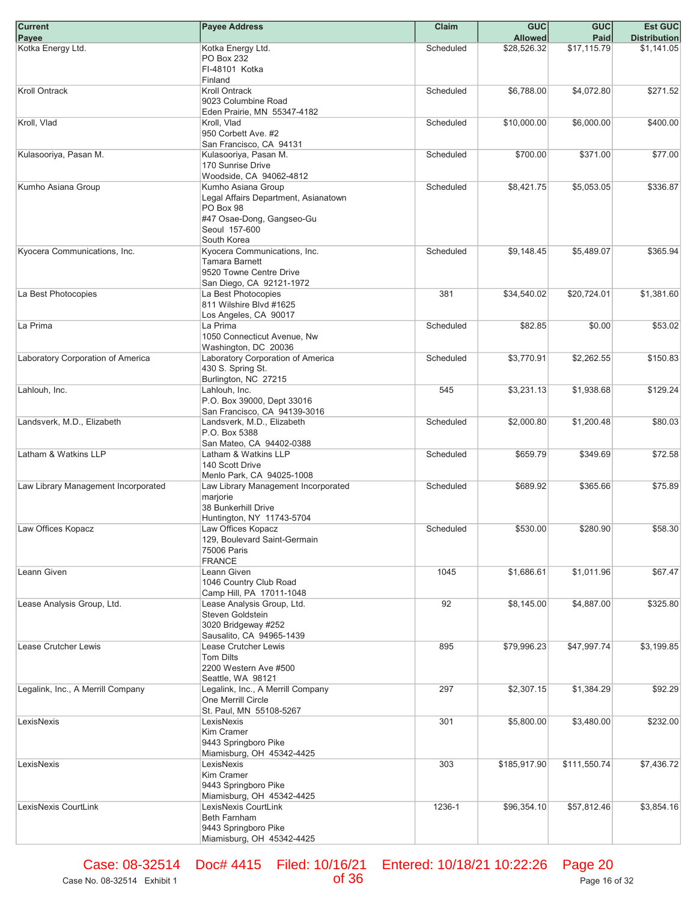| Current Payee | Payee Address | Claim | GUC Allowed | GUC Paid | Est GUC Distribution |
|---|---|---|---|---|---|
| Kotka Energy Ltd. | Kotka Energy Ltd.<br>PO Box 232<br>FI-48101 Kotka<br>Finland | Scheduled | $28,526.32 | $17,115.79 | $1,141.05 |
| Kroll Ontrack | Kroll Ontrack<br>9023 Columbine Road<br>Eden Prairie, MN 55347-4182 | Scheduled | $6,788.00 | $4,072.80 | $271.52 |
| Kroll, Vlad | Kroll, Vlad<br>950 Corbett Ave. #2<br>San Francisco, CA 94131 | Scheduled | $10,000.00 | $6,000.00 | $400.00 |
| Kulasooriya, Pasan M. | Kulasooriya, Pasan M.<br>170 Sunrise Drive<br>Woodside, CA 94062-4812 | Scheduled | $700.00 | $371.00 | $77.00 |
| Kumho Asiana Group | Kumho Asiana Group<br>Legal Affairs Department, Asianatown<br>PO Box 98<br>#47 Osae-Dong, Gangseo-Gu<br>Seoul 157-600<br>South Korea | Scheduled | $8,421.75 | $5,053.05 | $336.87 |
| Kyocera Communications, Inc. | Kyocera Communications, Inc.<br>Tamara Barnett<br>9520 Towne Centre Drive<br>San Diego, CA 92121-1972 | Scheduled | $9,148.45 | $5,489.07 | $365.94 |
| La Best Photocopies | La Best Photocopies<br>811 Wilshire Blvd #1625<br>Los Angeles, CA 90017 | 381 | $34,540.02 | $20,724.01 | $1,381.60 |
| La Prima | La Prima<br>1050 Connecticut Avenue, Nw<br>Washington, DC 20036 | Scheduled | $82.85 | $0.00 | $53.02 |
| Laboratory Corporation of America | Laboratory Corporation of America<br>430 S. Spring St.<br>Burlington, NC 27215 | Scheduled | $3,770.91 | $2,262.55 | $150.83 |
| Lahlouh, Inc. | Lahlouh, Inc.<br>P.O. Box 39000, Dept 33016<br>San Francisco, CA 94139-3016 | 545 | $3,231.13 | $1,938.68 | $129.24 |
| Landsverk, M.D., Elizabeth | Landsverk, M.D., Elizabeth<br>P.O. Box 5388<br>San Mateo, CA 94402-0388 | Scheduled | $2,000.80 | $1,200.48 | $80.03 |
| Latham & Watkins LLP | Latham & Watkins LLP<br>140 Scott Drive<br>Menlo Park, CA 94025-1008 | Scheduled | $659.79 | $349.69 | $72.58 |
| Law Library Management Incorporated | Law Library Management Incorporated<br>marjorie<br>38 Bunkerhill Drive<br>Huntington, NY 11743-5704 | Scheduled | $689.92 | $365.66 | $75.89 |
| Law Offices Kopacz | Law Offices Kopacz<br>129, Boulevard Saint-Germain<br>75006 Paris<br>FRANCE | Scheduled | $530.00 | $280.90 | $58.30 |
| Leann Given | Leann Given<br>1046 Country Club Road<br>Camp Hill, PA 17011-1048 | 1045 | $1,686.61 | $1,011.96 | $67.47 |
| Lease Analysis Group, Ltd. | Lease Analysis Group, Ltd.<br>Steven Goldstein<br>3020 Bridgeway #252<br>Sausalito, CA 94965-1439 | 92 | $8,145.00 | $4,887.00 | $325.80 |
| Lease Crutcher Lewis | Lease Crutcher Lewis<br>Tom Dilts<br>2200 Western Ave #500<br>Seattle, WA 98121 | 895 | $79,996.23 | $47,997.74 | $3,199.85 |
| Legalink, Inc., A Merrill Company | Legalink, Inc., A Merrill Company<br>One Merrill Circle<br>St. Paul, MN 55108-5267 | 297 | $2,307.15 | $1,384.29 | $92.29 |
| LexisNexis | LexisNexis<br>Kim Cramer<br>9443 Springboro Pike<br>Miamisburg, OH 45342-4425 | 301 | $5,800.00 | $3,480.00 | $232.00 |
| LexisNexis | LexisNexis<br>Kim Cramer<br>9443 Springboro Pike<br>Miamisburg, OH 45342-4425 | 303 | $185,917.90 | $111,550.74 | $7,436.72 |
| LexisNexis CourtLink | LexisNexis CourtLink<br>Beth Farnham<br>9443 Springboro Pike<br>Miamisburg, OH 45342-4425 | 1236-1 | $96,354.10 | $57,812.46 | $3,854.16 |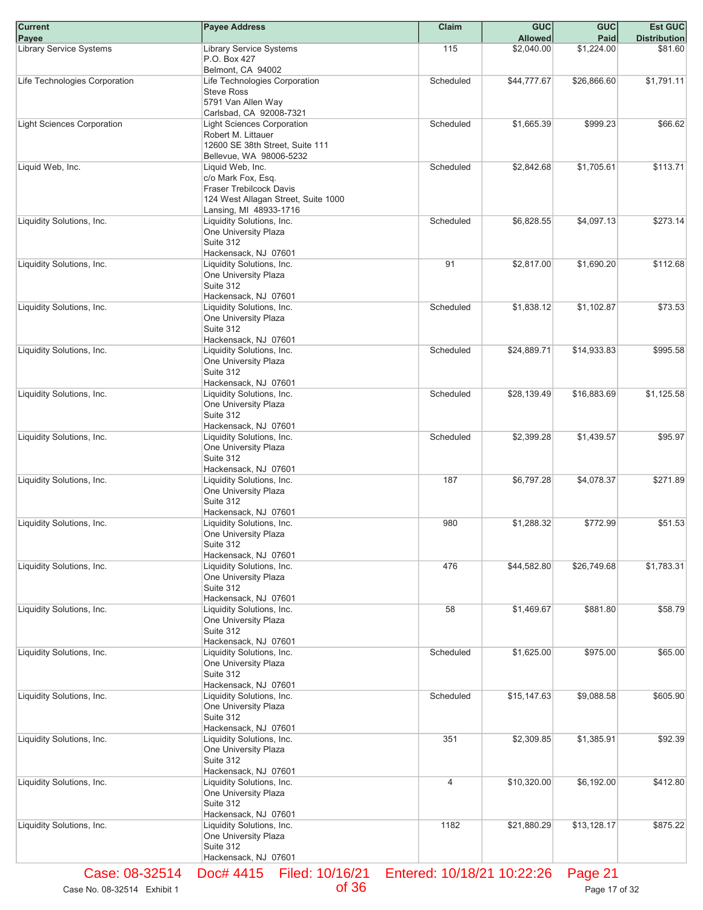| Current Payee | Payee Address | Claim | GUC Allowed | GUC Paid | Est GUC Distribution |
|---|---|---|---|---|---|
| Library Service Systems | Library Service Systems<br>P.O. Box 427<br>Belmont, CA 94002 | 115 | $2,040.00 | $1,224.00 | $81.60 |
| Life Technologies Corporation | Life Technologies Corporation<br>Steve Ross<br>5791 Van Allen Way<br>Carlsbad, CA 92008-7321 | Scheduled | $44,777.67 | $26,866.60 | $1,791.11 |
| Light Sciences Corporation | Light Sciences Corporation<br>Robert M. Littauer<br>12600 SE 38th Street, Suite 111<br>Bellevue, WA 98006-5232 | Scheduled | $1,665.39 | $999.23 | $66.62 |
| Liquid Web, Inc. | Liquid Web, Inc.<br>c/o Mark Fox, Esq.<br>Fraser Trebilcock Davis<br>124 West Allagan Street, Suite 1000<br>Lansing, MI 48933-1716 | Scheduled | $2,842.68 | $1,705.61 | $113.71 |
| Liquidity Solutions, Inc. | Liquidity Solutions, Inc.<br>One University Plaza<br>Suite 312<br>Hackensack, NJ 07601 | Scheduled | $6,828.55 | $4,097.13 | $273.14 |
| Liquidity Solutions, Inc. | Liquidity Solutions, Inc.<br>One University Plaza<br>Suite 312<br>Hackensack, NJ 07601 | 91 | $2,817.00 | $1,690.20 | $112.68 |
| Liquidity Solutions, Inc. | Liquidity Solutions, Inc.<br>One University Plaza<br>Suite 312<br>Hackensack, NJ 07601 | Scheduled | $1,838.12 | $1,102.87 | $73.53 |
| Liquidity Solutions, Inc. | Liquidity Solutions, Inc.<br>One University Plaza<br>Suite 312<br>Hackensack, NJ 07601 | Scheduled | $24,889.71 | $14,933.83 | $995.58 |
| Liquidity Solutions, Inc. | Liquidity Solutions, Inc.<br>One University Plaza<br>Suite 312<br>Hackensack, NJ 07601 | Scheduled | $28,139.49 | $16,883.69 | $1,125.58 |
| Liquidity Solutions, Inc. | Liquidity Solutions, Inc.<br>One University Plaza<br>Suite 312<br>Hackensack, NJ 07601 | Scheduled | $2,399.28 | $1,439.57 | $95.97 |
| Liquidity Solutions, Inc. | Liquidity Solutions, Inc.<br>One University Plaza<br>Suite 312<br>Hackensack, NJ 07601 | 187 | $6,797.28 | $4,078.37 | $271.89 |
| Liquidity Solutions, Inc. | Liquidity Solutions, Inc.<br>One University Plaza<br>Suite 312<br>Hackensack, NJ 07601 | 980 | $1,288.32 | $772.99 | $51.53 |
| Liquidity Solutions, Inc. | Liquidity Solutions, Inc.<br>One University Plaza<br>Suite 312<br>Hackensack, NJ 07601 | 476 | $44,582.80 | $26,749.68 | $1,783.31 |
| Liquidity Solutions, Inc. | Liquidity Solutions, Inc.<br>One University Plaza<br>Suite 312<br>Hackensack, NJ 07601 | 58 | $1,469.67 | $881.80 | $58.79 |
| Liquidity Solutions, Inc. | Liquidity Solutions, Inc.<br>One University Plaza<br>Suite 312<br>Hackensack, NJ 07601 | Scheduled | $1,625.00 | $975.00 | $65.00 |
| Liquidity Solutions, Inc. | Liquidity Solutions, Inc.<br>One University Plaza<br>Suite 312<br>Hackensack, NJ 07601 | Scheduled | $15,147.63 | $9,088.58 | $605.90 |
| Liquidity Solutions, Inc. | Liquidity Solutions, Inc.<br>One University Plaza<br>Suite 312<br>Hackensack, NJ 07601 | 351 | $2,309.85 | $1,385.91 | $92.39 |
| Liquidity Solutions, Inc. | Liquidity Solutions, Inc.<br>One University Plaza<br>Suite 312<br>Hackensack, NJ 07601 | 4 | $10,320.00 | $6,192.00 | $412.80 |
| Liquidity Solutions, Inc. | Liquidity Solutions, Inc.<br>One University Plaza<br>Suite 312<br>Hackensack, NJ 07601 | 1182 | $21,880.29 | $13,128.17 | $875.22 |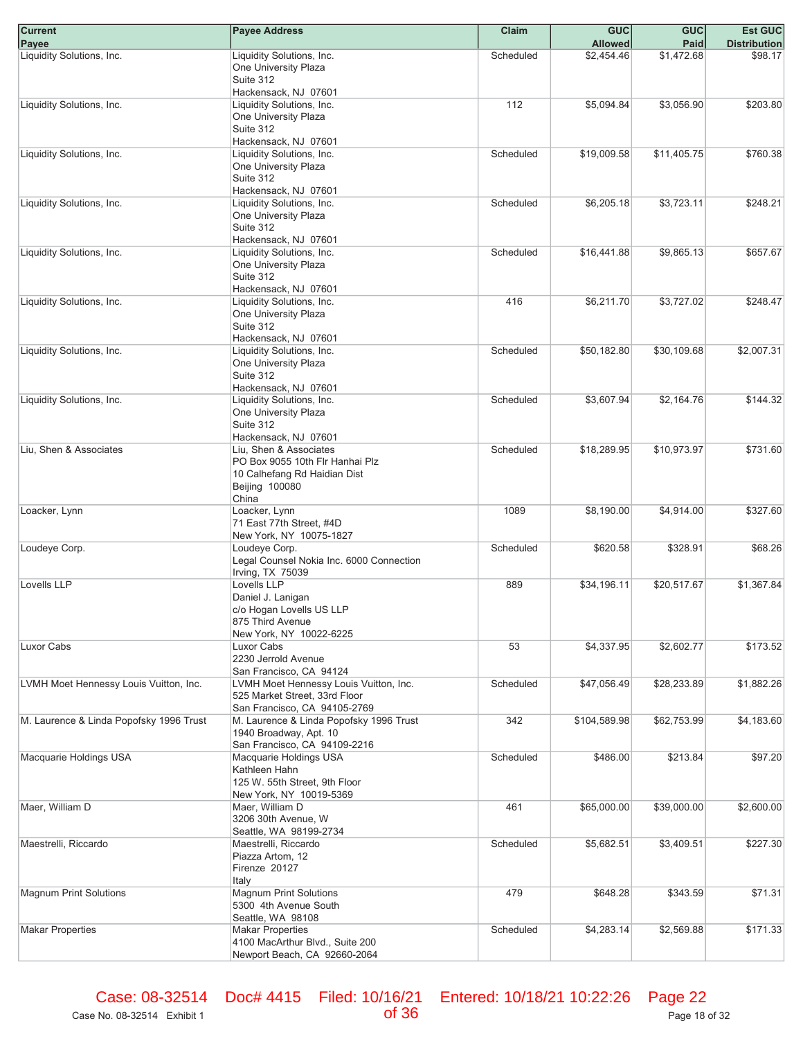| Current Payee | Payee Address | Claim | GUC Allowed | GUC Paid | Est GUC Distribution |
|---|---|---|---|---|---|
| Liquidity Solutions, Inc. | Liquidity Solutions, Inc.<br>One University Plaza<br>Suite 312<br>Hackensack, NJ 07601 | Scheduled | $2,454.46 | $1,472.68 | $98.17 |
| Liquidity Solutions, Inc. | Liquidity Solutions, Inc.<br>One University Plaza<br>Suite 312<br>Hackensack, NJ 07601 | 112 | $5,094.84 | $3,056.90 | $203.80 |
| Liquidity Solutions, Inc. | Liquidity Solutions, Inc.<br>One University Plaza<br>Suite 312<br>Hackensack, NJ 07601 | Scheduled | $19,009.58 | $11,405.75 | $760.38 |
| Liquidity Solutions, Inc. | Liquidity Solutions, Inc.<br>One University Plaza<br>Suite 312<br>Hackensack, NJ 07601 | Scheduled | $6,205.18 | $3,723.11 | $248.21 |
| Liquidity Solutions, Inc. | Liquidity Solutions, Inc.<br>One University Plaza<br>Suite 312<br>Hackensack, NJ 07601 | Scheduled | $16,441.88 | $9,865.13 | $657.67 |
| Liquidity Solutions, Inc. | Liquidity Solutions, Inc.<br>One University Plaza<br>Suite 312<br>Hackensack, NJ 07601 | 416 | $6,211.70 | $3,727.02 | $248.47 |
| Liquidity Solutions, Inc. | Liquidity Solutions, Inc.<br>One University Plaza<br>Suite 312<br>Hackensack, NJ 07601 | Scheduled | $50,182.80 | $30,109.68 | $2,007.31 |
| Liquidity Solutions, Inc. | Liquidity Solutions, Inc.<br>One University Plaza<br>Suite 312<br>Hackensack, NJ 07601 | Scheduled | $3,607.94 | $2,164.76 | $144.32 |
| Liu, Shen & Associates | Liu, Shen & Associates<br>PO Box 9055 10th Flr Hanhai Plz<br>10 Calhefang Rd Haidian Dist<br>Beijing 100080<br>China | Scheduled | $18,289.95 | $10,973.97 | $731.60 |
| Loacker, Lynn | Loacker, Lynn<br>71 East 77th Street, #4D<br>New York, NY 10075-1827 | 1089 | $8,190.00 | $4,914.00 | $327.60 |
| Loudeye Corp. | Loudeye Corp.<br>Legal Counsel Nokia Inc. 6000 Connection<br>Irving, TX 75039 | Scheduled | $620.58 | $328.91 | $68.26 |
| Lovells LLP | Lovells LLP<br>Daniel J. Lanigan<br>c/o Hogan Lovells US LLP<br>875 Third Avenue<br>New York, NY 10022-6225 | 889 | $34,196.11 | $20,517.67 | $1,367.84 |
| Luxor Cabs | Luxor Cabs<br>2230 Jerrold Avenue<br>San Francisco, CA 94124 | 53 | $4,337.95 | $2,602.77 | $173.52 |
| LVMH Moet Hennessy Louis Vuitton, Inc. | LVMH Moet Hennessy Louis Vuitton, Inc.<br>525 Market Street, 33rd Floor<br>San Francisco, CA 94105-2769 | Scheduled | $47,056.49 | $28,233.89 | $1,882.26 |
| M. Laurence & Linda Popofsky 1996 Trust | M. Laurence & Linda Popofsky 1996 Trust<br>1940 Broadway, Apt. 10<br>San Francisco, CA 94109-2216 | 342 | $104,589.98 | $62,753.99 | $4,183.60 |
| Macquarie Holdings USA | Macquarie Holdings USA<br>Kathleen Hahn<br>125 W. 55th Street, 9th Floor<br>New York, NY 10019-5369 | Scheduled | $486.00 | $213.84 | $97.20 |
| Maer, William D | Maer, William D<br>3206 30th Avenue, W<br>Seattle, WA 98199-2734 | 461 | $65,000.00 | $39,000.00 | $2,600.00 |
| Maestrelli, Riccardo | Maestrelli, Riccardo<br>Piazza Artom, 12<br>Firenze 20127<br>Italy | Scheduled | $5,682.51 | $3,409.51 | $227.30 |
| Magnum Print Solutions | Magnum Print Solutions<br>5300 4th Avenue South<br>Seattle, WA 98108 | 479 | $648.28 | $343.59 | $71.31 |
| Makar Properties | Makar Properties<br>4100 MacArthur Blvd., Suite 200<br>Newport Beach, CA 92660-2064 | Scheduled | $4,283.14 | $2,569.88 | $171.33 |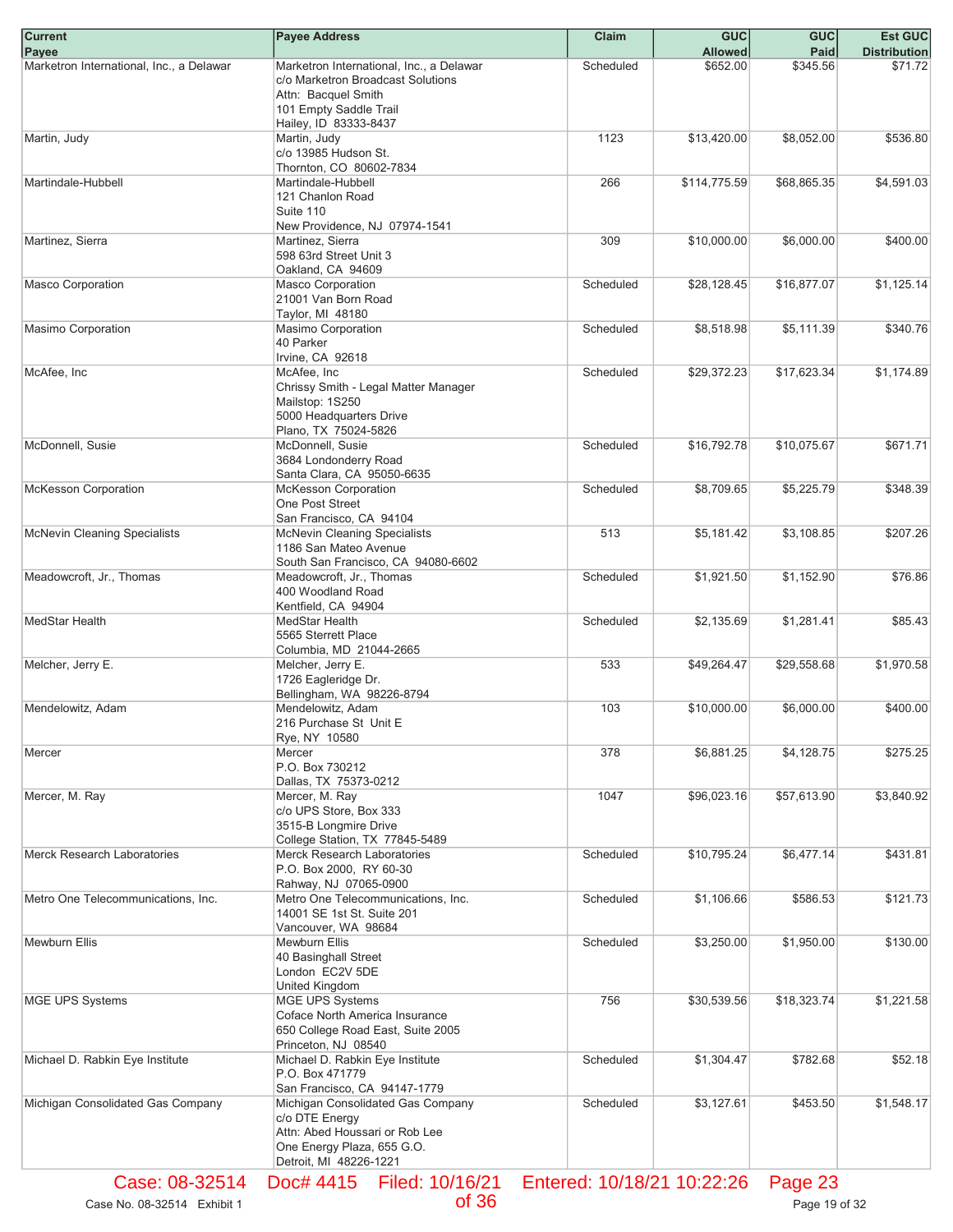| Current Payee | Payee Address | Claim | GUC Allowed | GUC Paid | Est GUC Distribution |
|---|---|---|---|---|---|
| Marketron International, Inc., a Delawar | Marketron International, Inc., a Delawar<br>c/o Marketron Broadcast Solutions<br>Attn: Bacquel Smith<br>101 Empty Saddle Trail<br>Hailey, ID 83333-8437 | Scheduled | $652.00 | $345.56 | $71.72 |
| Martin, Judy | Martin, Judy<br>c/o 13985 Hudson St.<br>Thornton, CO 80602-7834 | 1123 | $13,420.00 | $8,052.00 | $536.80 |
| Martindale-Hubbell | Martindale-Hubbell<br>121 Chanlon Road<br>Suite 110<br>New Providence, NJ 07974-1541 | 266 | $114,775.59 | $68,865.35 | $4,591.03 |
| Martinez, Sierra | Martinez, Sierra<br>598 63rd Street Unit 3<br>Oakland, CA 94609 | 309 | $10,000.00 | $6,000.00 | $400.00 |
| Masco Corporation | Masco Corporation<br>21001 Van Born Road<br>Taylor, MI 48180 | Scheduled | $28,128.45 | $16,877.07 | $1,125.14 |
| Masimo Corporation | Masimo Corporation<br>40 Parker<br>Irvine, CA 92618 | Scheduled | $8,518.98 | $5,111.39 | $340.76 |
| McAfee, Inc | McAfee, Inc<br>Chrissy Smith - Legal Matter Manager<br>Mailstop: 1S250<br>5000 Headquarters Drive<br>Plano, TX 75024-5826 | Scheduled | $29,372.23 | $17,623.34 | $1,174.89 |
| McDonnell, Susie | McDonnell, Susie<br>3684 Londonderry Road<br>Santa Clara, CA 95050-6635 | Scheduled | $16,792.78 | $10,075.67 | $671.71 |
| McKesson Corporation | McKesson Corporation<br>One Post Street<br>San Francisco, CA 94104 | Scheduled | $8,709.65 | $5,225.79 | $348.39 |
| McNevin Cleaning Specialists | McNevin Cleaning Specialists<br>1186 San Mateo Avenue<br>South San Francisco, CA 94080-6602 | 513 | $5,181.42 | $3,108.85 | $207.26 |
| Meadowcroft, Jr., Thomas | Meadowcroft, Jr., Thomas<br>400 Woodland Road<br>Kentfield, CA 94904 | Scheduled | $1,921.50 | $1,152.90 | $76.86 |
| MedStar Health | MedStar Health<br>5565 Sterrett Place<br>Columbia, MD 21044-2665 | Scheduled | $2,135.69 | $1,281.41 | $85.43 |
| Melcher, Jerry E. | Melcher, Jerry E.<br>1726 Eagleridge Dr.<br>Bellingham, WA 98226-8794 | 533 | $49,264.47 | $29,558.68 | $1,970.58 |
| Mendelowitz, Adam | Mendelowitz, Adam<br>216 Purchase St Unit E<br>Rye, NY 10580 | 103 | $10,000.00 | $6,000.00 | $400.00 |
| Mercer | Mercer<br>P.O. Box 730212<br>Dallas, TX 75373-0212 | 378 | $6,881.25 | $4,128.75 | $275.25 |
| Mercer, M. Ray | Mercer, M. Ray<br>c/o UPS Store, Box 333<br>3515-B Longmire Drive<br>College Station, TX 77845-5489 | 1047 | $96,023.16 | $57,613.90 | $3,840.92 |
| Merck Research Laboratories | Merck Research Laboratories<br>P.O. Box 2000, RY 60-30<br>Rahway, NJ 07065-0900 | Scheduled | $10,795.24 | $6,477.14 | $431.81 |
| Metro One Telecommunications, Inc. | Metro One Telecommunications, Inc.<br>14001 SE 1st St. Suite 201<br>Vancouver, WA 98684 | Scheduled | $1,106.66 | $586.53 | $121.73 |
| Mewburn Ellis | Mewburn Ellis<br>40 Basinghall Street<br>London EC2V 5DE<br>United Kingdom | Scheduled | $3,250.00 | $1,950.00 | $130.00 |
| MGE UPS Systems | MGE UPS Systems<br>Coface North America Insurance<br>650 College Road East, Suite 2005<br>Princeton, NJ 08540 | 756 | $30,539.56 | $18,323.74 | $1,221.58 |
| Michael D. Rabkin Eye Institute | Michael D. Rabkin Eye Institute<br>P.O. Box 471779<br>San Francisco, CA 94147-1779 | Scheduled | $1,304.47 | $782.68 | $52.18 |
| Michigan Consolidated Gas Company | Michigan Consolidated Gas Company<br>c/o DTE Energy<br>Attn: Abed Houssari or Rob Lee<br>One Energy Plaza, 655 G.O.<br>Detroit, MI 48226-1221 | Scheduled | $3,127.61 | $453.50 | $1,548.17 |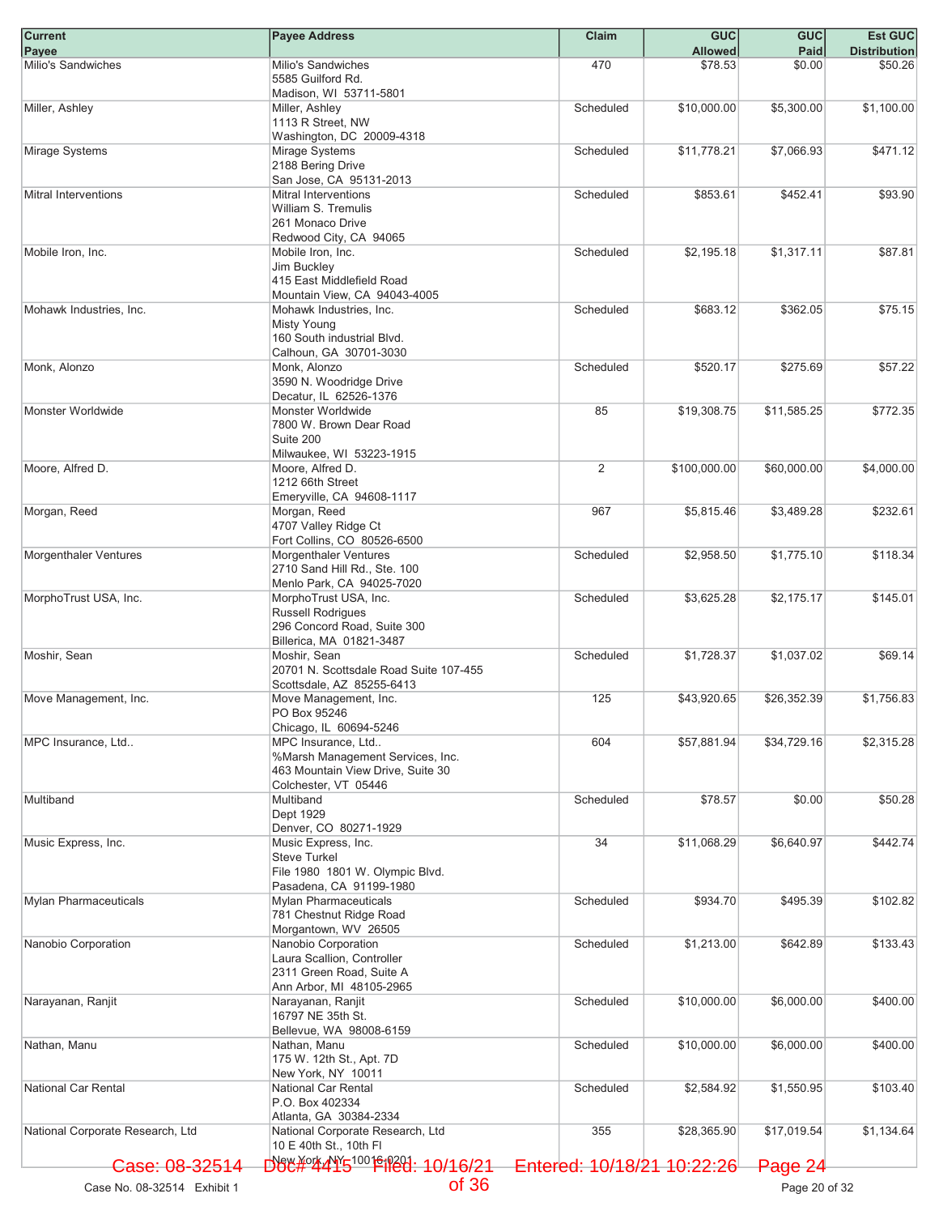| Current Payee | Payee Address | Claim | GUC Allowed | GUC Paid | Est GUC Distribution |
|---|---|---|---|---|---|
| Milio's Sandwiches | Milio's Sandwiches<br>5585 Guilford Rd.<br>Madison, WI 53711-5801 | 470 | $78.53 | $0.00 | $50.26 |
| Miller, Ashley | Miller, Ashley<br>1113 R Street, NW<br>Washington, DC 20009-4318 | Scheduled | $10,000.00 | $5,300.00 | $1,100.00 |
| Mirage Systems | Mirage Systems<br>2188 Bering Drive<br>San Jose, CA 95131-2013 | Scheduled | $11,778.21 | $7,066.93 | $471.12 |
| Mitral Interventions | Mitral Interventions<br>William S. Tremulis<br>261 Monaco Drive<br>Redwood City, CA 94065 | Scheduled | $853.61 | $452.41 | $93.90 |
| Mobile Iron, Inc. | Mobile Iron, Inc.<br>Jim Buckley<br>415 East Middlefield Road<br>Mountain View, CA 94043-4005 | Scheduled | $2,195.18 | $1,317.11 | $87.81 |
| Mohawk Industries, Inc. | Mohawk Industries, Inc.<br>Misty Young<br>160 South industrial Blvd.<br>Calhoun, GA 30701-3030 | Scheduled | $683.12 | $362.05 | $75.15 |
| Monk, Alonzo | Monk, Alonzo<br>3590 N. Woodridge Drive<br>Decatur, IL 62526-1376 | Scheduled | $520.17 | $275.69 | $57.22 |
| Monster Worldwide | Monster Worldwide<br>7800 W. Brown Dear Road<br>Suite 200<br>Milwaukee, WI 53223-1915 | 85 | $19,308.75 | $11,585.25 | $772.35 |
| Moore, Alfred D. | Moore, Alfred D.<br>1212 66th Street<br>Emeryville, CA 94608-1117 | 2 | $100,000.00 | $60,000.00 | $4,000.00 |
| Morgan, Reed | Morgan, Reed<br>4707 Valley Ridge Ct<br>Fort Collins, CO 80526-6500 | 967 | $5,815.46 | $3,489.28 | $232.61 |
| Morgenthaler Ventures | Morgenthaler Ventures<br>2710 Sand Hill Rd., Ste. 100<br>Menlo Park, CA 94025-7020 | Scheduled | $2,958.50 | $1,775.10 | $118.34 |
| MorphoTrust USA, Inc. | MorphoTrust USA, Inc.<br>Russell Rodrigues<br>296 Concord Road, Suite 300<br>Billerica, MA 01821-3487 | Scheduled | $3,625.28 | $2,175.17 | $145.01 |
| Moshir, Sean | Moshir, Sean<br>20701 N. Scottsdale Road Suite 107-455<br>Scottsdale, AZ 85255-6413 | Scheduled | $1,728.37 | $1,037.02 | $69.14 |
| Move Management, Inc. | Move Management, Inc.<br>PO Box 95246<br>Chicago, IL 60694-5246 | 125 | $43,920.65 | $26,352.39 | $1,756.83 |
| MPC Insurance, Ltd.. | MPC Insurance, Ltd..<br>%Marsh Management Services, Inc.<br>463 Mountain View Drive, Suite 30<br>Colchester, VT 05446 | 604 | $57,881.94 | $34,729.16 | $2,315.28 |
| Multiband | Multiband<br>Dept 1929<br>Denver, CO 80271-1929 | Scheduled | $78.57 | $0.00 | $50.28 |
| Music Express, Inc. | Music Express, Inc.<br>Steve Turkel<br>File 1980 1801 W. Olympic Blvd.<br>Pasadena, CA 91199-1980 | 34 | $11,068.29 | $6,640.97 | $442.74 |
| Mylan Pharmaceuticals | Mylan Pharmaceuticals<br>781 Chestnut Ridge Road<br>Morgantown, WV 26505 | Scheduled | $934.70 | $495.39 | $102.82 |
| Nanobio Corporation | Nanobio Corporation<br>Laura Scallion, Controller<br>2311 Green Road, Suite A<br>Ann Arbor, MI 48105-2965 | Scheduled | $1,213.00 | $642.89 | $133.43 |
| Narayanan, Ranjit | Narayanan, Ranjit<br>16797 NE 35th St.<br>Bellevue, WA 98008-6159 | Scheduled | $10,000.00 | $6,000.00 | $400.00 |
| Nathan, Manu | Nathan, Manu<br>175 W. 12th St., Apt. 7D<br>New York, NY 10011 | Scheduled | $10,000.00 | $6,000.00 | $400.00 |
| National Car Rental | National Car Rental<br>P.O. Box 402334<br>Atlanta, GA 30384-2334 | Scheduled | $2,584.92 | $1,550.95 | $103.40 |
| National Corporate Research, Ltd | National Corporate Research, Ltd<br>10 E 40th St., 10th Fl<br>New York, NY 10016-0201 | 355 | $28,365.90 | $17,019.54 | $1,134.64 |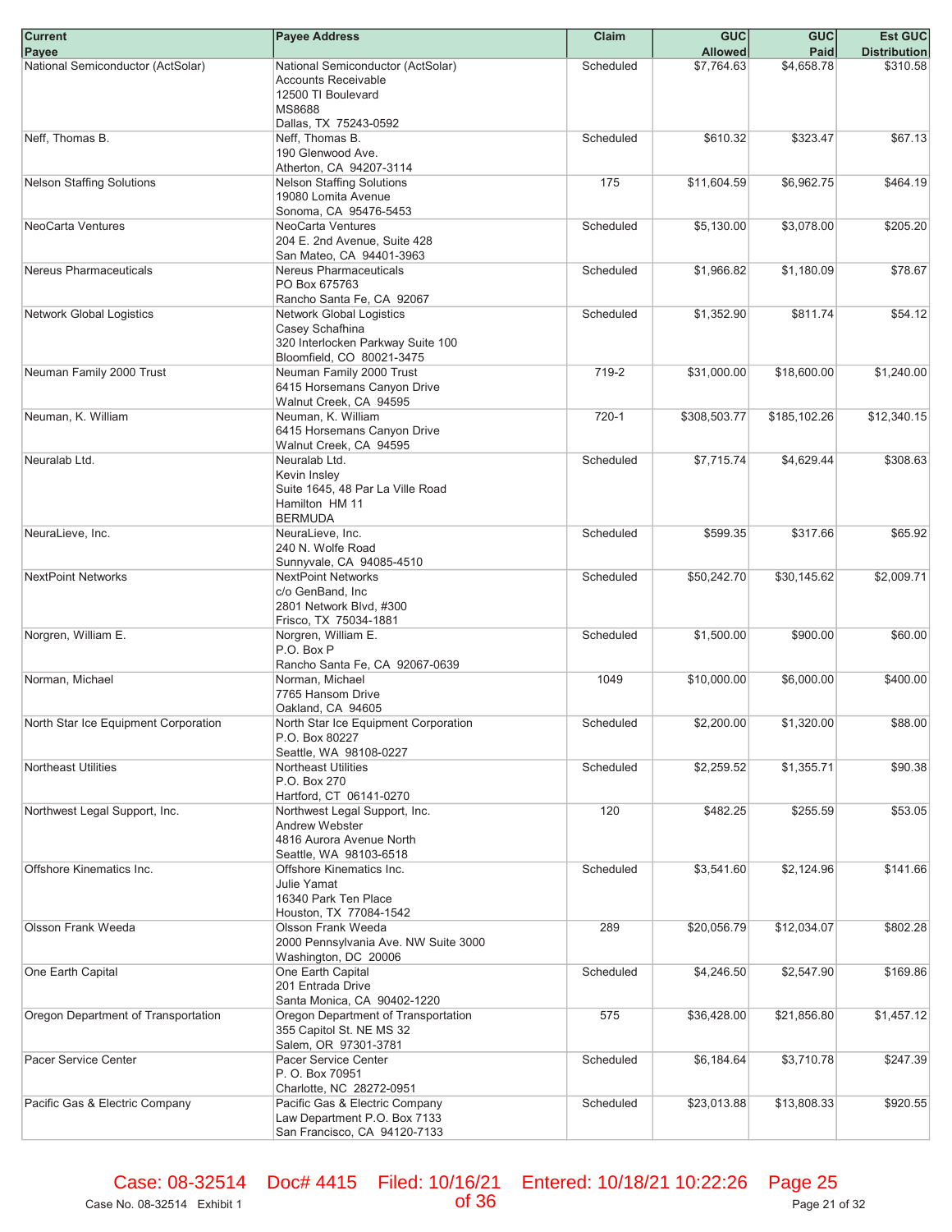| Current Payee | Payee Address | Claim | GUC Allowed | GUC Paid | Est GUC Distribution |
|---|---|---|---|---|---|
| National Semiconductor (ActSolar) | National Semiconductor (ActSolar)<br>Accounts Receivable<br>12500 TI Boulevard<br>MS8688<br>Dallas, TX 75243-0592 | Scheduled | $7,764.63 | $4,658.78 | $310.58 |
| Neff, Thomas B. | Neff, Thomas B.<br>190 Glenwood Ave.<br>Atherton, CA 94207-3114 | Scheduled | $610.32 | $323.47 | $67.13 |
| Nelson Staffing Solutions | Nelson Staffing Solutions<br>19080 Lomita Avenue<br>Sonoma, CA 95476-5453 | 175 | $11,604.59 | $6,962.75 | $464.19 |
| NeoCarta Ventures | NeoCarta Ventures<br>204 E. 2nd Avenue, Suite 428<br>San Mateo, CA 94401-3963 | Scheduled | $5,130.00 | $3,078.00 | $205.20 |
| Nereus Pharmaceuticals | Nereus Pharmaceuticals<br>PO Box 675763<br>Rancho Santa Fe, CA 92067 | Scheduled | $1,966.82 | $1,180.09 | $78.67 |
| Network Global Logistics | Network Global Logistics<br>Casey Schafhina<br>320 Interlocken Parkway Suite 100<br>Bloomfield, CO 80021-3475 | Scheduled | $1,352.90 | $811.74 | $54.12 |
| Neuman Family 2000 Trust | Neuman Family 2000 Trust<br>6415 Horsemans Canyon Drive<br>Walnut Creek, CA 94595 | 719-2 | $31,000.00 | $18,600.00 | $1,240.00 |
| Neuman, K. William | Neuman, K. William<br>6415 Horsemans Canyon Drive<br>Walnut Creek, CA 94595 | 720-1 | $308,503.77 | $185,102.26 | $12,340.15 |
| Neuralab Ltd. | Neuralab Ltd.<br>Kevin Insley<br>Suite 1645, 48 Par La Ville Road<br>Hamilton HM 11<br>BERMUDA | Scheduled | $7,715.74 | $4,629.44 | $308.63 |
| NeuraLieve, Inc. | NeuraLieve, Inc.<br>240 N. Wolfe Road<br>Sunnyvale, CA 94085-4510 | Scheduled | $599.35 | $317.66 | $65.92 |
| NextPoint Networks | NextPoint Networks<br>c/o GenBand, Inc<br>2801 Network Blvd, #300<br>Frisco, TX 75034-1881 | Scheduled | $50,242.70 | $30,145.62 | $2,009.71 |
| Norgren, William E. | Norgren, William E.<br>P.O. Box P<br>Rancho Santa Fe, CA 92067-0639 | Scheduled | $1,500.00 | $900.00 | $60.00 |
| Norman, Michael | Norman, Michael<br>7765 Hansom Drive<br>Oakland, CA 94605 | 1049 | $10,000.00 | $6,000.00 | $400.00 |
| North Star Ice Equipment Corporation | North Star Ice Equipment Corporation<br>P.O. Box 80227<br>Seattle, WA 98108-0227 | Scheduled | $2,200.00 | $1,320.00 | $88.00 |
| Northeast Utilities | Northeast Utilities<br>P.O. Box 270<br>Hartford, CT 06141-0270 | Scheduled | $2,259.52 | $1,355.71 | $90.38 |
| Northwest Legal Support, Inc. | Northwest Legal Support, Inc.<br>Andrew Webster<br>4816 Aurora Avenue North<br>Seattle, WA 98103-6518 | 120 | $482.25 | $255.59 | $53.05 |
| Offshore Kinematics Inc. | Offshore Kinematics Inc.<br>Julie Yamat<br>16340 Park Ten Place<br>Houston, TX 77084-1542 | Scheduled | $3,541.60 | $2,124.96 | $141.66 |
| Olsson Frank Weeda | Olsson Frank Weeda<br>2000 Pennsylvania Ave. NW Suite 3000<br>Washington, DC 20006 | 289 | $20,056.79 | $12,034.07 | $802.28 |
| One Earth Capital | One Earth Capital<br>201 Entrada Drive<br>Santa Monica, CA 90402-1220 | Scheduled | $4,246.50 | $2,547.90 | $169.86 |
| Oregon Department of Transportation | Oregon Department of Transportation<br>355 Capitol St. NE MS 32<br>Salem, OR 97301-3781 | 575 | $36,428.00 | $21,856.80 | $1,457.12 |
| Pacer Service Center | Pacer Service Center<br>P. O. Box 70951<br>Charlotte, NC 28272-0951 | Scheduled | $6,184.64 | $3,710.78 | $247.39 |
| Pacific Gas & Electric Company | Pacific Gas & Electric Company<br>Law Department P.O. Box 7133<br>San Francisco, CA 94120-7133 | Scheduled | $23,013.88 | $13,808.33 | $920.55 |

Case No. 08-32514 Exhibit 1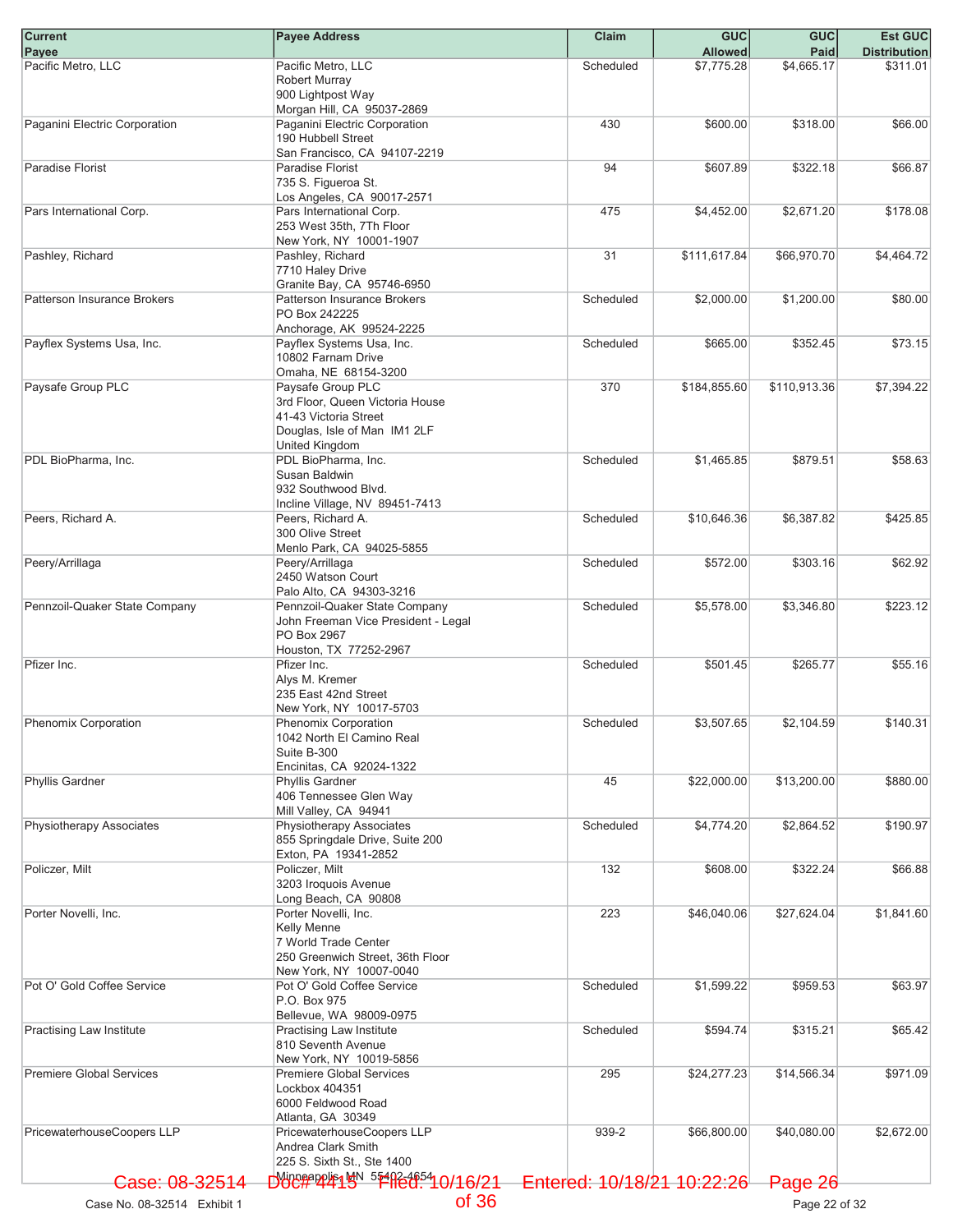| Current Payee | Payee Address | Claim | GUC Allowed | GUC Paid | Est GUC Distribution |
|---|---|---|---|---|---|
| Pacific Metro, LLC | Pacific Metro, LLC<br>Robert Murray<br>900 Lightpost Way<br>Morgan Hill, CA 95037-2869 | Scheduled | $7,775.28 | $4,665.17 | $311.01 |
| Paganini Electric Corporation | Paganini Electric Corporation<br>190 Hubbell Street<br>San Francisco, CA 94107-2219 | 430 | $600.00 | $318.00 | $66.00 |
| Paradise Florist | Paradise Florist<br>735 S. Figueroa St.<br>Los Angeles, CA 90017-2571 | 94 | $607.89 | $322.18 | $66.87 |
| Pars International Corp. | Pars International Corp.<br>253 West 35th, 7Th Floor<br>New York, NY 10001-1907 | 475 | $4,452.00 | $2,671.20 | $178.08 |
| Pashley, Richard | Pashley, Richard<br>7710 Haley Drive<br>Granite Bay, CA 95746-6950 | 31 | $111,617.84 | $66,970.70 | $4,464.72 |
| Patterson Insurance Brokers | Patterson Insurance Brokers<br>PO Box 242225<br>Anchorage, AK 99524-2225 | Scheduled | $2,000.00 | $1,200.00 | $80.00 |
| Payflex Systems Usa, Inc. | Payflex Systems Usa, Inc.<br>10802 Farnam Drive<br>Omaha, NE 68154-3200 | Scheduled | $665.00 | $352.45 | $73.15 |
| Paysafe Group PLC | Paysafe Group PLC<br>3rd Floor, Queen Victoria House<br>41-43 Victoria Street<br>Douglas, Isle of Man IM1 2LF<br>United Kingdom | 370 | $184,855.60 | $110,913.36 | $7,394.22 |
| PDL BioPharma, Inc. | PDL BioPharma, Inc.<br>Susan Baldwin<br>932 Southwood Blvd.<br>Incline Village, NV 89451-7413 | Scheduled | $1,465.85 | $879.51 | $58.63 |
| Peers, Richard A. | Peers, Richard A.<br>300 Olive Street<br>Menlo Park, CA 94025-5855 | Scheduled | $10,646.36 | $6,387.82 | $425.85 |
| Peery/Arrillaga | Peery/Arrillaga<br>2450 Watson Court<br>Palo Alto, CA 94303-3216 | Scheduled | $572.00 | $303.16 | $62.92 |
| Pennzoil-Quaker State Company | Pennzoil-Quaker State Company<br>John Freeman Vice President - Legal<br>PO Box 2967<br>Houston, TX 77252-2967 | Scheduled | $5,578.00 | $3,346.80 | $223.12 |
| Pfizer Inc. | Pfizer Inc.<br>Alys M. Kremer<br>235 East 42nd Street<br>New York, NY 10017-5703 | Scheduled | $501.45 | $265.77 | $55.16 |
| Phenomix Corporation | Phenomix Corporation<br>1042 North El Camino Real<br>Suite B-300<br>Encinitas, CA 92024-1322 | Scheduled | $3,507.65 | $2,104.59 | $140.31 |
| Phyllis Gardner | Phyllis Gardner<br>406 Tennessee Glen Way<br>Mill Valley, CA 94941 | 45 | $22,000.00 | $13,200.00 | $880.00 |
| Physiotherapy Associates | Physiotherapy Associates<br>855 Springdale Drive, Suite 200<br>Exton, PA 19341-2852 | Scheduled | $4,774.20 | $2,864.52 | $190.97 |
| Policzer, Milt | Policzer, Milt<br>3203 Iroquois Avenue<br>Long Beach, CA 90808 | 132 | $608.00 | $322.24 | $66.88 |
| Porter Novelli, Inc. | Porter Novelli, Inc.<br>Kelly Menne<br>7 World Trade Center<br>250 Greenwich Street, 36th Floor<br>New York, NY 10007-0040 | 223 | $46,040.06 | $27,624.04 | $1,841.60 |
| Pot O' Gold Coffee Service | Pot O' Gold Coffee Service<br>P.O. Box 975<br>Bellevue, WA 98009-0975 | Scheduled | $1,599.22 | $959.53 | $63.97 |
| Practising Law Institute | Practising Law Institute<br>810 Seventh Avenue<br>New York, NY 10019-5856 | Scheduled | $594.74 | $315.21 | $65.42 |
| Premiere Global Services | Premiere Global Services<br>Lockbox 404351<br>6000 Feldwood Road<br>Atlanta, GA 30349 | 295 | $24,277.23 | $14,566.34 | $971.09 |
| PricewaterhouseCoopers LLP | PricewaterhouseCoopers LLP<br>Andrea Clark Smith<br>225 S. Sixth St., Ste 1400<br>Minneapolis, MN 55402-4654 | 939-2 | $66,800.00 | $40,080.00 | $2,672.00 |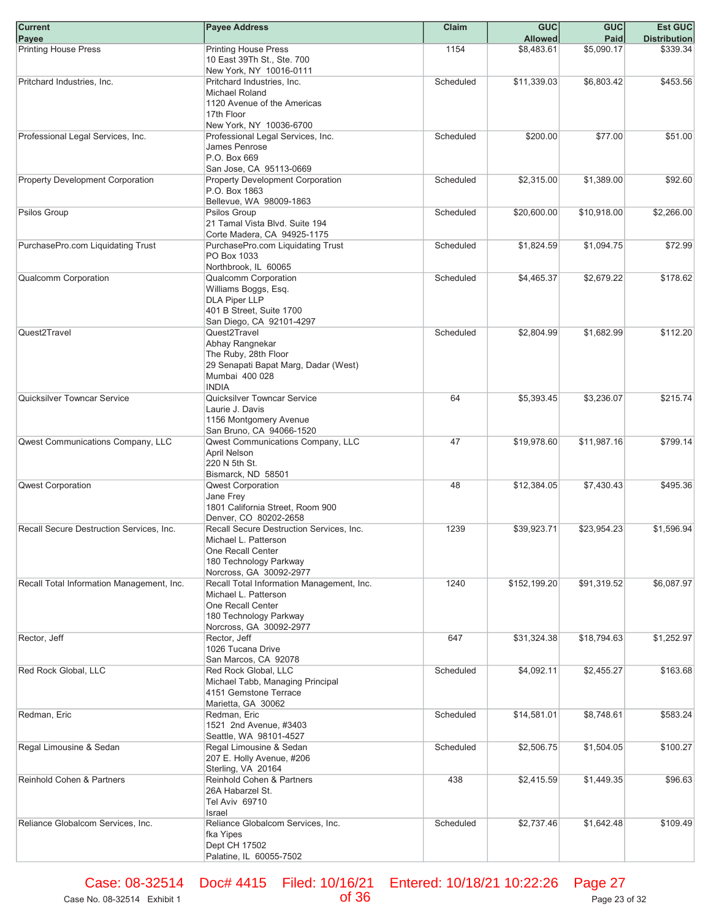| Current Payee | Payee Address | Claim | GUC Allowed | GUC Paid | Est GUC Distribution |
|---|---|---|---|---|---|
| Printing House Press | Printing House Press<br>10 East 39Th St., Ste. 700<br>New York, NY 10016-0111 | 1154 | $8,483.61 | $5,090.17 | $339.34 |
| Pritchard Industries, Inc. | Pritchard Industries, Inc.<br>Michael Roland<br>1120 Avenue of the Americas<br>17th Floor<br>New York, NY 10036-6700 | Scheduled | $11,339.03 | $6,803.42 | $453.56 |
| Professional Legal Services, Inc. | Professional Legal Services, Inc.<br>James Penrose<br>P.O. Box 669<br>San Jose, CA 95113-0669 | Scheduled | $200.00 | $77.00 | $51.00 |
| Property Development Corporation | Property Development Corporation<br>P.O. Box 1863<br>Bellevue, WA 98009-1863 | Scheduled | $2,315.00 | $1,389.00 | $92.60 |
| Psilos Group | Psilos Group<br>21 Tamal Vista Blvd. Suite 194<br>Corte Madera, CA 94925-1175 | Scheduled | $20,600.00 | $10,918.00 | $2,266.00 |
| PurchasePro.com Liquidating Trust | PurchasePro.com Liquidating Trust<br>PO Box 1033<br>Northbrook, IL 60065 | Scheduled | $1,824.59 | $1,094.75 | $72.99 |
| Qualcomm Corporation | Qualcomm Corporation<br>Williams Boggs, Esq.<br>DLA Piper LLP<br>401 B Street, Suite 1700<br>San Diego, CA 92101-4297 | Scheduled | $4,465.37 | $2,679.22 | $178.62 |
| Quest2Travel | Quest2Travel<br>Abhay Rangnekar<br>The Ruby, 28th Floor<br>29 Senapati Bapat Marg, Dadar (West)<br>Mumbai 400 028<br>INDIA | Scheduled | $2,804.99 | $1,682.99 | $112.20 |
| Quicksilver Towncar Service | Quicksilver Towncar Service<br>Laurie J. Davis<br>1156 Montgomery Avenue<br>San Bruno, CA 94066-1520 | 64 | $5,393.45 | $3,236.07 | $215.74 |
| Qwest Communications Company, LLC | Qwest Communications Company, LLC<br>April Nelson<br>220 N 5th St.<br>Bismarck, ND 58501 | 47 | $19,978.60 | $11,987.16 | $799.14 |
| Qwest Corporation | Qwest Corporation<br>Jane Frey<br>1801 California Street, Room 900<br>Denver, CO 80202-2658 | 48 | $12,384.05 | $7,430.43 | $495.36 |
| Recall Secure Destruction Services, Inc. | Recall Secure Destruction Services, Inc.<br>Michael L. Patterson<br>One Recall Center<br>180 Technology Parkway<br>Norcross, GA 30092-2977 | 1239 | $39,923.71 | $23,954.23 | $1,596.94 |
| Recall Total Information Management, Inc. | Recall Total Information Management, Inc.<br>Michael L. Patterson<br>One Recall Center<br>180 Technology Parkway<br>Norcross, GA 30092-2977 | 1240 | $152,199.20 | $91,319.52 | $6,087.97 |
| Rector, Jeff | Rector, Jeff<br>1026 Tucana Drive<br>San Marcos, CA 92078 | 647 | $31,324.38 | $18,794.63 | $1,252.97 |
| Red Rock Global, LLC | Red Rock Global, LLC<br>Michael Tabb, Managing Principal<br>4151 Gemstone Terrace<br>Marietta, GA 30062 | Scheduled | $4,092.11 | $2,455.27 | $163.68 |
| Redman, Eric | Redman, Eric<br>1521 2nd Avenue, #3403<br>Seattle, WA 98101-4527 | Scheduled | $14,581.01 | $8,748.61 | $583.24 |
| Regal Limousine & Sedan | Regal Limousine & Sedan<br>207 E. Holly Avenue, #206<br>Sterling, VA 20164 | Scheduled | $2,506.75 | $1,504.05 | $100.27 |
| Reinhold Cohen & Partners | Reinhold Cohen & Partners<br>26A Habarzel St.<br>Tel Aviv 69710<br>Israel | 438 | $2,415.59 | $1,449.35 | $96.63 |
| Reliance Globalcom Services, Inc. | Reliance Globalcom Services, Inc.<br>fka Yipes<br>Dept CH 17502<br>Palatine, IL 60055-7502 | Scheduled | $2,737.46 | $1,642.48 | $109.49 |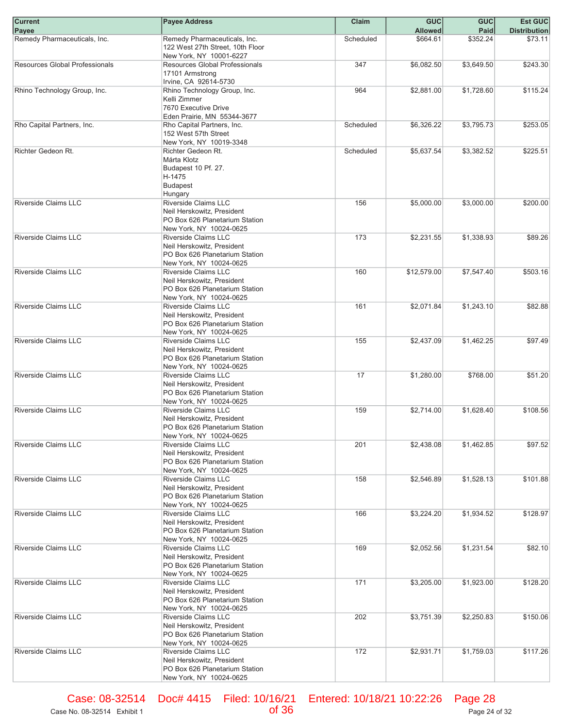| Current Payee | Payee Address | Claim | GUC Allowed | GUC Paid | Est GUC Distribution |
|---|---|---|---|---|---|
| Remedy Pharmaceuticals, Inc. | Remedy Pharmaceuticals, Inc.<br>122 West 27th Street, 10th Floor<br>New York, NY 10001-6227 | Scheduled | $664.61 | $352.24 | $73.11 |
| Resources Global Professionals | Resources Global Professionals<br>17101 Armstrong<br>Irvine, CA 92614-5730 | 347 | $6,082.50 | $3,649.50 | $243.30 |
| Rhino Technology Group, Inc. | Rhino Technology Group, Inc.<br>Kelli Zimmer<br>7670 Executive Drive<br>Eden Prairie, MN 55344-3677 | 964 | $2,881.00 | $1,728.60 | $115.24 |
| Rho Capital Partners, Inc. | Rho Capital Partners, Inc.<br>152 West 57th Street<br>New York, NY 10019-3348 | Scheduled | $6,326.22 | $3,795.73 | $253.05 |
| Richter Gedeon Rt. | Richter Gedeon Rt.<br>Márta Klotz<br>Budapest 10 Pf. 27.<br>H-1475<br>Budapest<br>Hungary | Scheduled | $5,637.54 | $3,382.52 | $225.51 |
| Riverside Claims LLC | Riverside Claims LLC<br>Neil Herskowitz, President<br>PO Box 626 Planetarium Station<br>New York, NY 10024-0625 | 156 | $5,000.00 | $3,000.00 | $200.00 |
| Riverside Claims LLC | Riverside Claims LLC<br>Neil Herskowitz, President<br>PO Box 626 Planetarium Station<br>New York, NY 10024-0625 | 173 | $2,231.55 | $1,338.93 | $89.26 |
| Riverside Claims LLC | Riverside Claims LLC<br>Neil Herskowitz, President<br>PO Box 626 Planetarium Station<br>New York, NY 10024-0625 | 160 | $12,579.00 | $7,547.40 | $503.16 |
| Riverside Claims LLC | Riverside Claims LLC<br>Neil Herskowitz, President<br>PO Box 626 Planetarium Station<br>New York, NY 10024-0625 | 161 | $2,071.84 | $1,243.10 | $82.88 |
| Riverside Claims LLC | Riverside Claims LLC<br>Neil Herskowitz, President<br>PO Box 626 Planetarium Station<br>New York, NY 10024-0625 | 155 | $2,437.09 | $1,462.25 | $97.49 |
| Riverside Claims LLC | Riverside Claims LLC<br>Neil Herskowitz, President<br>PO Box 626 Planetarium Station<br>New York, NY 10024-0625 | 17 | $1,280.00 | $768.00 | $51.20 |
| Riverside Claims LLC | Riverside Claims LLC<br>Neil Herskowitz, President<br>PO Box 626 Planetarium Station<br>New York, NY 10024-0625 | 159 | $2,714.00 | $1,628.40 | $108.56 |
| Riverside Claims LLC | Riverside Claims LLC<br>Neil Herskowitz, President<br>PO Box 626 Planetarium Station<br>New York, NY 10024-0625 | 201 | $2,438.08 | $1,462.85 | $97.52 |
| Riverside Claims LLC | Riverside Claims LLC<br>Neil Herskowitz, President<br>PO Box 626 Planetarium Station<br>New York, NY 10024-0625 | 158 | $2,546.89 | $1,528.13 | $101.88 |
| Riverside Claims LLC | Riverside Claims LLC<br>Neil Herskowitz, President<br>PO Box 626 Planetarium Station<br>New York, NY 10024-0625 | 166 | $3,224.20 | $1,934.52 | $128.97 |
| Riverside Claims LLC | Riverside Claims LLC<br>Neil Herskowitz, President<br>PO Box 626 Planetarium Station<br>New York, NY 10024-0625 | 169 | $2,052.56 | $1,231.54 | $82.10 |
| Riverside Claims LLC | Riverside Claims LLC<br>Neil Herskowitz, President<br>PO Box 626 Planetarium Station<br>New York, NY 10024-0625 | 171 | $3,205.00 | $1,923.00 | $128.20 |
| Riverside Claims LLC | Riverside Claims LLC<br>Neil Herskowitz, President<br>PO Box 626 Planetarium Station<br>New York, NY 10024-0625 | 202 | $3,751.39 | $2,250.83 | $150.06 |
| Riverside Claims LLC | Riverside Claims LLC<br>Neil Herskowitz, President<br>PO Box 626 Planetarium Station<br>New York, NY 10024-0625 | 172 | $2,931.71 | $1,759.03 | $117.26 |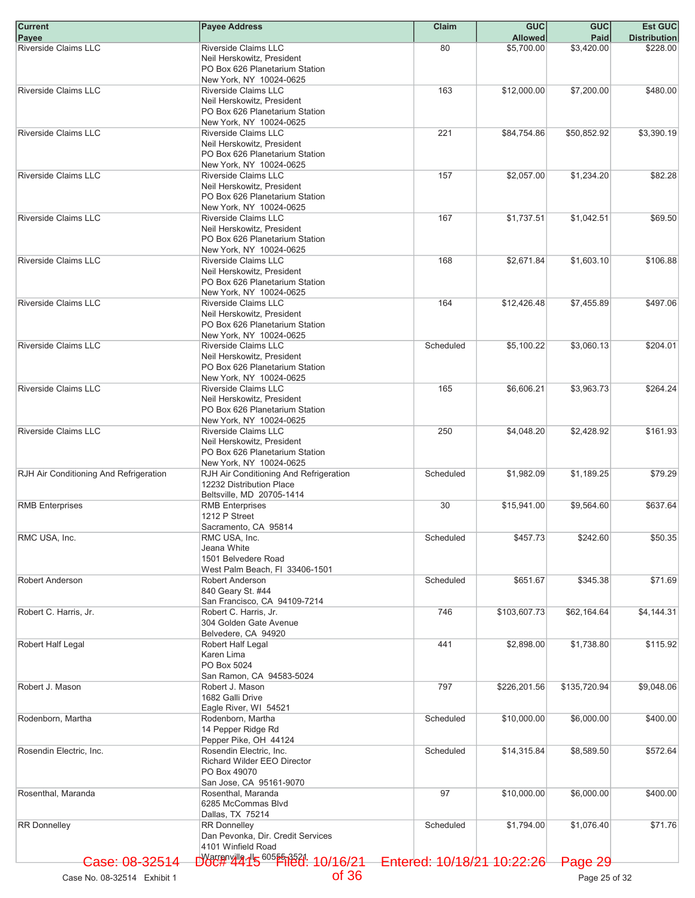| Current Payee | Payee Address | Claim | GUC Allowed | GUC Paid | Est GUC Distribution |
|---|---|---|---|---|---|
| Riverside Claims LLC | Riverside Claims LLC<br>Neil Herskowitz, President<br>PO Box 626 Planetarium Station<br>New York, NY 10024-0625 | 80 | $5,700.00 | $3,420.00 | $228.00 |
| Riverside Claims LLC | Riverside Claims LLC<br>Neil Herskowitz, President<br>PO Box 626 Planetarium Station<br>New York, NY 10024-0625 | 163 | $12,000.00 | $7,200.00 | $480.00 |
| Riverside Claims LLC | Riverside Claims LLC<br>Neil Herskowitz, President<br>PO Box 626 Planetarium Station<br>New York, NY 10024-0625 | 221 | $84,754.86 | $50,852.92 | $3,390.19 |
| Riverside Claims LLC | Riverside Claims LLC<br>Neil Herskowitz, President<br>PO Box 626 Planetarium Station<br>New York, NY 10024-0625 | 157 | $2,057.00 | $1,234.20 | $82.28 |
| Riverside Claims LLC | Riverside Claims LLC<br>Neil Herskowitz, President<br>PO Box 626 Planetarium Station<br>New York, NY 10024-0625 | 167 | $1,737.51 | $1,042.51 | $69.50 |
| Riverside Claims LLC | Riverside Claims LLC<br>Neil Herskowitz, President<br>PO Box 626 Planetarium Station<br>New York, NY 10024-0625 | 168 | $2,671.84 | $1,603.10 | $106.88 |
| Riverside Claims LLC | Riverside Claims LLC<br>Neil Herskowitz, President<br>PO Box 626 Planetarium Station<br>New York, NY 10024-0625 | 164 | $12,426.48 | $7,455.89 | $497.06 |
| Riverside Claims LLC | Riverside Claims LLC<br>Neil Herskowitz, President<br>PO Box 626 Planetarium Station<br>New York, NY 10024-0625 | Scheduled | $5,100.22 | $3,060.13 | $204.01 |
| Riverside Claims LLC | Riverside Claims LLC<br>Neil Herskowitz, President<br>PO Box 626 Planetarium Station<br>New York, NY 10024-0625 | 165 | $6,606.21 | $3,963.73 | $264.24 |
| Riverside Claims LLC | Riverside Claims LLC<br>Neil Herskowitz, President<br>PO Box 626 Planetarium Station<br>New York, NY 10024-0625 | 250 | $4,048.20 | $2,428.92 | $161.93 |
| RJH Air Conditioning And Refrigeration | RJH Air Conditioning And Refrigeration<br>12232 Distribution Place<br>Beltsville, MD 20705-1414 | Scheduled | $1,982.09 | $1,189.25 | $79.29 |
| RMB Enterprises | RMB Enterprises<br>1212 P Street<br>Sacramento, CA 95814 | 30 | $15,941.00 | $9,564.60 | $637.64 |
| RMC USA, Inc. | RMC USA, Inc.<br>Jeana White<br>1501 Belvedere Road<br>West Palm Beach, Fl 33406-1501 | Scheduled | $457.73 | $242.60 | $50.35 |
| Robert Anderson | Robert Anderson<br>840 Geary St. #44<br>San Francisco, CA 94109-7214 | Scheduled | $651.67 | $345.38 | $71.69 |
| Robert C. Harris, Jr. | Robert C. Harris, Jr.<br>304 Golden Gate Avenue<br>Belvedere, CA 94920 | 746 | $103,607.73 | $62,164.64 | $4,144.31 |
| Robert Half Legal | Robert Half Legal<br>Karen Lima<br>PO Box 5024<br>San Ramon, CA 94583-5024 | 441 | $2,898.00 | $1,738.80 | $115.92 |
| Robert J. Mason | Robert J. Mason<br>1682 Galli Drive<br>Eagle River, WI 54521 | 797 | $226,201.56 | $135,720.94 | $9,048.06 |
| Rodenborn, Martha | Rodenborn, Martha<br>14 Pepper Ridge Rd<br>Pepper Pike, OH 44124 | Scheduled | $10,000.00 | $6,000.00 | $400.00 |
| Rosendin Electric, Inc. | Rosendin Electric, Inc.<br>Richard Wilder EEO Director<br>PO Box 49070<br>San Jose, CA 95161-9070 | Scheduled | $14,315.84 | $8,589.50 | $572.64 |
| Rosenthal, Maranda | Rosenthal, Maranda<br>6285 McCommas Blvd<br>Dallas, TX 75214 | 97 | $10,000.00 | $6,000.00 | $400.00 |
| RR Donnelley | RR Donnelley<br>Dan Pevonka, Dir. Credit Services<br>4101 Winfield Road<br>Warrenville, IL 60555-3521 | Scheduled | $1,794.00 | $1,076.40 | $71.76 |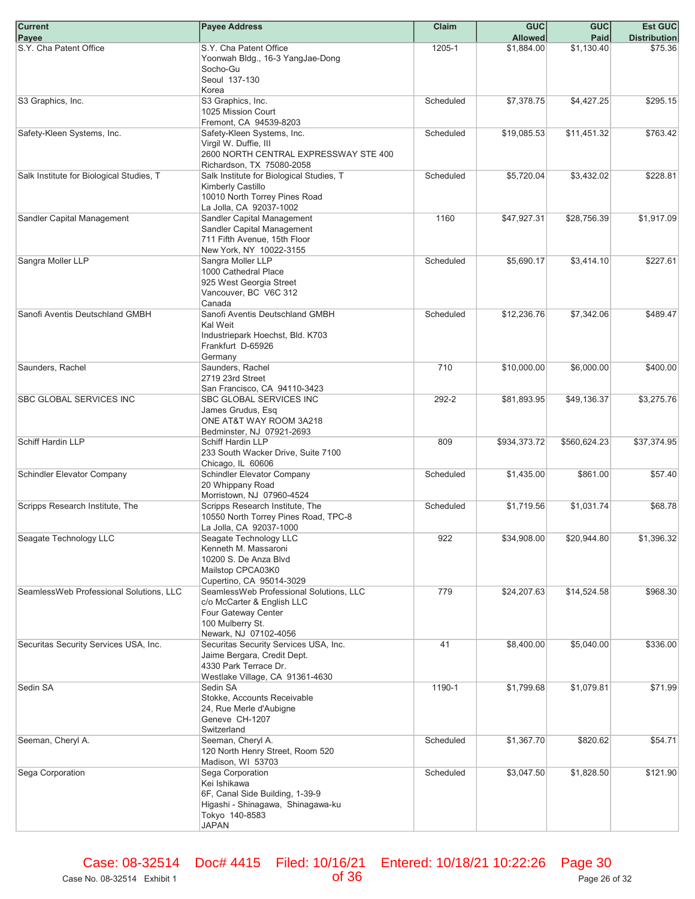| Current Payee | Payee Address | Claim | GUC Allowed | GUC Paid | Est GUC Distribution |
|---|---|---|---|---|---|
| S.Y. Cha Patent Office | S.Y. Cha Patent Office<br>Yoonwah Bldg., 16-3 YangJae-Dong<br>Socho-Gu<br>Seoul 137-130<br>Korea | 1205-1 | $1,884.00 | $1,130.40 | $75.36 |
| S3 Graphics, Inc. | S3 Graphics, Inc.<br>1025 Mission Court<br>Fremont, CA 94539-8203 | Scheduled | $7,378.75 | $4,427.25 | $295.15 |
| Safety-Kleen Systems, Inc. | Safety-Kleen Systems, Inc.<br>Virgil W. Duffie, III<br>2600 NORTH CENTRAL EXPRESSWAY STE 400<br>Richardson, TX 75080-2058 | Scheduled | $19,085.53 | $11,451.32 | $763.42 |
| Salk Institute for Biological Studies, T | Salk Institute for Biological Studies, T<br>Kimberly Castillo<br>10010 North Torrey Pines Road<br>La Jolla, CA 92037-1002 | Scheduled | $5,720.04 | $3,432.02 | $228.81 |
| Sandler Capital Management | Sandler Capital Management<br>Sandler Capital Management<br>711 Fifth Avenue, 15th Floor<br>New York, NY 10022-3155 | 1160 | $47,927.31 | $28,756.39 | $1,917.09 |
| Sangra Moller LLP | Sangra Moller LLP<br>1000 Cathedral Place<br>925 West Georgia Street<br>Vancouver, BC V6C 312<br>Canada | Scheduled | $5,690.17 | $3,414.10 | $227.61 |
| Sanofi Aventis Deutschland GMBH | Sanofi Aventis Deutschland GMBH<br>Kal Weit<br>Industriepark Hoechst, Bld. K703<br>Frankfurt D-65926<br>Germany | Scheduled | $12,236.76 | $7,342.06 | $489.47 |
| Saunders, Rachel | Saunders, Rachel<br>2719 23rd Street<br>San Francisco, CA 94110-3423 | 710 | $10,000.00 | $6,000.00 | $400.00 |
| SBC GLOBAL SERVICES INC | SBC GLOBAL SERVICES INC<br>James Grudus, Esq<br>ONE AT&T WAY ROOM 3A218<br>Bedminster, NJ 07921-2693 | 292-2 | $81,893.95 | $49,136.37 | $3,275.76 |
| Schiff Hardin LLP | Schiff Hardin LLP<br>233 South Wacker Drive, Suite 7100<br>Chicago, IL 60606 | 809 | $934,373.72 | $560,624.23 | $37,374.95 |
| Schindler Elevator Company | Schindler Elevator Company<br>20 Whippany Road<br>Morristown, NJ 07960-4524 | Scheduled | $1,435.00 | $861.00 | $57.40 |
| Scripps Research Institute, The | Scripps Research Institute, The<br>10550 North Torrey Pines Road, TPC-8<br>La Jolla, CA 92037-1000 | Scheduled | $1,719.56 | $1,031.74 | $68.78 |
| Seagate Technology LLC | Seagate Technology LLC<br>Kenneth M. Massaroni<br>10200 S. De Anza Blvd<br>Mailstop CPCA03K0<br>Cupertino, CA 95014-3029 | 922 | $34,908.00 | $20,944.80 | $1,396.32 |
| SeamlessWeb Professional Solutions, LLC | SeamlessWeb Professional Solutions, LLC<br>c/o McCarter & English LLC<br>Four Gateway Center<br>100 Mulberry St.<br>Newark, NJ 07102-4056 | 779 | $24,207.63 | $14,524.58 | $968.30 |
| Securitas Security Services USA, Inc. | Securitas Security Services USA, Inc.<br>Jaime Bergara, Credit Dept.<br>4330 Park Terrace Dr.<br>Westlake Village, CA 91361-4630 | 41 | $8,400.00 | $5,040.00 | $336.00 |
| Sedin SA | Sedin SA<br>Stokke, Accounts Receivable<br>24, Rue Merle d'Aubigne<br>Geneve CH-1207<br>Switzerland | 1190-1 | $1,799.68 | $1,079.81 | $71.99 |
| Seeman, Cheryl A. | Seeman, Cheryl A.<br>120 North Henry Street, Room 520<br>Madison, WI 53703 | Scheduled | $1,367.70 | $820.62 | $54.71 |
| Sega Corporation | Sega Corporation<br>Kei Ishikawa<br>6F, Canal Side Building, 1-39-9<br>Higashi - Shinagawa, Shinagawa-ku<br>Tokyo 140-8583<br>JAPAN | Scheduled | $3,047.50 | $1,828.50 | $121.90 |

Case: 08-32514 Doc# 4415 Filed: 10/16/21 Entered: 10/18/21 10:22:26

Case No. 08-32514 Exhibit 1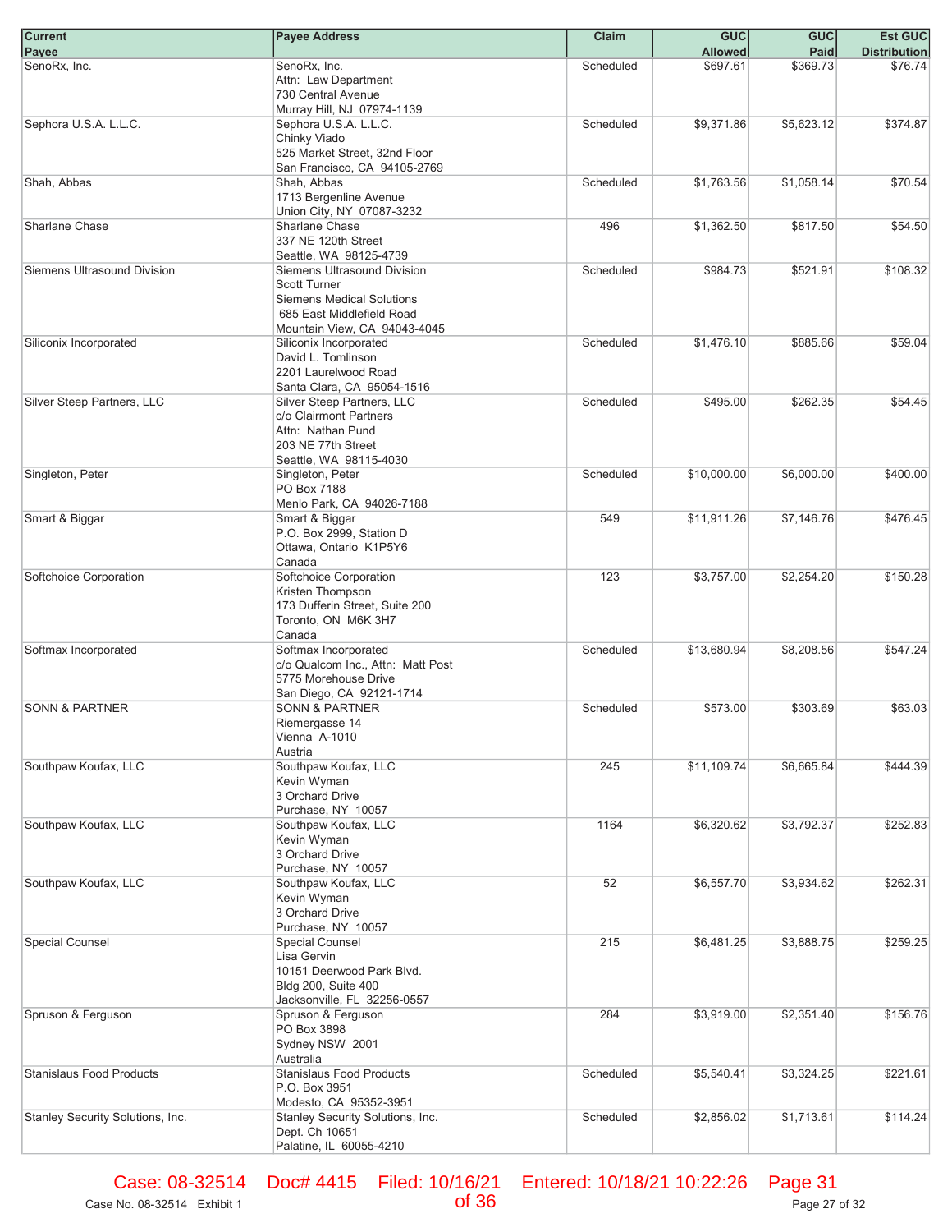| Current Payee | Payee Address | Claim | GUC Allowed | GUC Paid | Est GUC Distribution |
|---|---|---|---|---|---|
| SenoRx, Inc. | SenoRx, Inc.<br>Attn: Law Department<br>730 Central Avenue<br>Murray Hill, NJ 07974-1139 | Scheduled | $697.61 | $369.73 | $76.74 |
| Sephora U.S.A. L.L.C. | Sephora U.S.A. L.L.C.<br>Chinky Viado<br>525 Market Street, 32nd Floor<br>San Francisco, CA 94105-2769 | Scheduled | $9,371.86 | $5,623.12 | $374.87 |
| Shah, Abbas | Shah, Abbas<br>1713 Bergenline Avenue<br>Union City, NY 07087-3232 | Scheduled | $1,763.56 | $1,058.14 | $70.54 |
| Sharlane Chase | Sharlane Chase<br>337 NE 120th Street<br>Seattle, WA 98125-4739 | 496 | $1,362.50 | $817.50 | $54.50 |
| Siemens Ultrasound Division | Siemens Ultrasound Division<br>Scott Turner<br>Siemens Medical Solutions<br>685 East Middlefield Road<br>Mountain View, CA 94043-4045 | Scheduled | $984.73 | $521.91 | $108.32 |
| Siliconix Incorporated | Siliconix Incorporated<br>David L. Tomlinson<br>2201 Laurelwood Road<br>Santa Clara, CA 95054-1516 | Scheduled | $1,476.10 | $885.66 | $59.04 |
| Silver Steep Partners, LLC | Silver Steep Partners, LLC<br>c/o Clairmont Partners<br>Attn: Nathan Pund<br>203 NE 77th Street<br>Seattle, WA 98115-4030 | Scheduled | $495.00 | $262.35 | $54.45 |
| Singleton, Peter | Singleton, Peter<br>PO Box 7188<br>Menlo Park, CA 94026-7188 | Scheduled | $10,000.00 | $6,000.00 | $400.00 |
| Smart & Biggar | Smart & Biggar<br>P.O. Box 2999, Station D<br>Ottawa, Ontario K1P5Y6<br>Canada | 549 | $11,911.26 | $7,146.76 | $476.45 |
| Softchoice Corporation | Softchoice Corporation<br>Kristen Thompson<br>173 Dufferin Street, Suite 200<br>Toronto, ON M6K 3H7<br>Canada | 123 | $3,757.00 | $2,254.20 | $150.28 |
| Softmax Incorporated | Softmax Incorporated<br>c/o Qualcom Inc., Attn: Matt Post<br>5775 Morehouse Drive<br>San Diego, CA 92121-1714 | Scheduled | $13,680.94 | $8,208.56 | $547.24 |
| SONN & PARTNER | SONN & PARTNER<br>Riemergasse 14<br>Vienna A-1010<br>Austria | Scheduled | $573.00 | $303.69 | $63.03 |
| Southpaw Koufax, LLC | Southpaw Koufax, LLC<br>Kevin Wyman<br>3 Orchard Drive<br>Purchase, NY 10057 | 245 | $11,109.74 | $6,665.84 | $444.39 |
| Southpaw Koufax, LLC | Southpaw Koufax, LLC<br>Kevin Wyman<br>3 Orchard Drive<br>Purchase, NY 10057 | 1164 | $6,320.62 | $3,792.37 | $252.83 |
| Southpaw Koufax, LLC | Southpaw Koufax, LLC<br>Kevin Wyman<br>3 Orchard Drive<br>Purchase, NY 10057 | 52 | $6,557.70 | $3,934.62 | $262.31 |
| Special Counsel | Special Counsel<br>Lisa Gervin<br>10151 Deerwood Park Blvd.<br>Bldg 200, Suite 400<br>Jacksonville, FL 32256-0557 | 215 | $6,481.25 | $3,888.75 | $259.25 |
| Spruson & Ferguson | Spruson & Ferguson<br>PO Box 3898<br>Sydney NSW 2001<br>Australia | 284 | $3,919.00 | $2,351.40 | $156.76 |
| Stanislaus Food Products | Stanislaus Food Products<br>P.O. Box 3951<br>Modesto, CA 95352-3951 | Scheduled | $5,540.41 | $3,324.25 | $221.61 |
| Stanley Security Solutions, Inc. | Stanley Security Solutions, Inc.<br>Dept. Ch 10651<br>Palatine, IL 60055-4210 | Scheduled | $2,856.02 | $1,713.61 | $114.24 |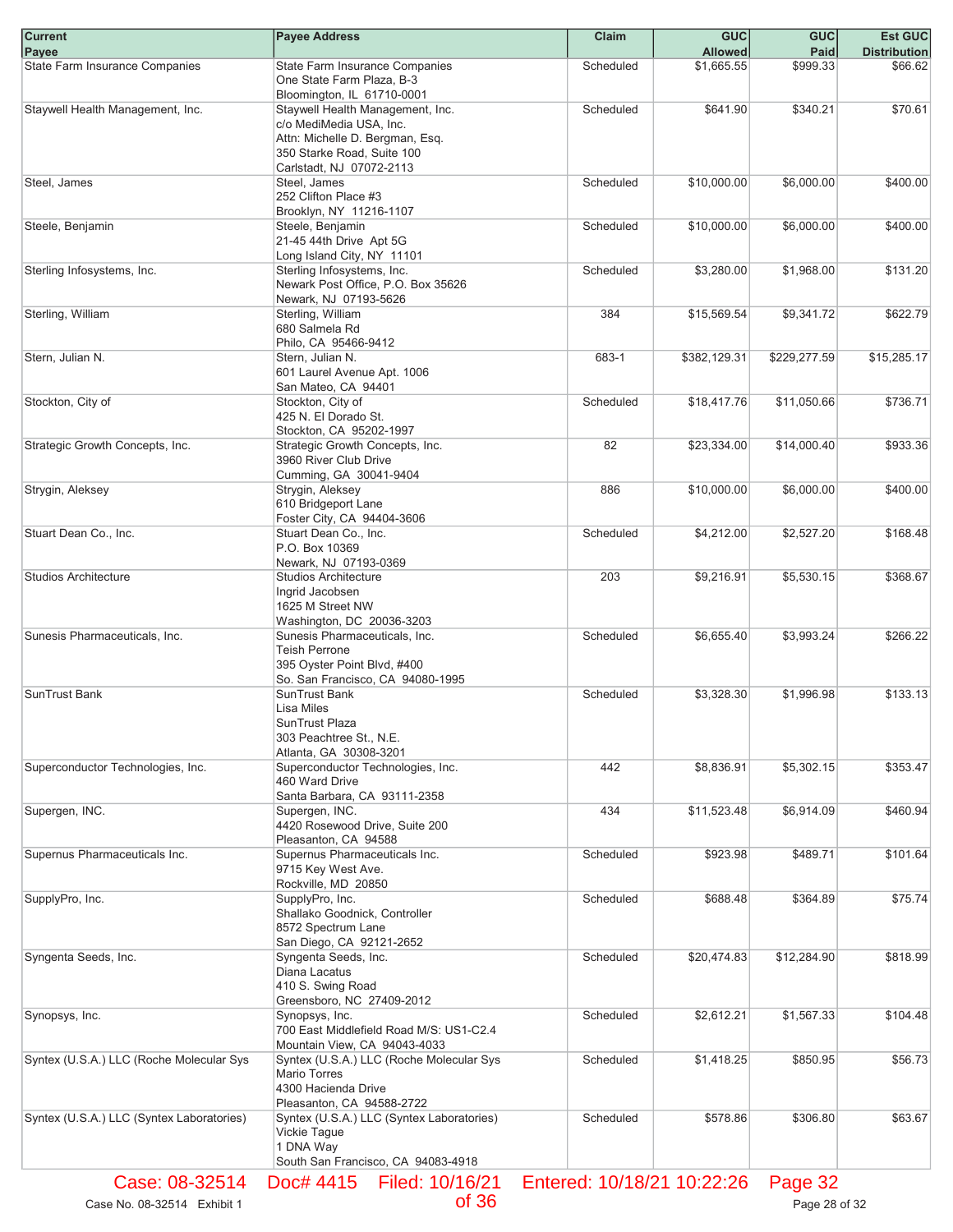| Current Payee | Payee Address | Claim | GUC Allowed | GUC Paid | Est GUC Distribution |
|---|---|---|---|---|---|
| State Farm Insurance Companies | State Farm Insurance Companies<br>One State Farm Plaza, B-3<br>Bloomington, IL 61710-0001 | Scheduled | $1,665.55 | $999.33 | $66.62 |
| Staywell Health Management, Inc. | Staywell Health Management, Inc.<br>c/o MediMedia USA, Inc.<br>Attn: Michelle D. Bergman, Esq.<br>350 Starke Road, Suite 100<br>Carlstadt, NJ 07072-2113 | Scheduled | $641.90 | $340.21 | $70.61 |
| Steel, James | Steel, James<br>252 Clifton Place #3<br>Brooklyn, NY 11216-1107 | Scheduled | $10,000.00 | $6,000.00 | $400.00 |
| Steele, Benjamin | Steele, Benjamin<br>21-45 44th Drive Apt 5G<br>Long Island City, NY 11101 | Scheduled | $10,000.00 | $6,000.00 | $400.00 |
| Sterling Infosystems, Inc. | Sterling Infosystems, Inc.<br>Newark Post Office, P.O. Box 35626<br>Newark, NJ 07193-5626 | Scheduled | $3,280.00 | $1,968.00 | $131.20 |
| Sterling, William | Sterling, William<br>680 Salmela Rd<br>Philo, CA 95466-9412 | 384 | $15,569.54 | $9,341.72 | $622.79 |
| Stern, Julian N. | Stern, Julian N.<br>601 Laurel Avenue Apt. 1006<br>San Mateo, CA 94401 | 683-1 | $382,129.31 | $229,277.59 | $15,285.17 |
| Stockton, City of | Stockton, City of<br>425 N. El Dorado St.<br>Stockton, CA 95202-1997 | Scheduled | $18,417.76 | $11,050.66 | $736.71 |
| Strategic Growth Concepts, Inc. | Strategic Growth Concepts, Inc.<br>3960 River Club Drive<br>Cumming, GA 30041-9404 | 82 | $23,334.00 | $14,000.40 | $933.36 |
| Strygin, Aleksey | Strygin, Aleksey<br>610 Bridgeport Lane<br>Foster City, CA 94404-3606 | 886 | $10,000.00 | $6,000.00 | $400.00 |
| Stuart Dean Co., Inc. | Stuart Dean Co., Inc.<br>P.O. Box 10369<br>Newark, NJ 07193-0369 | Scheduled | $4,212.00 | $2,527.20 | $168.48 |
| Studios Architecture | Studios Architecture<br>Ingrid Jacobsen<br>1625 M Street NW<br>Washington, DC 20036-3203 | 203 | $9,216.91 | $5,530.15 | $368.67 |
| Sunesis Pharmaceuticals, Inc. | Sunesis Pharmaceuticals, Inc.<br>Teish Perrone<br>395 Oyster Point Blvd, #400<br>So. San Francisco, CA 94080-1995 | Scheduled | $6,655.40 | $3,993.24 | $266.22 |
| SunTrust Bank | SunTrust Bank<br>Lisa Miles<br>SunTrust Plaza<br>303 Peachtree St., N.E.<br>Atlanta, GA 30308-3201 | Scheduled | $3,328.30 | $1,996.98 | $133.13 |
| Superconductor Technologies, Inc. | Superconductor Technologies, Inc.<br>460 Ward Drive<br>Santa Barbara, CA 93111-2358 | 442 | $8,836.91 | $5,302.15 | $353.47 |
| Supergen, INC. | Supergen, INC.<br>4420 Rosewood Drive, Suite 200<br>Pleasanton, CA 94588 | 434 | $11,523.48 | $6,914.09 | $460.94 |
| Supernus Pharmaceuticals Inc. | Supernus Pharmaceuticals Inc.<br>9715 Key West Ave.<br>Rockville, MD 20850 | Scheduled | $923.98 | $489.71 | $101.64 |
| SupplyPro, Inc. | SupplyPro, Inc.<br>Shallako Goodnick, Controller<br>8572 Spectrum Lane<br>San Diego, CA 92121-2652 | Scheduled | $688.48 | $364.89 | $75.74 |
| Syngenta Seeds, Inc. | Syngenta Seeds, Inc.<br>Diana Lacatus<br>410 S. Swing Road<br>Greensboro, NC 27409-2012 | Scheduled | $20,474.83 | $12,284.90 | $818.99 |
| Synopsys, Inc. | Synopsys, Inc.<br>700 East Middlefield Road M/S: US1-C2.4<br>Mountain View, CA 94043-4033 | Scheduled | $2,612.21 | $1,567.33 | $104.48 |
| Syntex (U.S.A.) LLC (Roche Molecular Sys | Syntex (U.S.A.) LLC (Roche Molecular Sys<br>Mario Torres<br>4300 Hacienda Drive<br>Pleasanton, CA 94588-2722 | Scheduled | $1,418.25 | $850.95 | $56.73 |
| Syntex (U.S.A.) LLC (Syntex Laboratories) | Syntex (U.S.A.) LLC (Syntex Laboratories)<br>Vickie Tague<br>1 DNA Way<br>South San Francisco, CA 94083-4918 | Scheduled | $578.86 | $306.80 | $63.67 |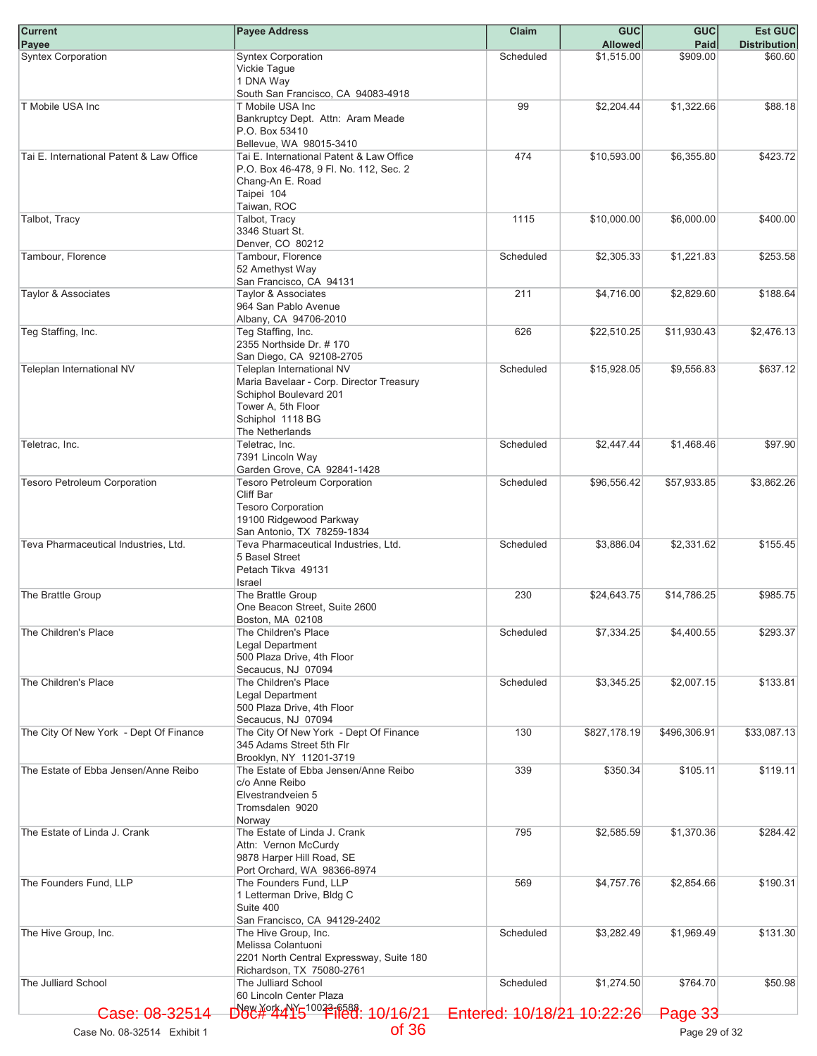| Current Payee | Payee Address | Claim | GUC Allowed | GUC Paid | Est GUC Distribution |
|---|---|---|---|---|---|
| Syntex Corporation | Syntex Corporation<br>Vickie Tague<br>1 DNA Way<br>South San Francisco, CA 94083-4918 | Scheduled | $1,515.00 | $909.00 | $60.60 |
| T Mobile USA Inc | T Mobile USA Inc<br>Bankruptcy Dept. Attn: Aram Meade<br>P.O. Box 53410<br>Bellevue, WA 98015-3410 | 99 | $2,204.44 | $1,322.66 | $88.18 |
| Tai E. International Patent & Law Office | Tai E. International Patent & Law Office<br>P.O. Box 46-478, 9 Fl. No. 112, Sec. 2<br>Chang-An E. Road<br>Taipei 104<br>Taiwan, ROC | 474 | $10,593.00 | $6,355.80 | $423.72 |
| Talbot, Tracy | Talbot, Tracy<br>3346 Stuart St.<br>Denver, CO 80212 | 1115 | $10,000.00 | $6,000.00 | $400.00 |
| Tambour, Florence | Tambour, Florence<br>52 Amethyst Way<br>San Francisco, CA 94131 | Scheduled | $2,305.33 | $1,221.83 | $253.58 |
| Taylor & Associates | Taylor & Associates<br>964 San Pablo Avenue<br>Albany, CA 94706-2010 | 211 | $4,716.00 | $2,829.60 | $188.64 |
| Teg Staffing, Inc. | Teg Staffing, Inc.<br>2355 Northside Dr. # 170<br>San Diego, CA 92108-2705 | 626 | $22,510.25 | $11,930.43 | $2,476.13 |
| Teleplan International NV | Teleplan International NV<br>Maria Bavelaar - Corp. Director Treasury<br>Schiphol Boulevard 201<br>Tower A, 5th Floor<br>Schiphol 1118 BG<br>The Netherlands | Scheduled | $15,928.05 | $9,556.83 | $637.12 |
| Teletrac, Inc. | Teletrac, Inc.<br>7391 Lincoln Way<br>Garden Grove, CA 92841-1428 | Scheduled | $2,447.44 | $1,468.46 | $97.90 |
| Tesoro Petroleum Corporation | Tesoro Petroleum Corporation<br>Cliff Bar<br>Tesoro Corporation<br>19100 Ridgewood Parkway<br>San Antonio, TX 78259-1834 | Scheduled | $96,556.42 | $57,933.85 | $3,862.26 |
| Teva Pharmaceutical Industries, Ltd. | Teva Pharmaceutical Industries, Ltd.<br>5 Basel Street<br>Petach Tikva 49131<br>Israel | Scheduled | $3,886.04 | $2,331.62 | $155.45 |
| The Brattle Group | The Brattle Group<br>One Beacon Street, Suite 2600<br>Boston, MA 02108 | 230 | $24,643.75 | $14,786.25 | $985.75 |
| The Children's Place | The Children's Place<br>Legal Department<br>500 Plaza Drive, 4th Floor<br>Secaucus, NJ 07094 | Scheduled | $7,334.25 | $4,400.55 | $293.37 |
| The Children's Place | The Children's Place<br>Legal Department<br>500 Plaza Drive, 4th Floor<br>Secaucus, NJ 07094 | Scheduled | $3,345.25 | $2,007.15 | $133.81 |
| The City Of New York - Dept Of Finance | The City Of New York - Dept Of Finance<br>345 Adams Street 5th Flr<br>Brooklyn, NY 11201-3719 | 130 | $827,178.19 | $496,306.91 | $33,087.13 |
| The Estate of Ebba Jensen/Anne Reibo | The Estate of Ebba Jensen/Anne Reibo<br>c/o Anne Reibo<br>Elvestrandveien 5<br>Tromsdalen 9020<br>Norway | 339 | $350.34 | $105.11 | $119.11 |
| The Estate of Linda J. Crank | The Estate of Linda J. Crank<br>Attn: Vernon McCurdy<br>9878 Harper Hill Road, SE<br>Port Orchard, WA 98366-8974 | 795 | $2,585.59 | $1,370.36 | $284.42 |
| The Founders Fund, LLP | The Founders Fund, LLP<br>1 Letterman Drive, Bldg C<br>Suite 400<br>San Francisco, CA 94129-2402 | 569 | $4,757.76 | $2,854.66 | $190.31 |
| The Hive Group, Inc. | The Hive Group, Inc.<br>Melissa Colantuoni<br>2201 North Central Expressway, Suite 180<br>Richardson, TX 75080-2761 | Scheduled | $3,282.49 | $1,969.49 | $131.30 |
| The Julliard School | The Julliard School<br>60 Lincoln Center Plaza<br>New York, NY 10023-6588 | Scheduled | $1,274.50 | $764.70 | $50.98 |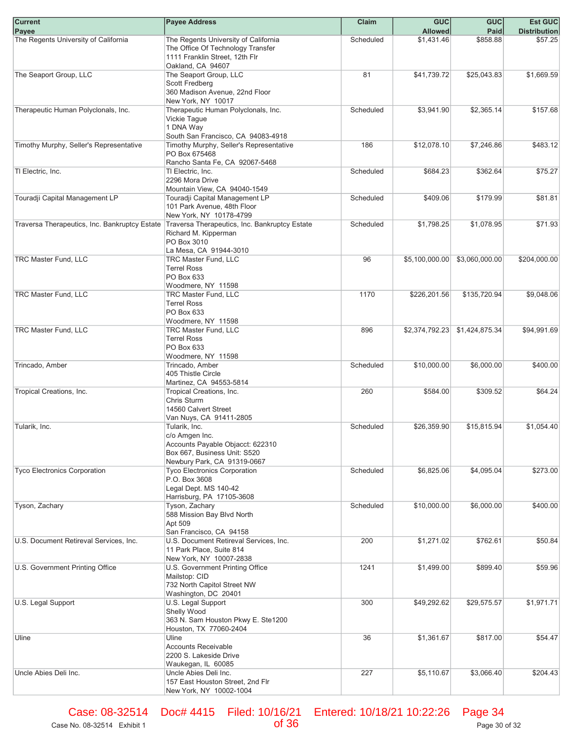| Current Payee | Payee Address | Claim | GUC Allowed | GUC Paid | Est GUC Distribution |
|---|---|---|---|---|---|
| The Regents University of California | The Regents University of California<br>The Office Of Technology Transfer<br>1111 Franklin Street, 12th Flr<br>Oakland, CA 94607 | Scheduled | $1,431.46 | $858.88 | $57.25 |
| The Seaport Group, LLC | The Seaport Group, LLC<br>Scott Fredberg<br>360 Madison Avenue, 22nd Floor<br>New York, NY 10017 | 81 | $41,739.72 | $25,043.83 | $1,669.59 |
| Therapeutic Human Polyclonals, Inc. | Therapeutic Human Polyclonals, Inc.<br>Vickie Tague<br>1 DNA Way<br>South San Francisco, CA 94083-4918 | Scheduled | $3,941.90 | $2,365.14 | $157.68 |
| Timothy Murphy, Seller's Representative | Timothy Murphy, Seller's Representative<br>PO Box 675468<br>Rancho Santa Fe, CA 92067-5468 | 186 | $12,078.10 | $7,246.86 | $483.12 |
| TI Electric, Inc. | TI Electric, Inc.<br>2296 Mora Drive<br>Mountain View, CA 94040-1549 | Scheduled | $684.23 | $362.64 | $75.27 |
| Touradji Capital Management LP | Touradji Capital Management LP<br>101 Park Avenue, 48th Floor<br>New York, NY 10178-4799 | Scheduled | $409.06 | $179.99 | $81.81 |
| Traversa Therapeutics, Inc. Bankruptcy Estate | Traversa Therapeutics, Inc. Bankruptcy Estate<br>Richard M. Kipperman<br>PO Box 3010<br>La Mesa, CA 91944-3010 | Scheduled | $1,798.25 | $1,078.95 | $71.93 |
| TRC Master Fund, LLC | TRC Master Fund, LLC<br>Terrel Ross<br>PO Box 633<br>Woodmere, NY 11598 | 96 | $5,100,000.00 | $3,060,000.00 | $204,000.00 |
| TRC Master Fund, LLC | TRC Master Fund, LLC<br>Terrel Ross<br>PO Box 633<br>Woodmere, NY 11598 | 1170 | $226,201.56 | $135,720.94 | $9,048.06 |
| TRC Master Fund, LLC | TRC Master Fund, LLC<br>Terrel Ross<br>PO Box 633<br>Woodmere, NY 11598 | 896 | $2,374,792.23 | $1,424,875.34 | $94,991.69 |
| Trincado, Amber | Trincado, Amber<br>405 Thistle Circle<br>Martinez, CA 94553-5814 | Scheduled | $10,000.00 | $6,000.00 | $400.00 |
| Tropical Creations, Inc. | Tropical Creations, Inc.<br>Chris Sturm<br>14560 Calvert Street<br>Van Nuys, CA 91411-2805 | 260 | $584.00 | $309.52 | $64.24 |
| Tularik, Inc. | Tularik, Inc.<br>c/o Amgen Inc.<br>Accounts Payable Objacct: 622310<br>Box 667, Business Unit: S520<br>Newbury Park, CA 91319-0667 | Scheduled | $26,359.90 | $15,815.94 | $1,054.40 |
| Tyco Electronics Corporation | Tyco Electronics Corporation<br>P.O. Box 3608<br>Legal Dept. MS 140-42<br>Harrisburg, PA 17105-3608 | Scheduled | $6,825.06 | $4,095.04 | $273.00 |
| Tyson, Zachary | Tyson, Zachary<br>588 Mission Bay Blvd North<br>Apt 509<br>San Francisco, CA 94158 | Scheduled | $10,000.00 | $6,000.00 | $400.00 |
| U.S. Document Retireval Services, Inc. | U.S. Document Retireval Services, Inc.<br>11 Park Place, Suite 814<br>New York, NY 10007-2838 | 200 | $1,271.02 | $762.61 | $50.84 |
| U.S. Government Printing Office | U.S. Government Printing Office<br>Mailstop: CID<br>732 North Capitol Street NW<br>Washington, DC 20401 | 1241 | $1,499.00 | $899.40 | $59.96 |
| U.S. Legal Support | U.S. Legal Support<br>Shelly Wood<br>363 N. Sam Houston Pkwy E. Ste1200<br>Houston, TX 77060-2404 | 300 | $49,292.62 | $29,575.57 | $1,971.71 |
| Uline | Uline<br>Accounts Receivable<br>2200 S. Lakeside Drive<br>Waukegan, IL 60085 | 36 | $1,361.67 | $817.00 | $54.47 |
| Uncle Abies Deli Inc. | Uncle Abies Deli Inc.<br>157 East Houston Street, 2nd Flr<br>New York, NY 10002-1004 | 227 | $5,110.67 | $3,066.40 | $204.43 |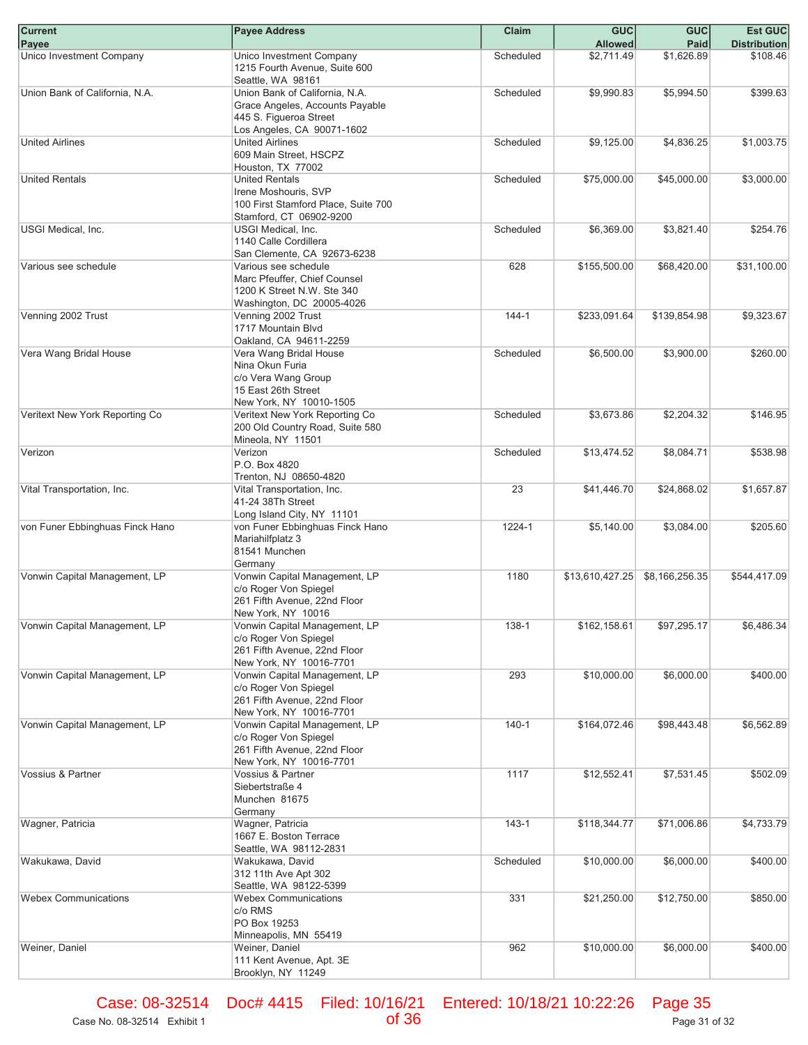| Current Payee | Payee Address | Claim | GUC Allowed | GUC Paid | Est GUC Distribution |
|---|---|---|---|---|---|
| Unico Investment Company | Unico Investment Company<br>1215 Fourth Avenue, Suite 600<br>Seattle, WA 98161 | Scheduled | $2,711.49 | $1,626.89 | $108.46 |
| Union Bank of California, N.A. | Union Bank of California, N.A.<br>Grace Angeles, Accounts Payable<br>445 S. Figueroa Street<br>Los Angeles, CA 90071-1602 | Scheduled | $9,990.83 | $5,994.50 | $399.63 |
| United Airlines | United Airlines<br>609 Main Street, HSCPZ<br>Houston, TX 77002 | Scheduled | $9,125.00 | $4,836.25 | $1,003.75 |
| United Rentals | United Rentals<br>Irene Moshouris, SVP<br>100 First Stamford Place, Suite 700<br>Stamford, CT 06902-9200 | Scheduled | $75,000.00 | $45,000.00 | $3,000.00 |
| USGI Medical, Inc. | USGI Medical, Inc.<br>1140 Calle Cordillera<br>San Clemente, CA 92673-6238 | Scheduled | $6,369.00 | $3,821.40 | $254.76 |
| Various see schedule | Various see schedule<br>Marc Pfeuffer, Chief Counsel<br>1200 K Street N.W. Ste 340<br>Washington, DC 20005-4026 | 628 | $155,500.00 | $68,420.00 | $31,100.00 |
| Venning 2002 Trust | Venning 2002 Trust<br>1717 Mountain Blvd<br>Oakland, CA 94611-2259 | 144-1 | $233,091.64 | $139,854.98 | $9,323.67 |
| Vera Wang Bridal House | Vera Wang Bridal House<br>Nina Okun Furia<br>c/o Vera Wang Group<br>15 East 26th Street<br>New York, NY 10010-1505 | Scheduled | $6,500.00 | $3,900.00 | $260.00 |
| Veritext New York Reporting Co | Veritext New York Reporting Co<br>200 Old Country Road, Suite 580<br>Mineola, NY 11501 | Scheduled | $3,673.86 | $2,204.32 | $146.95 |
| Verizon | Verizon<br>P.O. Box 4820<br>Trenton, NJ 08650-4820 | Scheduled | $13,474.52 | $8,084.71 | $538.98 |
| Vital Transportation, Inc. | Vital Transportation, Inc.<br>41-24 38Th Street<br>Long Island City, NY 11101 | 23 | $41,446.70 | $24,868.02 | $1,657.87 |
| von Funer Ebbinghuas Finck Hano | von Funer Ebbinghuas Finck Hano<br>Mariahilfplatz 3<br>81541 Munchen<br>Germany | 1224-1 | $5,140.00 | $3,084.00 | $205.60 |
| Vonwin Capital Management, LP | Vonwin Capital Management, LP<br>c/o Roger Von Spiegel<br>261 Fifth Avenue, 22nd Floor<br>New York, NY 10016 | 1180 | $13,610,427.25 | $8,166,256.35 | $544,417.09 |
| Vonwin Capital Management, LP | Vonwin Capital Management, LP<br>c/o Roger Von Spiegel<br>261 Fifth Avenue, 22nd Floor<br>New York, NY 10016-7701 | 138-1 | $162,158.61 | $97,295.17 | $6,486.34 |
| Vonwin Capital Management, LP | Vonwin Capital Management, LP<br>c/o Roger Von Spiegel<br>261 Fifth Avenue, 22nd Floor<br>New York, NY 10016-7701 | 293 | $10,000.00 | $6,000.00 | $400.00 |
| Vonwin Capital Management, LP | Vonwin Capital Management, LP<br>c/o Roger Von Spiegel<br>261 Fifth Avenue, 22nd Floor<br>New York, NY 10016-7701 | 140-1 | $164,072.46 | $98,443.48 | $6,562.89 |
| Vossius & Partner | Vossius & Partner<br>Siebertstraße 4<br>Munchen 81675<br>Germany | 1117 | $12,552.41 | $7,531.45 | $502.09 |
| Wagner, Patricia | Wagner, Patricia<br>1667 E. Boston Terrace<br>Seattle, WA 98112-2831 | 143-1 | $118,344.77 | $71,006.86 | $4,733.79 |
| Wakukawa, David | Wakukawa, David<br>312 11th Ave Apt 302<br>Seattle, WA 98122-5399 | Scheduled | $10,000.00 | $6,000.00 | $400.00 |
| Webex Communications | Webex Communications<br>c/o RMS<br>PO Box 19253<br>Minneapolis, MN 55419 | 331 | $21,250.00 | $12,750.00 | $850.00 |
| Weiner, Daniel | Weiner, Daniel<br>111 Kent Avenue, Apt. 3E<br>Brooklyn, NY 11249 | 962 | $10,000.00 | $6,000.00 | $400.00 |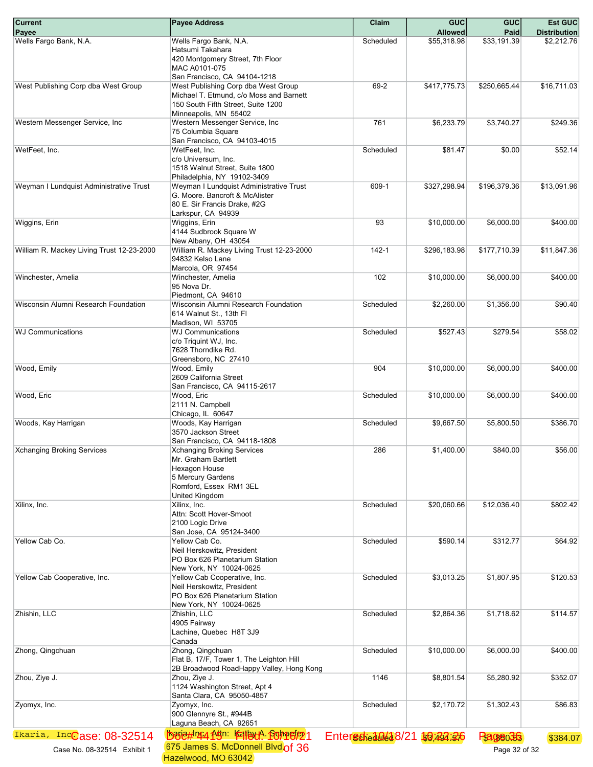| Current Payee | Payee Address | Claim | GUC Allowed | GUC Paid | Est GUC Distribution |
|---|---|---|---|---|---|
| Wells Fargo Bank, N.A. | Wells Fargo Bank, N.A.<br>Hatsumi Takahara<br>420 Montgomery Street, 7th Floor<br>MAC A0101-075<br>San Francisco, CA 94104-1218 | Scheduled | $55,318.98 | $33,191.39 | $2,212.76 |
| West Publishing Corp dba West Group | West Publishing Corp dba West Group<br>Michael T. Etmund, c/o Moss and Barnett<br>150 South Fifth Street, Suite 1200<br>Minneapolis, MN 55402 | 69-2 | $417,775.73 | $250,665.44 | $16,711.03 |
| Western Messenger Service, Inc | Western Messenger Service, Inc<br>75 Columbia Square<br>San Francisco, CA 94103-4015 | 761 | $6,233.79 | $3,740.27 | $249.36 |
| WetFeet, Inc. | WetFeet, Inc.<br>c/o Universum, Inc.<br>1518 Walnut Street, Suite 1800<br>Philadelphia, NY 19102-3409 | Scheduled | $81.47 | $0.00 | $52.14 |
| Weyman I Lundquist Administrative Trust | Weyman I Lundquist Administrative Trust<br>G. Moore. Bancroft & McAlister<br>80 E. Sir Francis Drake, #2G<br>Larkspur, CA 94939 | 609-1 | $327,298.94 | $196,379.36 | $13,091.96 |
| Wiggins, Erin | Wiggins, Erin<br>4144 Sudbrook Square W<br>New Albany, OH 43054 | 93 | $10,000.00 | $6,000.00 | $400.00 |
| William R. Mackey Living Trust 12-23-2000 | William R. Mackey Living Trust 12-23-2000<br>94832 Kelso Lane<br>Marcola, OR 97454 | 142-1 | $296,183.98 | $177,710.39 | $11,847.36 |
| Winchester, Amelia | Winchester, Amelia<br>95 Nova Dr.<br>Piedmont, CA 94610 | 102 | $10,000.00 | $6,000.00 | $400.00 |
| Wisconsin Alumni Research Foundation | Wisconsin Alumni Research Foundation<br>614 Walnut St., 13th Fl<br>Madison, WI 53705 | Scheduled | $2,260.00 | $1,356.00 | $90.40 |
| WJ Communications | WJ Communications<br>c/o Triquint WJ, Inc.<br>7628 Thorndike Rd.<br>Greensboro, NC 27410 | Scheduled | $527.43 | $279.54 | $58.02 |
| Wood, Emily | Wood, Emily<br>2609 California Street<br>San Francisco, CA 94115-2617 | 904 | $10,000.00 | $6,000.00 | $400.00 |
| Wood, Eric | Wood, Eric<br>2111 N. Campbell<br>Chicago, IL 60647 | Scheduled | $10,000.00 | $6,000.00 | $400.00 |
| Woods, Kay Harrigan | Woods, Kay Harrigan<br>3570 Jackson Street<br>San Francisco, CA 94118-1808 | Scheduled | $9,667.50 | $5,800.50 | $386.70 |
| Xchanging Broking Services | Xchanging Broking Services<br>Mr. Graham Bartlett<br>Hexagon House<br>5 Mercury Gardens<br>Romford, Essex RM1 3EL<br>United Kingdom | 286 | $1,400.00 | $840.00 | $56.00 |
| Xilinx, Inc. | Xilinx, Inc.<br>Attn: Scott Hover-Smoot<br>2100 Logic Drive<br>San Jose, CA 95124-3400 | Scheduled | $20,060.66 | $12,036.40 | $802.42 |
| Yellow Cab Co. | Yellow Cab Co.<br>Neil Herskowitz, President<br>PO Box 626 Planetarium Station<br>New York, NY 10024-0625 | Scheduled | $590.14 | $312.77 | $64.92 |
| Yellow Cab Cooperative, Inc. | Yellow Cab Cooperative, Inc.<br>Neil Herskowitz, President<br>PO Box 626 Planetarium Station<br>New York, NY 10024-0625 | Scheduled | $3,013.25 | $1,807.95 | $120.53 |
| Zhishin, LLC | Zhishin, LLC<br>4905 Fairway<br>Lachine, Quebec H8T 3J9<br>Canada | Scheduled | $2,864.36 | $1,718.62 | $114.57 |
| Zhong, Qingchuan | Zhong, Qingchuan<br>Flat B, 17/F, Tower 1, The Leighton Hill<br>2B Broadwood RoadHappy Valley, Hong Kong | Scheduled | $10,000.00 | $6,000.00 | $400.00 |
| Zhou, Ziye J. | Zhou, Ziye J.<br>1124 Washington Street, Apt 4<br>Santa Clara, CA 95050-4857 | 1146 | $8,801.54 | $5,280.92 | $352.07 |
| Zyomyx, Inc. | Zyomyx, Inc.<br>900 Glennyre St., #944B<br>Laguna Beach, CA 92651 | Scheduled | $2,170.72 | $1,302.43 | $86.83 |
| Ikaria, Inc | Ikaria, Inc. Attn: Kathy A. Schaefer<br>675 James S. McDonnell Blvd.<br>Hazelwood, MO 63042 | Scheduled | $9,494.57 | $1,880.53 | $384.07 |

Case No. 08-32514 Exhibit 1